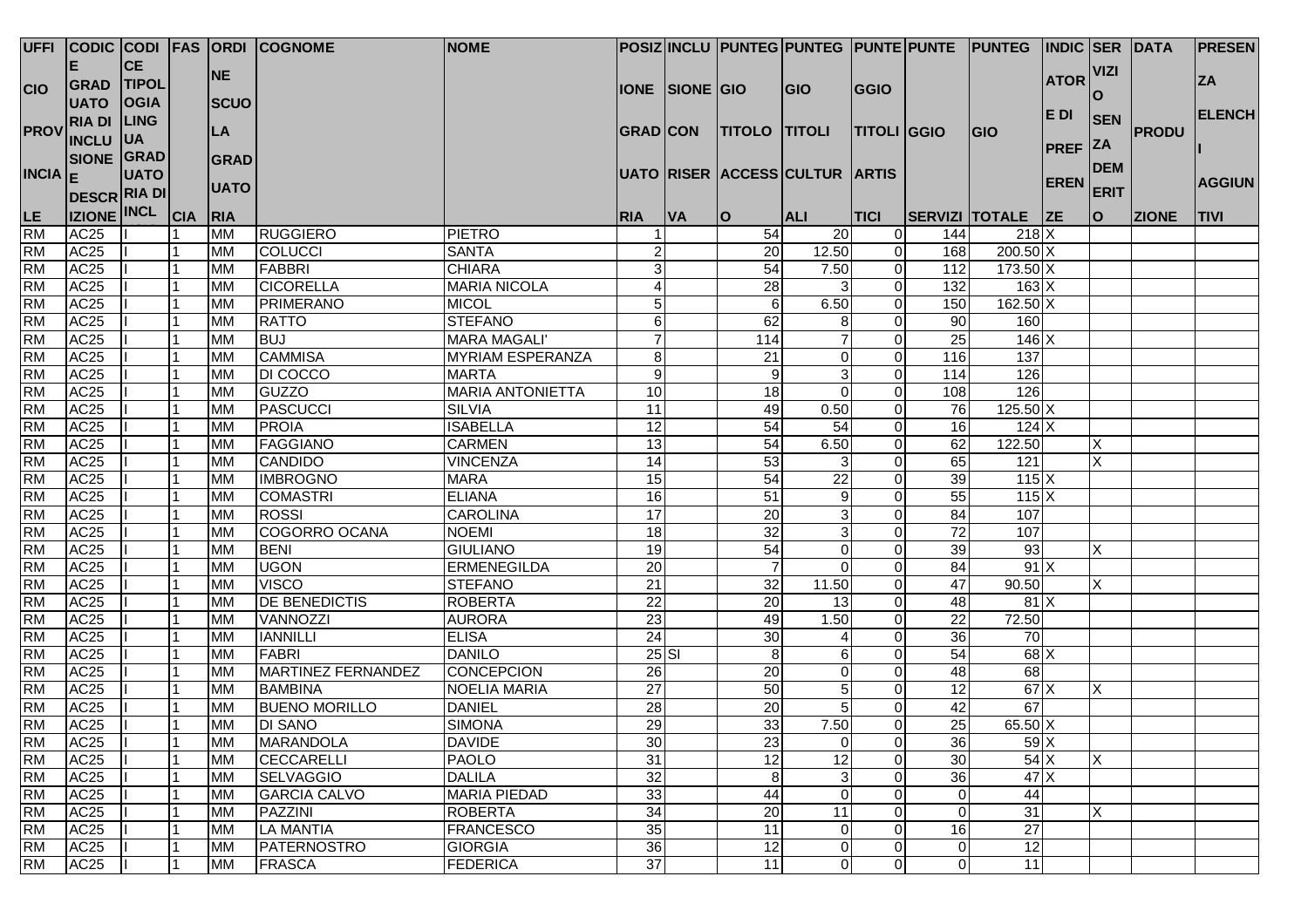| UFFICIO PROVINCIALE | CODICE GRADUATORIA DI INCLUSIONE DESCRIZIONE | CODICE TIPOLOGIA GRADUATORIA DI INCL | FASCIA | ORDINE SCUOLA GRADUATORIA | COGNOME | NOME | POSIZIONE GRADUATORIA | INCLUSIONE CON RISERVA | PUNTEGGIO TITOLO ACCESSO | PUNTEGGIO TITOLI CULTURALI | PUNTEGGIO TITOLI ARTISTICI | PUNTEGGIO SERVIZI | PUNTEGGIO TOTALE | INDICATORE DI PREFERENZE | SERVIZIO SENZA DEMERITO | DATA PRODUZIONE | PRESENZA ELENCHI AGGIUNTIVI |
|---|---|---|---|---|---|---|---|---|---|---|---|---|---|---|---|---|---|
| RM | AC25 | I | 1 | MM | RUGGIERO | PIETRO | 1 | | 54 | 20 | 0 | 144 | 218 | X | | | |
| RM | AC25 | I | 1 | MM | COLUCCI | SANTA | 2 | | 20 | 12.50 | 0 | 168 | 200.50 | X | | | |
| RM | AC25 | I | 1 | MM | FABBRI | CHIARA | 3 | | 54 | 7.50 | 0 | 112 | 173.50 | X | | | |
| RM | AC25 | I | 1 | MM | CICORELLA | MARIA NICOLA | 4 | | 28 | 3 | 0 | 132 | 163 | X | | | |
| RM | AC25 | I | 1 | MM | PRIMERANO | MICOL | 5 | | 6 | 6.50 | 0 | 150 | 162.50 | X | | | |
| RM | AC25 | I | 1 | MM | RATTO | STEFANO | 6 | | 62 | 8 | 0 | 90 | 160 | | | | |
| RM | AC25 | I | 1 | MM | BUJ | MARA MAGALI' | 7 | | 114 | 7 | 0 | 25 | 146 | X | | | |
| RM | AC25 | I | 1 | MM | CAMMISA | MYRIAM ESPERANZA | 8 | | 21 | 0 | 0 | 116 | 137 | | | | |
| RM | AC25 | I | 1 | MM | DI COCCO | MARTA | 9 | | 9 | 3 | 0 | 114 | 126 | | | | |
| RM | AC25 | I | 1 | MM | GUZZO | MARIA ANTONIETTA | 10 | | 18 | 0 | 0 | 108 | 126 | | | | |
| RM | AC25 | I | 1 | MM | PASCUCCI | SILVIA | 11 | | 49 | 0.50 | 0 | 76 | 125.50 | X | | | |
| RM | AC25 | I | 1 | MM | PROIA | ISABELLA | 12 | | 54 | 54 | 0 | 16 | 124 | X | | | |
| RM | AC25 | I | 1 | MM | FAGGIANO | CARMEN | 13 | | 54 | 6.50 | 0 | 62 | 122.50 | | X | | |
| RM | AC25 | I | 1 | MM | CANDIDO | VINCENZA | 14 | | 53 | 3 | 0 | 65 | 121 | | X | | |
| RM | AC25 | I | 1 | MM | IMBROGNO | MARA | 15 | | 54 | 22 | 0 | 39 | 115 | X | | | |
| RM | AC25 | I | 1 | MM | COMASTRI | ELIANA | 16 | | 51 | 9 | 0 | 55 | 115 | X | | | |
| RM | AC25 | I | 1 | MM | ROSSI | CAROLINA | 17 | | 20 | 3 | 0 | 84 | 107 | | | | |
| RM | AC25 | I | 1 | MM | COGORRO OCANA | NOEMI | 18 | | 32 | 3 | 0 | 72 | 107 | | | | |
| RM | AC25 | I | 1 | MM | BENI | GIULIANO | 19 | | 54 | 0 | 0 | 39 | 93 | | X | | |
| RM | AC25 | I | 1 | MM | UGON | ERMENEGILDA | 20 | | 7 | 0 | 0 | 84 | 91 | X | | | |
| RM | AC25 | I | 1 | MM | VISCO | STEFANO | 21 | | 32 | 11.50 | 0 | 47 | 90.50 | | X | | |
| RM | AC25 | I | 1 | MM | DE BENEDICTIS | ROBERTA | 22 | | 20 | 13 | 0 | 48 | 81 | X | | | |
| RM | AC25 | I | 1 | MM | VANNOZZI | AURORA | 23 | | 49 | 1.50 | 0 | 22 | 72.50 | | | | |
| RM | AC25 | I | 1 | MM | IANNILLI | ELISA | 24 | | 30 | 4 | 0 | 36 | 70 | | | | |
| RM | AC25 | I | 1 | MM | FABRI | DANILO | 25 | SI | 8 | 6 | 0 | 54 | 68 | X | | | |
| RM | AC25 | I | 1 | MM | MARTINEZ FERNANDEZ | CONCEPCION | 26 | | 20 | 0 | 0 | 48 | 68 | | | | |
| RM | AC25 | I | 1 | MM | BAMBINA | NOELIA MARIA | 27 | | 50 | 5 | 0 | 12 | 67 | X | X | | |
| RM | AC25 | I | 1 | MM | BUENO MORILLO | DANIEL | 28 | | 20 | 5 | 0 | 42 | 67 | | | | |
| RM | AC25 | I | 1 | MM | DI SANO | SIMONA | 29 | | 33 | 7.50 | 0 | 25 | 65.50 | X | | | |
| RM | AC25 | I | 1 | MM | MARANDOLA | DAVIDE | 30 | | 23 | 0 | 0 | 36 | 59 | X | | | |
| RM | AC25 | I | 1 | MM | CECCARELLI | PAOLO | 31 | | 12 | 12 | 0 | 30 | 54 | X | X | | |
| RM | AC25 | I | 1 | MM | SELVAGGIO | DALILA | 32 | | 8 | 3 | 0 | 36 | 47 | X | | | |
| RM | AC25 | I | 1 | MM | GARCIA CALVO | MARIA PIEDAD | 33 | | 44 | 0 | 0 | 0 | 44 | | | | |
| RM | AC25 | I | 1 | MM | PAZZINI | ROBERTA | 34 | | 20 | 11 | 0 | 0 | 31 | | X | | |
| RM | AC25 | I | 1 | MM | LA MANTIA | FRANCESCO | 35 | | 11 | 0 | 0 | 16 | 27 | | | | |
| RM | AC25 | I | 1 | MM | PATERNOSTRO | GIORGIA | 36 | | 12 | 0 | 0 | 0 | 12 | | | | |
| RM | AC25 | I | 1 | MM | FRASCA | FEDERICA | 37 | | 11 | 0 | 0 | 0 | 11 | | | | |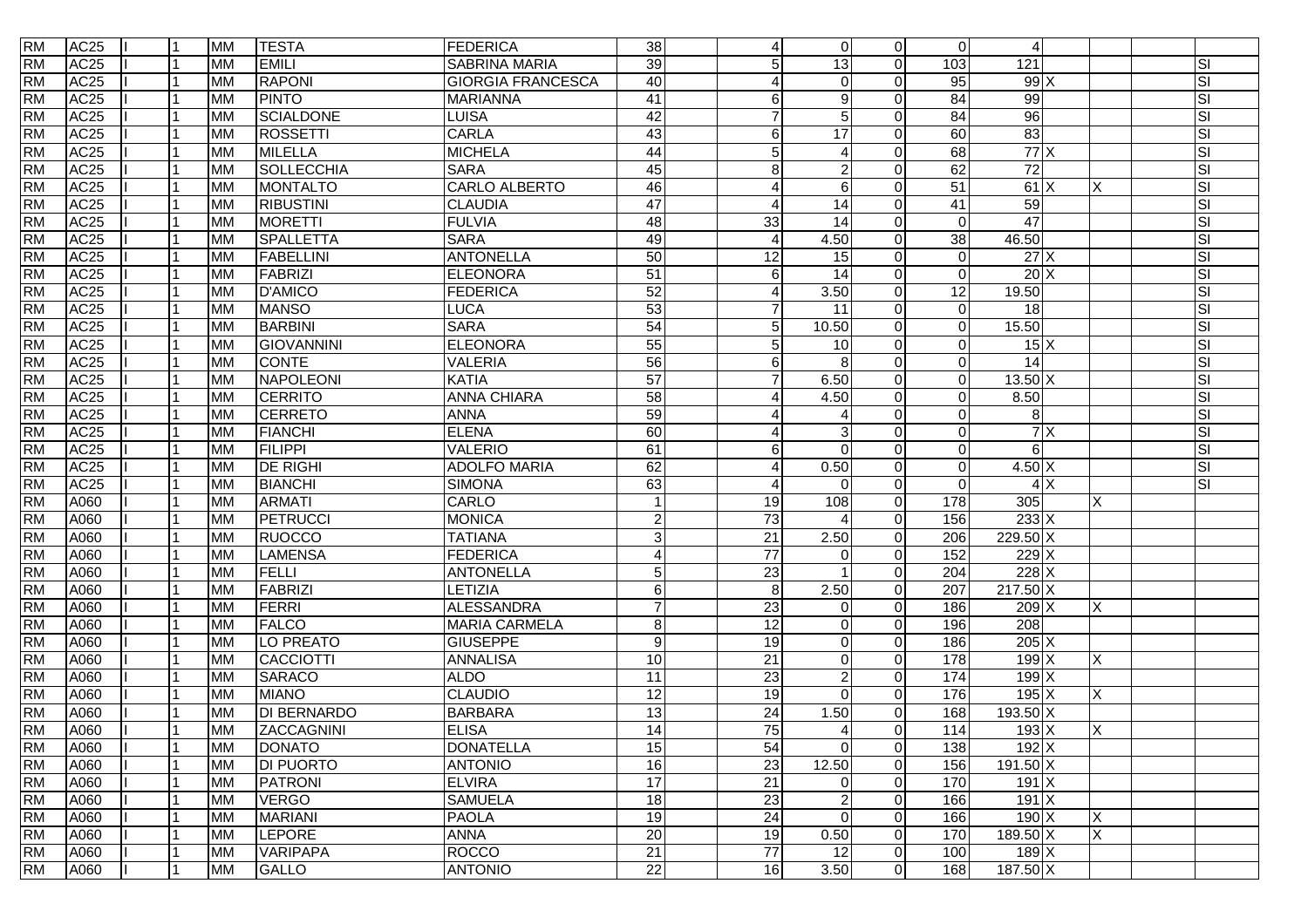| | | | | | | | | | | | | | | | | | |
|---|---|---|---|---|---|---|---|---|---|---|---|---|---|---|---|---|---|
| RM | AC25 | I | 1 | MM | TESTA | FEDERICA | 38 | | 4 | 0 | 0 | 0 | 4 | | | | |
| RM | AC25 | I | 1 | MM | EMILI | SABRINA MARIA | 39 | | 5 | 13 | 0 | 103 | 121 | | | | SI |
| RM | AC25 | I | 1 | MM | RAPONI | GIORGIA FRANCESCA | 40 | | 4 | 0 | 0 | 95 | 99 | X | | | SI |
| RM | AC25 | I | 1 | MM | PINTO | MARIANNA | 41 | | 6 | 9 | 0 | 84 | 99 | | | | SI |
| RM | AC25 | I | 1 | MM | SCIALDONE | LUISA | 42 | | 7 | 5 | 0 | 84 | 96 | | | | SI |
| RM | AC25 | I | 1 | MM | ROSSETTI | CARLA | 43 | | 6 | 17 | 0 | 60 | 83 | | | | SI |
| RM | AC25 | I | 1 | MM | MILELLA | MICHELA | 44 | | 5 | 4 | 0 | 68 | 77 | X | | | SI |
| RM | AC25 | I | 1 | MM | SOLLECCHIA | SARA | 45 | | 8 | 2 | 0 | 62 | 72 | | | | SI |
| RM | AC25 | I | 1 | MM | MONTALTO | CARLO ALBERTO | 46 | | 4 | 6 | 0 | 51 | 61 | X | X | | SI |
| RM | AC25 | I | 1 | MM | RIBUSTINI | CLAUDIA | 47 | | 4 | 14 | 0 | 41 | 59 | | | | SI |
| RM | AC25 | I | 1 | MM | MORETTI | FULVIA | 48 | | 33 | 14 | 0 | 0 | 47 | | | | SI |
| RM | AC25 | I | 1 | MM | SPALLETTA | SARA | 49 | | 4 | 4.50 | 0 | 38 | 46.50 | | | | SI |
| RM | AC25 | I | 1 | MM | FABELLINI | ANTONELLA | 50 | | 12 | 15 | 0 | 0 | 27 | X | | | SI |
| RM | AC25 | I | 1 | MM | FABRIZI | ELEONORA | 51 | | 6 | 14 | 0 | 0 | 20 | X | | | SI |
| RM | AC25 | I | 1 | MM | D'AMICO | FEDERICA | 52 | | 4 | 3.50 | 0 | 12 | 19.50 | | | | SI |
| RM | AC25 | I | 1 | MM | MANSO | LUCA | 53 | | 7 | 11 | 0 | 0 | 18 | | | | SI |
| RM | AC25 | I | 1 | MM | BARBINI | SARA | 54 | | 5 | 10.50 | 0 | 0 | 15.50 | | | | SI |
| RM | AC25 | I | 1 | MM | GIOVANNINI | ELEONORA | 55 | | 5 | 10 | 0 | 0 | 15 | X | | | SI |
| RM | AC25 | I | 1 | MM | CONTE | VALERIA | 56 | | 6 | 8 | 0 | 0 | 14 | | | | SI |
| RM | AC25 | I | 1 | MM | NAPOLEONI | KATIA | 57 | | 7 | 6.50 | 0 | 0 | 13.50 | X | | | SI |
| RM | AC25 | I | 1 | MM | CERRITO | ANNA CHIARA | 58 | | 4 | 4.50 | 0 | 0 | 8.50 | | | | SI |
| RM | AC25 | I | 1 | MM | CERRETO | ANNA | 59 | | 4 | 4 | 0 | 0 | 8 | | | | SI |
| RM | AC25 | I | 1 | MM | FIANCHI | ELENA | 60 | | 4 | 3 | 0 | 0 | 7 | X | | | SI |
| RM | AC25 | I | 1 | MM | FILIPPI | VALERIO | 61 | | 6 | 0 | 0 | 0 | 6 | | | | SI |
| RM | AC25 | I | 1 | MM | DE RIGHI | ADOLFO MARIA | 62 | | 4 | 0.50 | 0 | 0 | 4.50 | X | | | SI |
| RM | AC25 | I | 1 | MM | BIANCHI | SIMONA | 63 | | 4 | 0 | 0 | 0 | 4 | X | | | SI |
| RM | A060 | I | 1 | MM | ARMATI | CARLO | 1 | | 19 | 108 | 0 | 178 | 305 | | X | | |
| RM | A060 | I | 1 | MM | PETRUCCI | MONICA | 2 | | 73 | 4 | 0 | 156 | 233 | X | | | |
| RM | A060 | I | 1 | MM | RUOCCO | TATIANA | 3 | | 21 | 2.50 | 0 | 206 | 229.50 | X | | | |
| RM | A060 | I | 1 | MM | LAMENSA | FEDERICA | 4 | | 77 | 0 | 0 | 152 | 229 | X | | | |
| RM | A060 | I | 1 | MM | FELLI | ANTONELLA | 5 | | 23 | 1 | 0 | 204 | 228 | X | | | |
| RM | A060 | I | 1 | MM | FABRIZI | LETIZIA | 6 | | 8 | 2.50 | 0 | 207 | 217.50 | X | | | |
| RM | A060 | I | 1 | MM | FERRI | ALESSANDRA | 7 | | 23 | 0 | 0 | 186 | 209 | X | X | | |
| RM | A060 | I | 1 | MM | FALCO | MARIA CARMELA | 8 | | 12 | 0 | 0 | 196 | 208 | | | | |
| RM | A060 | I | 1 | MM | LO PREATO | GIUSEPPE | 9 | | 19 | 0 | 0 | 186 | 205 | X | | | |
| RM | A060 | I | 1 | MM | CACCIOTTI | ANNALISA | 10 | | 21 | 0 | 0 | 178 | 199 | X | X | | |
| RM | A060 | I | 1 | MM | SARACO | ALDO | 11 | | 23 | 2 | 0 | 174 | 199 | X | | | |
| RM | A060 | I | 1 | MM | MIANO | CLAUDIO | 12 | | 19 | 0 | 0 | 176 | 195 | X | X | | |
| RM | A060 | I | 1 | MM | DI BERNARDO | BARBARA | 13 | | 24 | 1.50 | 0 | 168 | 193.50 | X | | | |
| RM | A060 | I | 1 | MM | ZACCAGNINI | ELISA | 14 | | 75 | 4 | 0 | 114 | 193 | X | X | | |
| RM | A060 | I | 1 | MM | DONATO | DONATELLA | 15 | | 54 | 0 | 0 | 138 | 192 | X | | | |
| RM | A060 | I | 1 | MM | DI PUORTO | ANTONIO | 16 | | 23 | 12.50 | 0 | 156 | 191.50 | X | | | |
| RM | A060 | I | 1 | MM | PATRONI | ELVIRA | 17 | | 21 | 0 | 0 | 170 | 191 | X | | | |
| RM | A060 | I | 1 | MM | VERGO | SAMUELA | 18 | | 23 | 2 | 0 | 166 | 191 | X | | | |
| RM | A060 | I | 1 | MM | MARIANI | PAOLA | 19 | | 24 | 0 | 0 | 166 | 190 | X | X | | |
| RM | A060 | I | 1 | MM | LEPORE | ANNA | 20 | | 19 | 0.50 | 0 | 170 | 189.50 | X | X | | |
| RM | A060 | I | 1 | MM | VARIPAPA | ROCCO | 21 | | 77 | 12 | 0 | 100 | 189 | X | | | |
| RM | A060 | I | 1 | MM | GALLO | ANTONIO | 22 | | 16 | 3.50 | 0 | 168 | 187.50 | X | | | |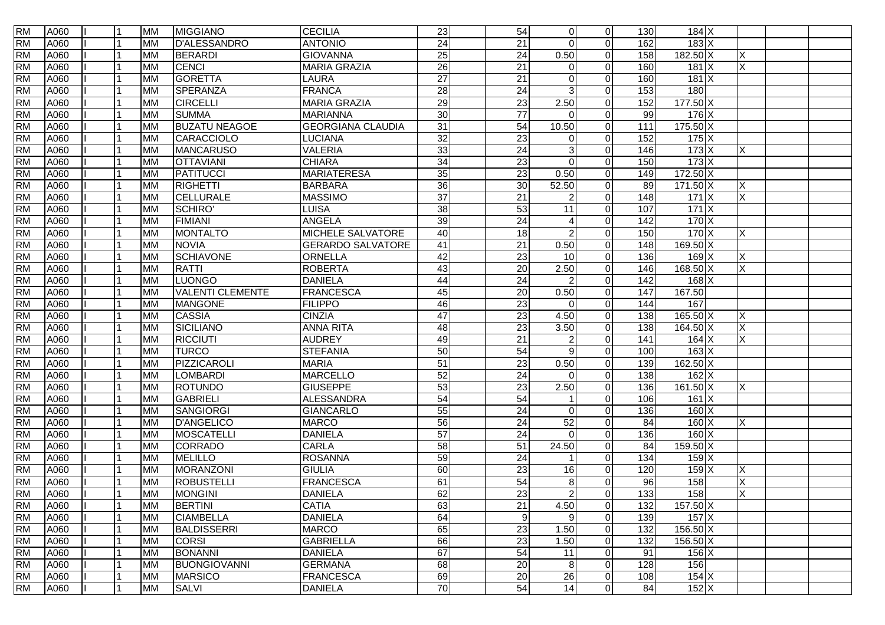| | | | | | | | | | | | | | | | | | |
|---|---|---|---|---|---|---|---|---|---|---|---|---|---|---|---|---|---|
| RM | A060 | I | 1 | MM | MIGGIANO | CECILIA | 23 | | 54 | 0 | 0 | 130 | 184 | X | | | |
| RM | A060 | I | 1 | MM | D'ALESSANDRO | ANTONIO | 24 | | 21 | 0 | 0 | 162 | 183 | X | | | |
| RM | A060 | I | 1 | MM | BERARDI | GIOVANNA | 25 | | 24 | 0.50 | 0 | 158 | 182.50 | X | X | | |
| RM | A060 | I | 1 | MM | CENCI | MARIA GRAZIA | 26 | | 21 | 0 | 0 | 160 | 181 | X | X | | |
| RM | A060 | I | 1 | MM | GORETTA | LAURA | 27 | | 21 | 0 | 0 | 160 | 181 | X | | | |
| RM | A060 | I | 1 | MM | SPERANZA | FRANCA | 28 | | 24 | 3 | 0 | 153 | 180 | | | | |
| RM | A060 | I | 1 | MM | CIRCELLI | MARIA GRAZIA | 29 | | 23 | 2.50 | 0 | 152 | 177.50 | X | | | |
| RM | A060 | I | 1 | MM | SUMMA | MARIANNA | 30 | | 77 | 0 | 0 | 99 | 176 | X | | | |
| RM | A060 | I | 1 | MM | BUZATU NEAGOE | GEORGIANA CLAUDIA | 31 | | 54 | 10.50 | 0 | 111 | 175.50 | X | | | |
| RM | A060 | I | 1 | MM | CARACCIOLO | LUCIANA | 32 | | 23 | 0 | 0 | 152 | 175 | X | | | |
| RM | A060 | I | 1 | MM | MANCARUSO | VALERIA | 33 | | 24 | 3 | 0 | 146 | 173 | X | X | | |
| RM | A060 | I | 1 | MM | OTTAVIANI | CHIARA | 34 | | 23 | 0 | 0 | 150 | 173 | X | | | |
| RM | A060 | I | 1 | MM | PATITUCCI | MARIATERESA | 35 | | 23 | 0.50 | 0 | 149 | 172.50 | X | | | |
| RM | A060 | I | 1 | MM | RIGHETTI | BARBARA | 36 | | 30 | 52.50 | 0 | 89 | 171.50 | X | X | | |
| RM | A060 | I | 1 | MM | CELLURALE | MASSIMO | 37 | | 21 | 2 | 0 | 148 | 171 | X | X | | |
| RM | A060 | I | 1 | MM | SCHIRO' | LUISA | 38 | | 53 | 11 | 0 | 107 | 171 | X | | | |
| RM | A060 | I | 1 | MM | FIMIANI | ANGELA | 39 | | 24 | 4 | 0 | 142 | 170 | X | | | |
| RM | A060 | I | 1 | MM | MONTALTO | MICHELE SALVATORE | 40 | | 18 | 2 | 0 | 150 | 170 | X | X | | |
| RM | A060 | I | 1 | MM | NOVIA | GERARDO SALVATORE | 41 | | 21 | 0.50 | 0 | 148 | 169.50 | X | | | |
| RM | A060 | I | 1 | MM | SCHIAVONE | ORNELLA | 42 | | 23 | 10 | 0 | 136 | 169 | X | X | | |
| RM | A060 | I | 1 | MM | RATTI | ROBERTA | 43 | | 20 | 2.50 | 0 | 146 | 168.50 | X | X | | |
| RM | A060 | I | 1 | MM | LUONGO | DANIELA | 44 | | 24 | 2 | 0 | 142 | 168 | X | | | |
| RM | A060 | I | 1 | MM | VALENTI CLEMENTE | FRANCESCA | 45 | | 20 | 0.50 | 0 | 147 | 167.50 | | | | |
| RM | A060 | I | 1 | MM | MANGONE | FILIPPO | 46 | | 23 | 0 | 0 | 144 | 167 | | | | |
| RM | A060 | I | 1 | MM | CASSIA | CINZIA | 47 | | 23 | 4.50 | 0 | 138 | 165.50 | X | X | | |
| RM | A060 | I | 1 | MM | SICILIANO | ANNA RITA | 48 | | 23 | 3.50 | 0 | 138 | 164.50 | X | X | | |
| RM | A060 | I | 1 | MM | RICCIUTI | AUDREY | 49 | | 21 | 2 | 0 | 141 | 164 | X | X | | |
| RM | A060 | I | 1 | MM | TURCO | STEFANIA | 50 | | 54 | 9 | 0 | 100 | 163 | X | | | |
| RM | A060 | I | 1 | MM | PIZZICAROLI | MARIA | 51 | | 23 | 0.50 | 0 | 139 | 162.50 | X | | | |
| RM | A060 | I | 1 | MM | LOMBARDI | MARCELLO | 52 | | 24 | 0 | 0 | 138 | 162 | X | | | |
| RM | A060 | I | 1 | MM | ROTUNDO | GIUSEPPE | 53 | | 23 | 2.50 | 0 | 136 | 161.50 | X | X | | |
| RM | A060 | I | 1 | MM | GABRIELI | ALESSANDRA | 54 | | 54 | 1 | 0 | 106 | 161 | X | | | |
| RM | A060 | I | 1 | MM | SANGIORGI | GIANCARLO | 55 | | 24 | 0 | 0 | 136 | 160 | X | | | |
| RM | A060 | I | 1 | MM | D'ANGELICO | MARCO | 56 | | 24 | 52 | 0 | 84 | 160 | X | X | | |
| RM | A060 | I | 1 | MM | MOSCATELLI | DANIELA | 57 | | 24 | 0 | 0 | 136 | 160 | X | | | |
| RM | A060 | I | 1 | MM | CORRADO | CARLA | 58 | | 51 | 24.50 | 0 | 84 | 159.50 | X | | | |
| RM | A060 | I | 1 | MM | MELILLO | ROSANNA | 59 | | 24 | 1 | 0 | 134 | 159 | X | | | |
| RM | A060 | I | 1 | MM | MORANZONI | GIULIA | 60 | | 23 | 16 | 0 | 120 | 159 | X | X | | |
| RM | A060 | I | 1 | MM | ROBUSTELLI | FRANCESCA | 61 | | 54 | 8 | 0 | 96 | 158 | | X | | |
| RM | A060 | I | 1 | MM | MONGINI | DANIELA | 62 | | 23 | 2 | 0 | 133 | 158 | | X | | |
| RM | A060 | I | 1 | MM | BERTINI | CATIA | 63 | | 21 | 4.50 | 0 | 132 | 157.50 | X | | | |
| RM | A060 | I | 1 | MM | CIAMBELLA | DANIELA | 64 | | 9 | 9 | 0 | 139 | 157 | X | | | |
| RM | A060 | I | 1 | MM | BALDISSERRI | MARCO | 65 | | 23 | 1.50 | 0 | 132 | 156.50 | X | | | |
| RM | A060 | I | 1 | MM | CORSI | GABRIELLA | 66 | | 23 | 1.50 | 0 | 132 | 156.50 | X | | | |
| RM | A060 | I | 1 | MM | BONANNI | DANIELA | 67 | | 54 | 11 | 0 | 91 | 156 | X | | | |
| RM | A060 | I | 1 | MM | BUONGIOVANNI | GERMANA | 68 | | 20 | 8 | 0 | 128 | 156 | | | | |
| RM | A060 | I | 1 | MM | MARSICO | FRANCESCA | 69 | | 20 | 26 | 0 | 108 | 154 | X | | | |
| RM | A060 | I | 1 | MM | SALVI | DANIELA | 70 | | 54 | 14 | 0 | 84 | 152 | X | | | |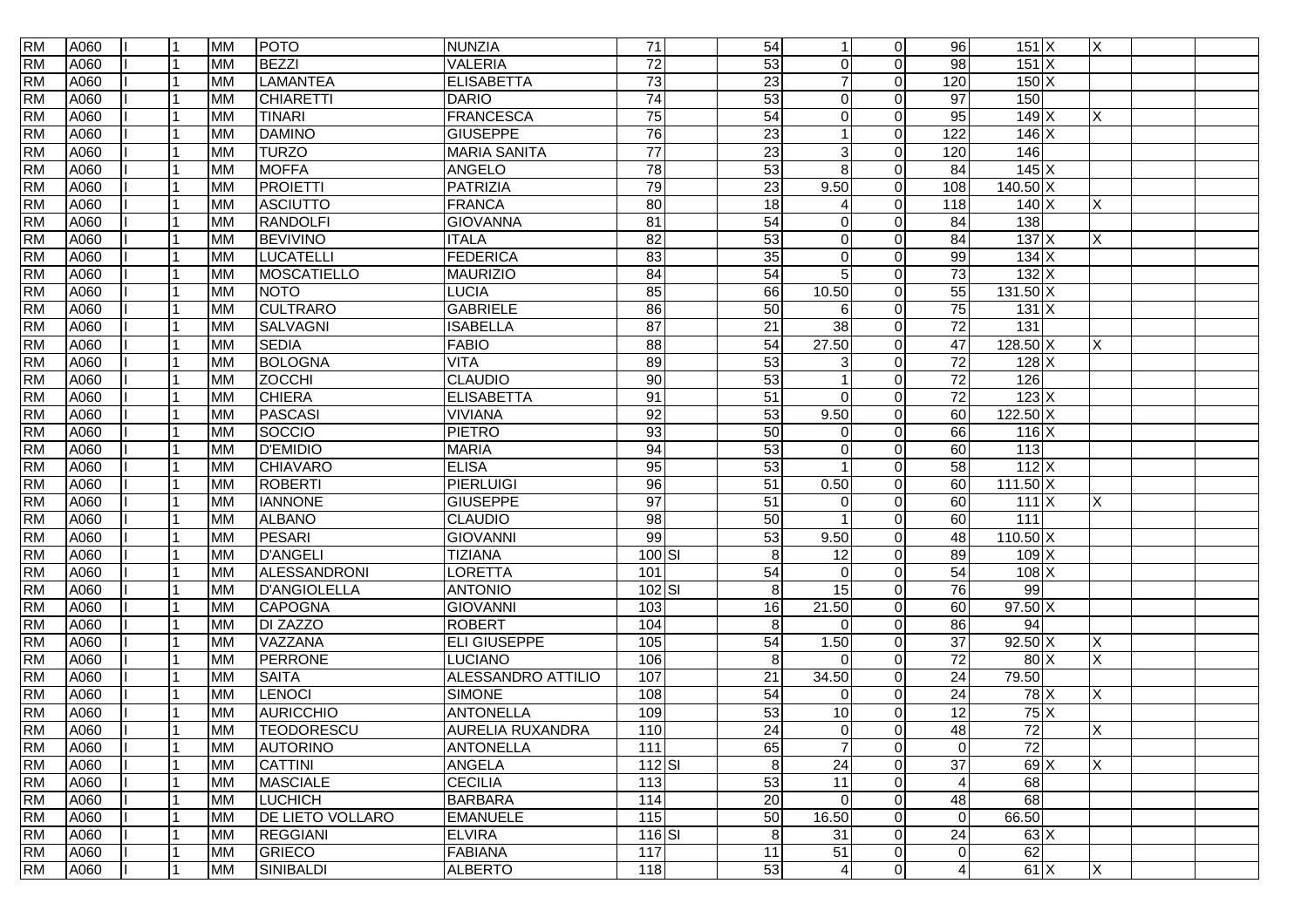| | | | | | | | | | | | | | | | | | | |
|---|---|---|---|---|---|---|---|---|---|---|---|---|---|---|---|---|---|---|
| RM | A060 | I | 1 | MM | POTO | NUNZIA | 71 | | 54 | 1 | 0 | 96 | 151 | X | X | | | |
| RM | A060 | I | 1 | MM | BEZZI | VALERIA | 72 | | 53 | 0 | 0 | 98 | 151 | X | | | | |
| RM | A060 | I | 1 | MM | LAMANTEA | ELISABETTA | 73 | | 23 | 7 | 0 | 120 | 150 | X | | | | |
| RM | A060 | I | 1 | MM | CHIARETTI | DARIO | 74 | | 53 | 0 | 0 | 97 | 150 | | | | | |
| RM | A060 | I | 1 | MM | TINARI | FRANCESCA | 75 | | 54 | 0 | 0 | 95 | 149 | X | X | | | |
| RM | A060 | I | 1 | MM | DAMINO | GIUSEPPE | 76 | | 23 | 1 | 0 | 122 | 146 | X | | | | |
| RM | A060 | I | 1 | MM | TURZO | MARIA SANITA | 77 | | 23 | 3 | 0 | 120 | 146 | | | | | |
| RM | A060 | I | 1 | MM | MOFFA | ANGELO | 78 | | 53 | 8 | 0 | 84 | 145 | X | | | | |
| RM | A060 | I | 1 | MM | PROIETTI | PATRIZIA | 79 | | 23 | 9.50 | 0 | 108 | 140.50 | X | | | | |
| RM | A060 | I | 1 | MM | ASCIUTTO | FRANCA | 80 | | 18 | 4 | 0 | 118 | 140 | X | X | | | |
| RM | A060 | I | 1 | MM | RANDOLFI | GIOVANNA | 81 | | 54 | 0 | 0 | 84 | 138 | | | | | |
| RM | A060 | I | 1 | MM | BEVIVINO | ITALA | 82 | | 53 | 0 | 0 | 84 | 137 | X | X | | | |
| RM | A060 | I | 1 | MM | LUCATELLI | FEDERICA | 83 | | 35 | 0 | 0 | 99 | 134 | X | | | | |
| RM | A060 | I | 1 | MM | MOSCATIELLO | MAURIZIO | 84 | | 54 | 5 | 0 | 73 | 132 | X | | | | |
| RM | A060 | I | 1 | MM | NOTO | LUCIA | 85 | | 66 | 10.50 | 0 | 55 | 131.50 | X | | | | |
| RM | A060 | I | 1 | MM | CULTRARO | GABRIELE | 86 | | 50 | 6 | 0 | 75 | 131 | X | | | | |
| RM | A060 | I | 1 | MM | SALVAGNI | ISABELLA | 87 | | 21 | 38 | 0 | 72 | 131 | | | | | |
| RM | A060 | I | 1 | MM | SEDIA | FABIO | 88 | | 54 | 27.50 | 0 | 47 | 128.50 | X | X | | | |
| RM | A060 | I | 1 | MM | BOLOGNA | VITA | 89 | | 53 | 3 | 0 | 72 | 128 | X | | | | |
| RM | A060 | I | 1 | MM | ZOCCHI | CLAUDIO | 90 | | 53 | 1 | 0 | 72 | 126 | | | | | |
| RM | A060 | I | 1 | MM | CHIERA | ELISABETTA | 91 | | 51 | 0 | 0 | 72 | 123 | X | | | | |
| RM | A060 | I | 1 | MM | PASCASI | VIVIANA | 92 | | 53 | 9.50 | 0 | 60 | 122.50 | X | | | | |
| RM | A060 | I | 1 | MM | SOCCIO | PIETRO | 93 | | 50 | 0 | 0 | 66 | 116 | X | | | | |
| RM | A060 | I | 1 | MM | D'EMIDIO | MARIA | 94 | | 53 | 0 | 0 | 60 | 113 | | | | | |
| RM | A060 | I | 1 | MM | CHIAVARO | ELISA | 95 | | 53 | 1 | 0 | 58 | 112 | X | | | | |
| RM | A060 | I | 1 | MM | ROBERTI | PIERLUIGI | 96 | | 51 | 0.50 | 0 | 60 | 111.50 | X | | | | |
| RM | A060 | I | 1 | MM | IANNONE | GIUSEPPE | 97 | | 51 | 0 | 0 | 60 | 111 | X | X | | | |
| RM | A060 | I | 1 | MM | ALBANO | CLAUDIO | 98 | | 50 | 1 | 0 | 60 | 111 | | | | | |
| RM | A060 | I | 1 | MM | PESARI | GIOVANNI | 99 | | 53 | 9.50 | 0 | 48 | 110.50 | X | | | | |
| RM | A060 | I | 1 | MM | D'ANGELI | TIZIANA | 100 | SI | 8 | 12 | 0 | 89 | 109 | X | | | | |
| RM | A060 | I | 1 | MM | ALESSANDRONI | LORETTA | 101 | | 54 | 0 | 0 | 54 | 108 | X | | | | |
| RM | A060 | I | 1 | MM | D'ANGIOLELLA | ANTONIO | 102 | SI | 8 | 15 | 0 | 76 | 99 | | | | | |
| RM | A060 | I | 1 | MM | CAPOGNA | GIOVANNI | 103 | | 16 | 21.50 | 0 | 60 | 97.50 | X | | | | |
| RM | A060 | I | 1 | MM | DI ZAZZO | ROBERT | 104 | | 8 | 0 | 0 | 86 | 94 | | | | | |
| RM | A060 | I | 1 | MM | VAZZANA | ELI GIUSEPPE | 105 | | 54 | 1.50 | 0 | 37 | 92.50 | X | X | | | |
| RM | A060 | I | 1 | MM | PERRONE | LUCIANO | 106 | | 8 | 0 | 0 | 72 | 80 | X | X | | | |
| RM | A060 | I | 1 | MM | SAITA | ALESSANDRO ATTILIO | 107 | | 21 | 34.50 | 0 | 24 | 79.50 | | | | | |
| RM | A060 | I | 1 | MM | LENOCI | SIMONE | 108 | | 54 | 0 | 0 | 24 | 78 | X | X | | | |
| RM | A060 | I | 1 | MM | AURICCHIO | ANTONELLA | 109 | | 53 | 10 | 0 | 12 | 75 | X | | | | |
| RM | A060 | I | 1 | MM | TEODORESCU | AURELIA RUXANDRA | 110 | | 24 | 0 | 0 | 48 | 72 | | X | | | |
| RM | A060 | I | 1 | MM | AUTORINO | ANTONELLA | 111 | | 65 | 7 | 0 | 0 | 72 | | | | | |
| RM | A060 | I | 1 | MM | CATTINI | ANGELA | 112 | SI | 8 | 24 | 0 | 37 | 69 | X | X | | | |
| RM | A060 | I | 1 | MM | MASCIALE | CECILIA | 113 | | 53 | 11 | 0 | 4 | 68 | | | | | |
| RM | A060 | I | 1 | MM | LUCHICH | BARBARA | 114 | | 20 | 0 | 0 | 48 | 68 | | | | | |
| RM | A060 | I | 1 | MM | DE LIETO VOLLARO | EMANUELE | 115 | | 50 | 16.50 | 0 | 0 | 66.50 | | | | | |
| RM | A060 | I | 1 | MM | REGGIANI | ELVIRA | 116 | SI | 8 | 31 | 0 | 24 | 63 | X | | | | |
| RM | A060 | I | 1 | MM | GRIECO | FABIANA | 117 | | 11 | 51 | 0 | 0 | 62 | | | | | |
| RM | A060 | I | 1 | MM | SINIBALDI | ALBERTO | 118 | | 53 | 4 | 0 | 4 | 61 | X | X | | | |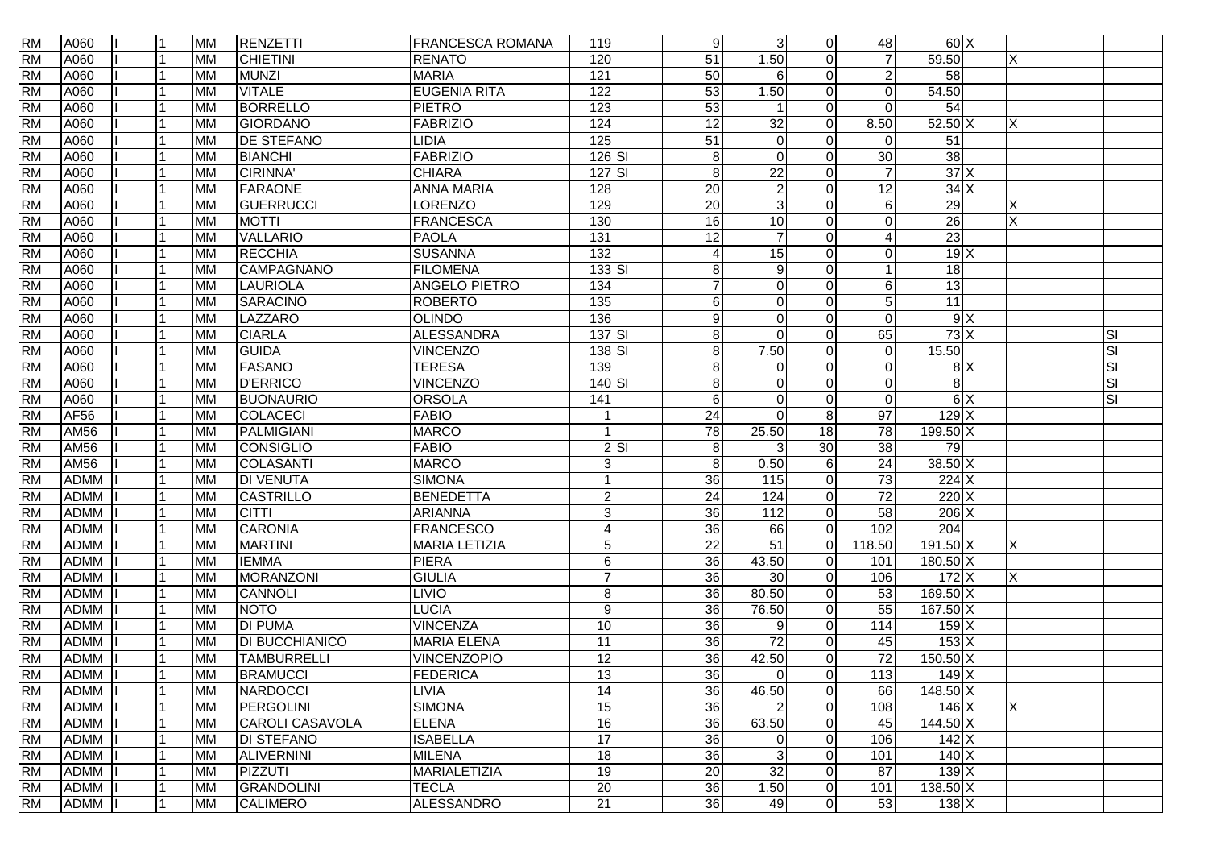| | | | | | | | | | | | | | | | | | |
|---|---|---|---|---|---|---|---|---|---|---|---|---|---|---|---|---|---|
| RM | A060 | II | 1 | MM | RENZETTI | FRANCESCA ROMANA | 119 | | 9 | 3 | 0 | 48 | 60 | X | | | |
| RM | A060 | II | 1 | MM | CHIETINI | RENATO | 120 | | 51 | 1.50 | 0 | 7 | 59.50 | | X | | |
| RM | A060 | II | 1 | MM | MUNZI | MARIA | 121 | | 50 | 6 | 0 | 2 | 58 | | | | |
| RM | A060 | II | 1 | MM | VITALE | EUGENIA RITA | 122 | | 53 | 1.50 | 0 | 0 | 54.50 | | | | |
| RM | A060 | II | 1 | MM | BORRELLO | PIETRO | 123 | | 53 | 1 | 0 | 0 | 54 | | | | |
| RM | A060 | II | 1 | MM | GIORDANO | FABRIZIO | 124 | | 12 | 32 | 0 | 8.50 | 52.50 | X | X | | |
| RM | A060 | II | 1 | MM | DE STEFANO | LIDIA | 125 | | 51 | 0 | 0 | 0 | 51 | | | | |
| RM | A060 | II | 1 | MM | BIANCHI | FABRIZIO | 126 | SI | 8 | 0 | 0 | 30 | 38 | | | | |
| RM | A060 | II | 1 | MM | CIRINNA' | CHIARA | 127 | SI | 8 | 22 | 0 | 7 | 37 | X | | | |
| RM | A060 | II | 1 | MM | FARAONE | ANNA MARIA | 128 | | 20 | 2 | 0 | 12 | 34 | X | | | |
| RM | A060 | II | 1 | MM | GUERRUCCI | LORENZO | 129 | | 20 | 3 | 0 | 6 | 29 | | X | | |
| RM | A060 | II | 1 | MM | MOTTI | FRANCESCA | 130 | | 16 | 10 | 0 | 0 | 26 | | X | | |
| RM | A060 | II | 1 | MM | VALLARIO | PAOLA | 131 | | 12 | 7 | 0 | 4 | 23 | | | | |
| RM | A060 | II | 1 | MM | RECCHIA | SUSANNA | 132 | | 4 | 15 | 0 | 0 | 19 | X | | | |
| RM | A060 | II | 1 | MM | CAMPAGNANO | FILOMENA | 133 | SI | 8 | 9 | 0 | 1 | 18 | | | | |
| RM | A060 | II | 1 | MM | LAURIOLA | ANGELO PIETRO | 134 | | 7 | 0 | 0 | 6 | 13 | | | | |
| RM | A060 | II | 1 | MM | SARACINO | ROBERTO | 135 | | 6 | 0 | 0 | 5 | 11 | | | | |
| RM | A060 | II | 1 | MM | LAZZARO | OLINDO | 136 | | 9 | 0 | 0 | 0 | 9 | X | | | |
| RM | A060 | II | 1 | MM | CIARLA | ALESSANDRA | 137 | SI | 8 | 0 | 0 | 65 | 73 | X | | | SI |
| RM | A060 | II | 1 | MM | GUIDA | VINCENZO | 138 | SI | 8 | 7.50 | 0 | 0 | 15.50 | | | | SI |
| RM | A060 | II | 1 | MM | FASANO | TERESA | 139 | | 8 | 0 | 0 | 0 | 8 | X | | | SI |
| RM | A060 | II | 1 | MM | D'ERRICO | VINCENZO | 140 | SI | 8 | 0 | 0 | 0 | 8 | | | | SI |
| RM | A060 | II | 1 | MM | BUONAURIO | ORSOLA | 141 | | 6 | 0 | 0 | 0 | 6 | X | | | SI |
| RM | AF56 | II | 1 | MM | COLACECI | FABIO | 1 | | 24 | 0 | 8 | 97 | 129 | X | | | |
| RM | AM56 | II | 1 | MM | PALMIGIANI | MARCO | 1 | | 78 | 25.50 | 18 | 78 | 199.50 | X | | | |
| RM | AM56 | II | 1 | MM | CONSIGLIO | FABIO | 2 | SI | 8 | 3 | 30 | 38 | 79 | | | | |
| RM | AM56 | II | 1 | MM | COLASANTI | MARCO | 3 | | 8 | 0.50 | 6 | 24 | 38.50 | X | | | |
| RM | ADMM | II | 1 | MM | DI VENUTA | SIMONA | 1 | | 36 | 115 | 0 | 73 | 224 | X | | | |
| RM | ADMM | II | 1 | MM | CASTRILLO | BENEDETTA | 2 | | 24 | 124 | 0 | 72 | 220 | X | | | |
| RM | ADMM | II | 1 | MM | CITTI | ARIANNA | 3 | | 36 | 112 | 0 | 58 | 206 | X | | | |
| RM | ADMM | II | 1 | MM | CARONIA | FRANCESCO | 4 | | 36 | 66 | 0 | 102 | 204 | | | | |
| RM | ADMM | II | 1 | MM | MARTINI | MARIA LETIZIA | 5 | | 22 | 51 | 0 | 118.50 | 191.50 | X | X | | |
| RM | ADMM | II | 1 | MM | IEMMA | PIERA | 6 | | 36 | 43.50 | 0 | 101 | 180.50 | X | | | |
| RM | ADMM | II | 1 | MM | MORANZONI | GIULIA | 7 | | 36 | 30 | 0 | 106 | 172 | X | X | | |
| RM | ADMM | II | 1 | MM | CANNOLI | LIVIO | 8 | | 36 | 80.50 | 0 | 53 | 169.50 | X | | | |
| RM | ADMM | II | 1 | MM | NOTO | LUCIA | 9 | | 36 | 76.50 | 0 | 55 | 167.50 | X | | | |
| RM | ADMM | II | 1 | MM | DI PUMA | VINCENZA | 10 | | 36 | 9 | 0 | 114 | 159 | X | | | |
| RM | ADMM | II | 1 | MM | DI BUCCHIANICO | MARIA ELENA | 11 | | 36 | 72 | 0 | 45 | 153 | X | | | |
| RM | ADMM | II | 1 | MM | TAMBURRELLI | VINCENZOPIO | 12 | | 36 | 42.50 | 0 | 72 | 150.50 | X | | | |
| RM | ADMM | II | 1 | MM | BRAMUCCI | FEDERICA | 13 | | 36 | 0 | 0 | 113 | 149 | X | | | |
| RM | ADMM | II | 1 | MM | NARDOCCI | LIVIA | 14 | | 36 | 46.50 | 0 | 66 | 148.50 | X | | | |
| RM | ADMM | II | 1 | MM | PERGOLINI | SIMONA | 15 | | 36 | 2 | 0 | 108 | 146 | X | X | | |
| RM | ADMM | II | 1 | MM | CAROLI CASAVOLA | ELENA | 16 | | 36 | 63.50 | 0 | 45 | 144.50 | X | | | |
| RM | ADMM | II | 1 | MM | DI STEFANO | ISABELLA | 17 | | 36 | 0 | 0 | 106 | 142 | X | | | |
| RM | ADMM | II | 1 | MM | ALIVERNINI | MILENA | 18 | | 36 | 3 | 0 | 101 | 140 | X | | | |
| RM | ADMM | II | 1 | MM | PIZZUTI | MARIALETIZIA | 19 | | 20 | 32 | 0 | 87 | 139 | X | | | |
| RM | ADMM | II | 1 | MM | GRANDOLINI | TECLA | 20 | | 36 | 1.50 | 0 | 101 | 138.50 | X | | | |
| RM | ADMM | II | 1 | MM | CALIMERO | ALESSANDRO | 21 | | 36 | 49 | 0 | 53 | 138 | X | | | |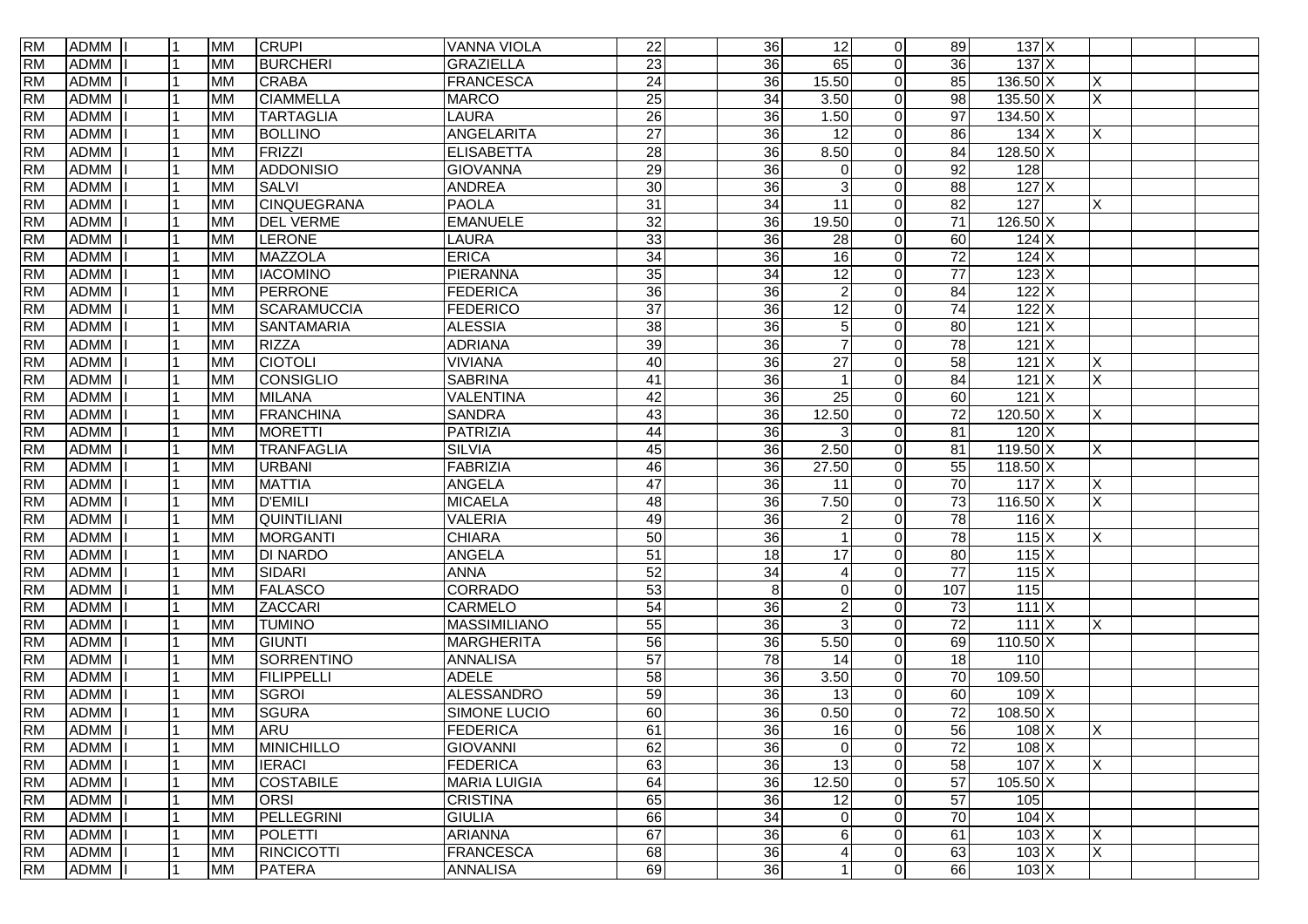| | | | | | | | | | | | | | | | | | |
|---|---|---|---|---|---|---|---|---|---|---|---|---|---|---|---|---|---|
| RM | ADMM | I | 1 | MM | CRUPI | VANNA VIOLA | 22 | | 36 | 12 | 0 | 89 | 137 | X | | | |
| RM | ADMM | I | 1 | MM | BURCHERI | GRAZIELLA | 23 | | 36 | 65 | 0 | 36 | 137 | X | | | |
| RM | ADMM | I | 1 | MM | CRABA | FRANCESCA | 24 | | 36 | 15.50 | 0 | 85 | 136.50 | X | X | | |
| RM | ADMM | I | 1 | MM | CIAMMELLA | MARCO | 25 | | 34 | 3.50 | 0 | 98 | 135.50 | X | X | | |
| RM | ADMM | I | 1 | MM | TARTAGLIA | LAURA | 26 | | 36 | 1.50 | 0 | 97 | 134.50 | X | | | |
| RM | ADMM | I | 1 | MM | BOLLINO | ANGELARITA | 27 | | 36 | 12 | 0 | 86 | 134 | X | X | | |
| RM | ADMM | I | 1 | MM | FRIZZI | ELISABETTA | 28 | | 36 | 8.50 | 0 | 84 | 128.50 | X | | | |
| RM | ADMM | I | 1 | MM | ADDONISIO | GIOVANNA | 29 | | 36 | 0 | 0 | 92 | 128 | | | | |
| RM | ADMM | I | 1 | MM | SALVI | ANDREA | 30 | | 36 | 3 | 0 | 88 | 127 | X | | | |
| RM | ADMM | I | 1 | MM | CINQUEGRANA | PAOLA | 31 | | 34 | 11 | 0 | 82 | 127 | | X | | |
| RM | ADMM | I | 1 | MM | DEL VERME | EMANUELE | 32 | | 36 | 19.50 | 0 | 71 | 126.50 | X | | | |
| RM | ADMM | I | 1 | MM | LERONE | LAURA | 33 | | 36 | 28 | 0 | 60 | 124 | X | | | |
| RM | ADMM | I | 1 | MM | MAZZOLA | ERICA | 34 | | 36 | 16 | 0 | 72 | 124 | X | | | |
| RM | ADMM | I | 1 | MM | IACOMINO | PIERANNA | 35 | | 34 | 12 | 0 | 77 | 123 | X | | | |
| RM | ADMM | I | 1 | MM | PERRONE | FEDERICA | 36 | | 36 | 2 | 0 | 84 | 122 | X | | | |
| RM | ADMM | I | 1 | MM | SCARAMUCCIA | FEDERICO | 37 | | 36 | 12 | 0 | 74 | 122 | X | | | |
| RM | ADMM | I | 1 | MM | SANTAMARIA | ALESSIA | 38 | | 36 | 5 | 0 | 80 | 121 | X | | | |
| RM | ADMM | I | 1 | MM | RIZZA | ADRIANA | 39 | | 36 | 7 | 0 | 78 | 121 | X | | | |
| RM | ADMM | I | 1 | MM | CIOTOLI | VIVIANA | 40 | | 36 | 27 | 0 | 58 | 121 | X | X | | |
| RM | ADMM | I | 1 | MM | CONSIGLIO | SABRINA | 41 | | 36 | 1 | 0 | 84 | 121 | X | X | | |
| RM | ADMM | I | 1 | MM | MILANA | VALENTINA | 42 | | 36 | 25 | 0 | 60 | 121 | X | | | |
| RM | ADMM | I | 1 | MM | FRANCHINA | SANDRA | 43 | | 36 | 12.50 | 0 | 72 | 120.50 | X | X | | |
| RM | ADMM | I | 1 | MM | MORETTI | PATRIZIA | 44 | | 36 | 3 | 0 | 81 | 120 | X | | | |
| RM | ADMM | I | 1 | MM | TRANFAGLIA | SILVIA | 45 | | 36 | 2.50 | 0 | 81 | 119.50 | X | X | | |
| RM | ADMM | I | 1 | MM | URBANI | FABRIZIA | 46 | | 36 | 27.50 | 0 | 55 | 118.50 | X | | | |
| RM | ADMM | I | 1 | MM | MATTIA | ANGELA | 47 | | 36 | 11 | 0 | 70 | 117 | X | X | | |
| RM | ADMM | I | 1 | MM | D'EMILI | MICAELA | 48 | | 36 | 7.50 | 0 | 73 | 116.50 | X | X | | |
| RM | ADMM | I | 1 | MM | QUINTILIANI | VALERIA | 49 | | 36 | 2 | 0 | 78 | 116 | X | | | |
| RM | ADMM | I | 1 | MM | MORGANTI | CHIARA | 50 | | 36 | 1 | 0 | 78 | 115 | X | X | | |
| RM | ADMM | I | 1 | MM | DI NARDO | ANGELA | 51 | | 18 | 17 | 0 | 80 | 115 | X | | | |
| RM | ADMM | I | 1 | MM | SIDARI | ANNA | 52 | | 34 | 4 | 0 | 77 | 115 | X | | | |
| RM | ADMM | I | 1 | MM | FALASCO | CORRADO | 53 | | 8 | 0 | 0 | 107 | 115 | | | | |
| RM | ADMM | I | 1 | MM | ZACCARI | CARMELO | 54 | | 36 | 2 | 0 | 73 | 111 | X | | | |
| RM | ADMM | I | 1 | MM | TUMINO | MASSIMILIANO | 55 | | 36 | 3 | 0 | 72 | 111 | X | X | | |
| RM | ADMM | I | 1 | MM | GIUNTI | MARGHERITA | 56 | | 36 | 5.50 | 0 | 69 | 110.50 | X | | | |
| RM | ADMM | I | 1 | MM | SORRENTINO | ANNALISA | 57 | | 78 | 14 | 0 | 18 | 110 | | | | |
| RM | ADMM | I | 1 | MM | FILIPPELLI | ADELE | 58 | | 36 | 3.50 | 0 | 70 | 109.50 | | | | |
| RM | ADMM | I | 1 | MM | SGROI | ALESSANDRO | 59 | | 36 | 13 | 0 | 60 | 109 | X | | | |
| RM | ADMM | I | 1 | MM | SGURA | SIMONE LUCIO | 60 | | 36 | 0.50 | 0 | 72 | 108.50 | X | | | |
| RM | ADMM | I | 1 | MM | ARU | FEDERICA | 61 | | 36 | 16 | 0 | 56 | 108 | X | X | | |
| RM | ADMM | I | 1 | MM | MINICHILLO | GIOVANNI | 62 | | 36 | 0 | 0 | 72 | 108 | X | | | |
| RM | ADMM | I | 1 | MM | IERACI | FEDERICA | 63 | | 36 | 13 | 0 | 58 | 107 | X | X | | |
| RM | ADMM | I | 1 | MM | COSTABILE | MARIA LUIGIA | 64 | | 36 | 12.50 | 0 | 57 | 105.50 | X | | | |
| RM | ADMM | I | 1 | MM | ORSI | CRISTINA | 65 | | 36 | 12 | 0 | 57 | 105 | | | | |
| RM | ADMM | I | 1 | MM | PELLEGRINI | GIULIA | 66 | | 34 | 0 | 0 | 70 | 104 | X | | | |
| RM | ADMM | I | 1 | MM | POLETTI | ARIANNA | 67 | | 36 | 6 | 0 | 61 | 103 | X | X | | |
| RM | ADMM | I | 1 | MM | RINCICOTTI | FRANCESCA | 68 | | 36 | 4 | 0 | 63 | 103 | X | X | | |
| RM | ADMM | I | 1 | MM | PATERA | ANNALISA | 69 | | 36 | 1 | 0 | 66 | 103 | X | | | |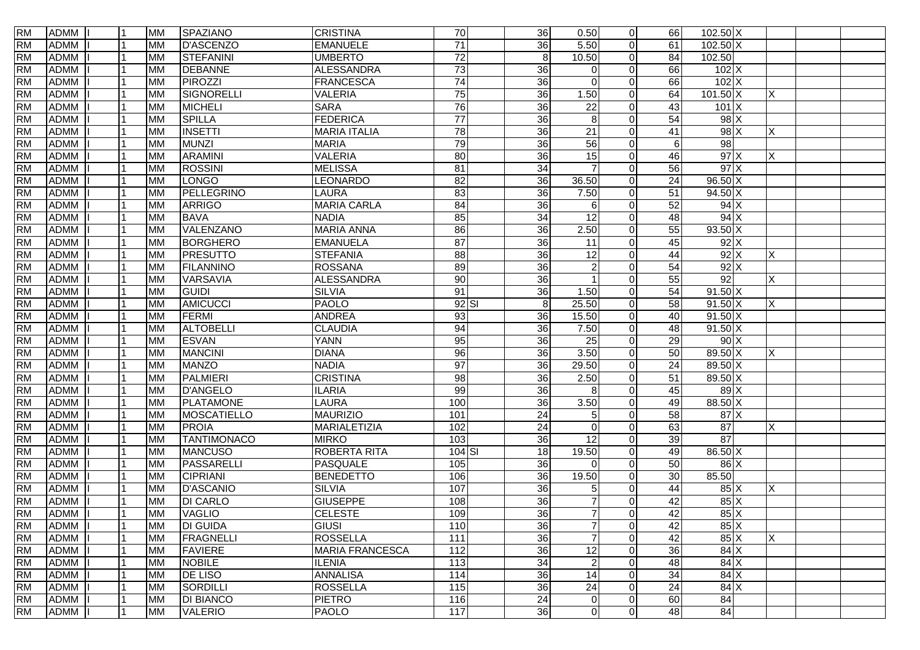| | | | | | | | | | | | | | | | | | |
|---|---|---|---|---|---|---|---|---|---|---|---|---|---|---|---|---|---|
| RM | ADMM | I | 1 | MM | SPAZIANO | CRISTINA | 70 | | 36 | 0.50 | 0 | 66 | 102.50 | X | | | |
| RM | ADMM | I | 1 | MM | D'ASCENZO | EMANUELE | 71 | | 36 | 5.50 | 0 | 61 | 102.50 | X | | | |
| RM | ADMM | I | 1 | MM | STEFANINI | UMBERTO | 72 | | 8 | 10.50 | 0 | 84 | 102.50 | | | | |
| RM | ADMM | I | 1 | MM | DEBANNE | ALESSANDRA | 73 | | 36 | 0 | 0 | 66 | 102 | X | | | |
| RM | ADMM | I | 1 | MM | PIROZZI | FRANCESCA | 74 | | 36 | 0 | 0 | 66 | 102 | X | | | |
| RM | ADMM | I | 1 | MM | SIGNORELLI | VALERIA | 75 | | 36 | 1.50 | 0 | 64 | 101.50 | X | X | | |
| RM | ADMM | I | 1 | MM | MICHELI | SARA | 76 | | 36 | 22 | 0 | 43 | 101 | X | | | |
| RM | ADMM | I | 1 | MM | SPILLA | FEDERICA | 77 | | 36 | 8 | 0 | 54 | 98 | X | | | |
| RM | ADMM | I | 1 | MM | INSETTI | MARIA ITALIA | 78 | | 36 | 21 | 0 | 41 | 98 | X | X | | |
| RM | ADMM | I | 1 | MM | MUNZI | MARIA | 79 | | 36 | 56 | 0 | 6 | 98 | | | | |
| RM | ADMM | I | 1 | MM | ARAMINI | VALERIA | 80 | | 36 | 15 | 0 | 46 | 97 | X | X | | |
| RM | ADMM | I | 1 | MM | ROSSINI | MELISSA | 81 | | 34 | 7 | 0 | 56 | 97 | X | | | |
| RM | ADMM | I | 1 | MM | LONGO | LEONARDO | 82 | | 36 | 36.50 | 0 | 24 | 96.50 | X | | | |
| RM | ADMM | I | 1 | MM | PELLEGRINO | LAURA | 83 | | 36 | 7.50 | 0 | 51 | 94.50 | X | | | |
| RM | ADMM | I | 1 | MM | ARRIGO | MARIA CARLA | 84 | | 36 | 6 | 0 | 52 | 94 | X | | | |
| RM | ADMM | I | 1 | MM | BAVA | NADIA | 85 | | 34 | 12 | 0 | 48 | 94 | X | | | |
| RM | ADMM | I | 1 | MM | VALENZANO | MARIA ANNA | 86 | | 36 | 2.50 | 0 | 55 | 93.50 | X | | | |
| RM | ADMM | I | 1 | MM | BORGHERO | EMANUELA | 87 | | 36 | 11 | 0 | 45 | 92 | X | | | |
| RM | ADMM | I | 1 | MM | PRESUTTO | STEFANIA | 88 | | 36 | 12 | 0 | 44 | 92 | X | X | | |
| RM | ADMM | I | 1 | MM | FILANNINO | ROSSANA | 89 | | 36 | 2 | 0 | 54 | 92 | X | | | |
| RM | ADMM | I | 1 | MM | VARSAVIA | ALESSANDRA | 90 | | 36 | 1 | 0 | 55 | 92 | | X | | |
| RM | ADMM | I | 1 | MM | GUIDI | SILVIA | 91 | | 36 | 1.50 | 0 | 54 | 91.50 | X | | | |
| RM | ADMM | I | 1 | MM | AMICUCCI | PAOLO | 92 | SI | 8 | 25.50 | 0 | 58 | 91.50 | X | X | | |
| RM | ADMM | I | 1 | MM | FERMI | ANDREA | 93 | | 36 | 15.50 | 0 | 40 | 91.50 | X | | | |
| RM | ADMM | I | 1 | MM | ALTOBELLI | CLAUDIA | 94 | | 36 | 7.50 | 0 | 48 | 91.50 | X | | | |
| RM | ADMM | I | 1 | MM | ESVAN | YANN | 95 | | 36 | 25 | 0 | 29 | 90 | X | | | |
| RM | ADMM | I | 1 | MM | MANCINI | DIANA | 96 | | 36 | 3.50 | 0 | 50 | 89.50 | X | X | | |
| RM | ADMM | I | 1 | MM | MANZO | NADIA | 97 | | 36 | 29.50 | 0 | 24 | 89.50 | X | | | |
| RM | ADMM | I | 1 | MM | PALMIERI | CRISTINA | 98 | | 36 | 2.50 | 0 | 51 | 89.50 | X | | | |
| RM | ADMM | I | 1 | MM | D'ANGELO | ILARIA | 99 | | 36 | 8 | 0 | 45 | 89 | X | | | |
| RM | ADMM | I | 1 | MM | PLATAMONE | LAURA | 100 | | 36 | 3.50 | 0 | 49 | 88.50 | X | | | |
| RM | ADMM | I | 1 | MM | MOSCATIELLO | MAURIZIO | 101 | | 24 | 5 | 0 | 58 | 87 | X | | | |
| RM | ADMM | I | 1 | MM | PROIA | MARIALETIZIA | 102 | | 24 | 0 | 0 | 63 | 87 | | X | | |
| RM | ADMM | I | 1 | MM | TANTIMONACO | MIRKO | 103 | | 36 | 12 | 0 | 39 | 87 | | | | |
| RM | ADMM | I | 1 | MM | MANCUSO | ROBERTA RITA | 104 | SI | 18 | 19.50 | 0 | 49 | 86.50 | X | | | |
| RM | ADMM | I | 1 | MM | PASSARELLI | PASQUALE | 105 | | 36 | 0 | 0 | 50 | 86 | X | | | |
| RM | ADMM | I | 1 | MM | CIPRIANI | BENEDETTO | 106 | | 36 | 19.50 | 0 | 30 | 85.50 | | | | |
| RM | ADMM | I | 1 | MM | D'ASCANIO | SILVIA | 107 | | 36 | 5 | 0 | 44 | 85 | X | X | | |
| RM | ADMM | I | 1 | MM | DI CARLO | GIUSEPPE | 108 | | 36 | 7 | 0 | 42 | 85 | X | | | |
| RM | ADMM | I | 1 | MM | VAGLIO | CELESTE | 109 | | 36 | 7 | 0 | 42 | 85 | X | | | |
| RM | ADMM | I | 1 | MM | DI GUIDA | GIUSI | 110 | | 36 | 7 | 0 | 42 | 85 | X | | | |
| RM | ADMM | I | 1 | MM | FRAGNELLI | ROSSELLA | 111 | | 36 | 7 | 0 | 42 | 85 | X | X | | |
| RM | ADMM | I | 1 | MM | FAVIERE | MARIA FRANCESCA | 112 | | 36 | 12 | 0 | 36 | 84 | X | | | |
| RM | ADMM | I | 1 | MM | NOBILE | ILENIA | 113 | | 34 | 2 | 0 | 48 | 84 | X | | | |
| RM | ADMM | I | 1 | MM | DE LISO | ANNALISA | 114 | | 36 | 14 | 0 | 34 | 84 | X | | | |
| RM | ADMM | I | 1 | MM | SORDILLI | ROSSELLA | 115 | | 36 | 24 | 0 | 24 | 84 | X | | | |
| RM | ADMM | I | 1 | MM | DI BIANCO | PIETRO | 116 | | 24 | 0 | 0 | 60 | 84 | | | | |
| RM | ADMM | I | 1 | MM | VALERIO | PAOLO | 117 | | 36 | 0 | 0 | 48 | 84 | | | | |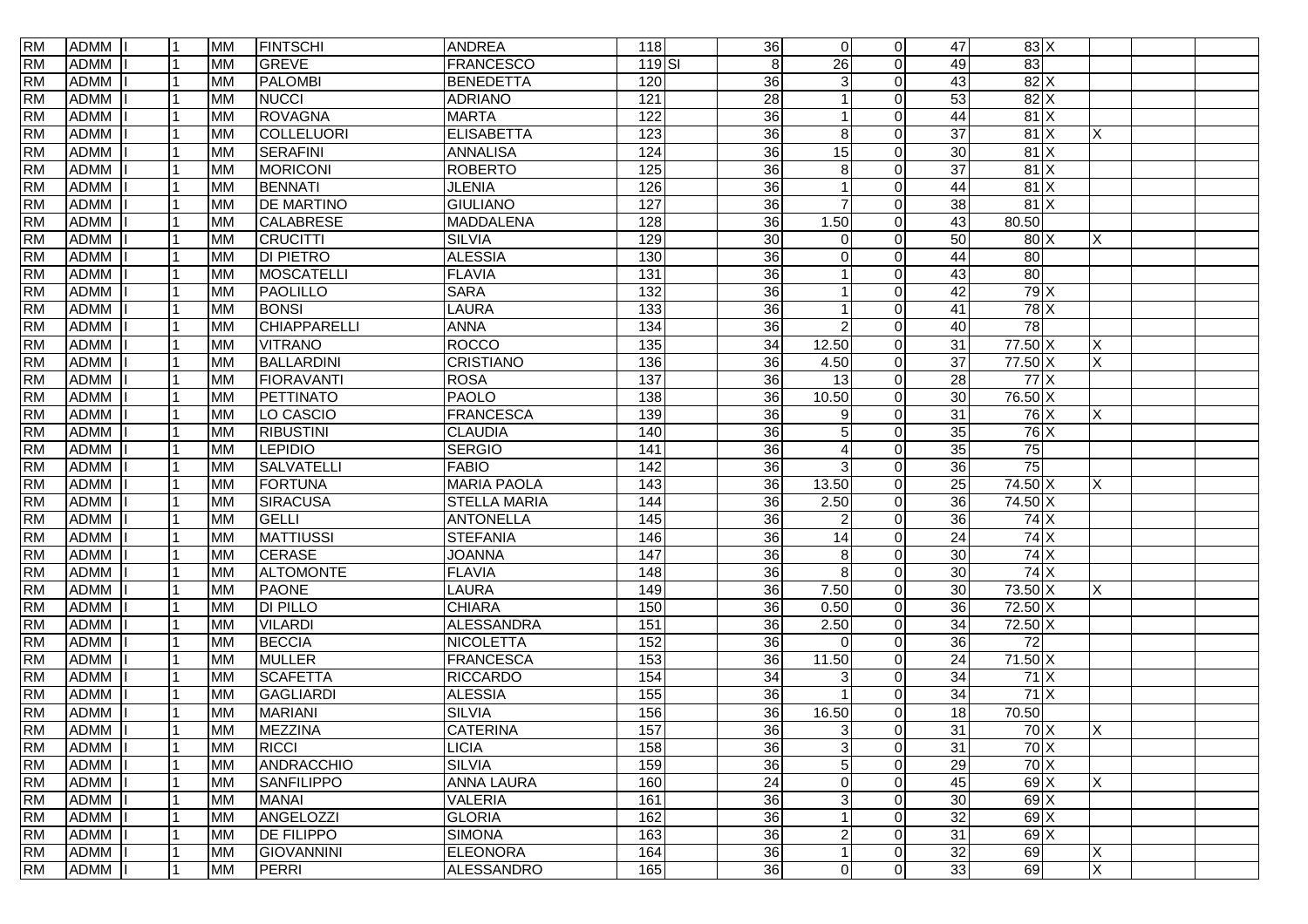| | | | | | | | | | | | | | | | | | |
|---|---|---|---|---|---|---|---|---|---|---|---|---|---|---|---|---|---|
| RM | ADMM | I | 1 | MM | FINTSCHI | ANDREA | 118 | | 36 | 0 | 0 | 47 | 83 | X | | | |
| RM | ADMM | I | 1 | MM | GREVE | FRANCESCO | 119 | SI | 8 | 26 | 0 | 49 | 83 | | | | |
| RM | ADMM | I | 1 | MM | PALOMBI | BENEDETTA | 120 | | 36 | 3 | 0 | 43 | 82 | X | | | |
| RM | ADMM | I | 1 | MM | NUCCI | ADRIANO | 121 | | 28 | 1 | 0 | 53 | 82 | X | | | |
| RM | ADMM | I | 1 | MM | ROVAGNA | MARTA | 122 | | 36 | 1 | 0 | 44 | 81 | X | | | |
| RM | ADMM | I | 1 | MM | COLLELUORI | ELISABETTA | 123 | | 36 | 8 | 0 | 37 | 81 | X | X | | |
| RM | ADMM | I | 1 | MM | SERAFINI | ANNALISA | 124 | | 36 | 15 | 0 | 30 | 81 | X | | | |
| RM | ADMM | I | 1 | MM | MORICONI | ROBERTO | 125 | | 36 | 8 | 0 | 37 | 81 | X | | | |
| RM | ADMM | I | 1 | MM | BENNATI | JLENIA | 126 | | 36 | 1 | 0 | 44 | 81 | X | | | |
| RM | ADMM | I | 1 | MM | DE MARTINO | GIULIANO | 127 | | 36 | 7 | 0 | 38 | 81 | X | | | |
| RM | ADMM | I | 1 | MM | CALABRESE | MADDALENA | 128 | | 36 | 1.50 | 0 | 43 | 80.50 | | | | |
| RM | ADMM | I | 1 | MM | CRUCITTI | SILVIA | 129 | | 30 | 0 | 0 | 50 | 80 | X | X | | |
| RM | ADMM | I | 1 | MM | DI PIETRO | ALESSIA | 130 | | 36 | 0 | 0 | 44 | 80 | | | | |
| RM | ADMM | I | 1 | MM | MOSCATELLI | FLAVIA | 131 | | 36 | 1 | 0 | 43 | 80 | | | | |
| RM | ADMM | I | 1 | MM | PAOLILLO | SARA | 132 | | 36 | 1 | 0 | 42 | 79 | X | | | |
| RM | ADMM | I | 1 | MM | BONSI | LAURA | 133 | | 36 | 1 | 0 | 41 | 78 | X | | | |
| RM | ADMM | I | 1 | MM | CHIAPPARELLI | ANNA | 134 | | 36 | 2 | 0 | 40 | 78 | | | | |
| RM | ADMM | I | 1 | MM | VITRANO | ROCCO | 135 | | 34 | 12.50 | 0 | 31 | 77.50 | X | X | | |
| RM | ADMM | I | 1 | MM | BALLARDINI | CRISTIANO | 136 | | 36 | 4.50 | 0 | 37 | 77.50 | X | X | | |
| RM | ADMM | I | 1 | MM | FIORAVANTI | ROSA | 137 | | 36 | 13 | 0 | 28 | 77 | X | | | |
| RM | ADMM | I | 1 | MM | PETTINATO | PAOLO | 138 | | 36 | 10.50 | 0 | 30 | 76.50 | X | | | |
| RM | ADMM | I | 1 | MM | LO CASCIO | FRANCESCA | 139 | | 36 | 9 | 0 | 31 | 76 | X | X | | |
| RM | ADMM | I | 1 | MM | RIBUSTINI | CLAUDIA | 140 | | 36 | 5 | 0 | 35 | 76 | X | | | |
| RM | ADMM | I | 1 | MM | LEPIDIO | SERGIO | 141 | | 36 | 4 | 0 | 35 | 75 | | | | |
| RM | ADMM | I | 1 | MM | SALVATELLI | FABIO | 142 | | 36 | 3 | 0 | 36 | 75 | | | | |
| RM | ADMM | I | 1 | MM | FORTUNA | MARIA PAOLA | 143 | | 36 | 13.50 | 0 | 25 | 74.50 | X | X | | |
| RM | ADMM | I | 1 | MM | SIRACUSA | STELLA MARIA | 144 | | 36 | 2.50 | 0 | 36 | 74.50 | X | | | |
| RM | ADMM | I | 1 | MM | GELLI | ANTONELLA | 145 | | 36 | 2 | 0 | 36 | 74 | X | | | |
| RM | ADMM | I | 1 | MM | MATTIUSSI | STEFANIA | 146 | | 36 | 14 | 0 | 24 | 74 | X | | | |
| RM | ADMM | I | 1 | MM | CERASE | JOANNA | 147 | | 36 | 8 | 0 | 30 | 74 | X | | | |
| RM | ADMM | I | 1 | MM | ALTOMONTE | FLAVIA | 148 | | 36 | 8 | 0 | 30 | 74 | X | | | |
| RM | ADMM | I | 1 | MM | PAONE | LAURA | 149 | | 36 | 7.50 | 0 | 30 | 73.50 | X | X | | |
| RM | ADMM | I | 1 | MM | DI PILLO | CHIARA | 150 | | 36 | 0.50 | 0 | 36 | 72.50 | X | | | |
| RM | ADMM | I | 1 | MM | VILARDI | ALESSANDRA | 151 | | 36 | 2.50 | 0 | 34 | 72.50 | X | | | |
| RM | ADMM | I | 1 | MM | BECCIA | NICOLETTA | 152 | | 36 | 0 | 0 | 36 | 72 | | | | |
| RM | ADMM | I | 1 | MM | MULLER | FRANCESCA | 153 | | 36 | 11.50 | 0 | 24 | 71.50 | X | | | |
| RM | ADMM | I | 1 | MM | SCAFETTA | RICCARDO | 154 | | 34 | 3 | 0 | 34 | 71 | X | | | |
| RM | ADMM | I | 1 | MM | GAGLIARDI | ALESSIA | 155 | | 36 | 1 | 0 | 34 | 71 | X | | | |
| RM | ADMM | I | 1 | MM | MARIANI | SILVIA | 156 | | 36 | 16.50 | 0 | 18 | 70.50 | | | | |
| RM | ADMM | I | 1 | MM | MEZZINA | CATERINA | 157 | | 36 | 3 | 0 | 31 | 70 | X | X | | |
| RM | ADMM | I | 1 | MM | RICCI | LICIA | 158 | | 36 | 3 | 0 | 31 | 70 | X | | | |
| RM | ADMM | I | 1 | MM | ANDRACCHIO | SILVIA | 159 | | 36 | 5 | 0 | 29 | 70 | X | | | |
| RM | ADMM | I | 1 | MM | SANFILIPPO | ANNA LAURA | 160 | | 24 | 0 | 0 | 45 | 69 | X | X | | |
| RM | ADMM | I | 1 | MM | MANAI | VALERIA | 161 | | 36 | 3 | 0 | 30 | 69 | X | | | |
| RM | ADMM | I | 1 | MM | ANGELOZZI | GLORIA | 162 | | 36 | 1 | 0 | 32 | 69 | X | | | |
| RM | ADMM | I | 1 | MM | DE FILIPPO | SIMONA | 163 | | 36 | 2 | 0 | 31 | 69 | X | | | |
| RM | ADMM | I | 1 | MM | GIOVANNINI | ELEONORA | 164 | | 36 | 1 | 0 | 32 | 69 | | X | | |
| RM | ADMM | I | 1 | MM | PERRI | ALESSANDRO | 165 | | 36 | 0 | 0 | 33 | 69 | | X | | |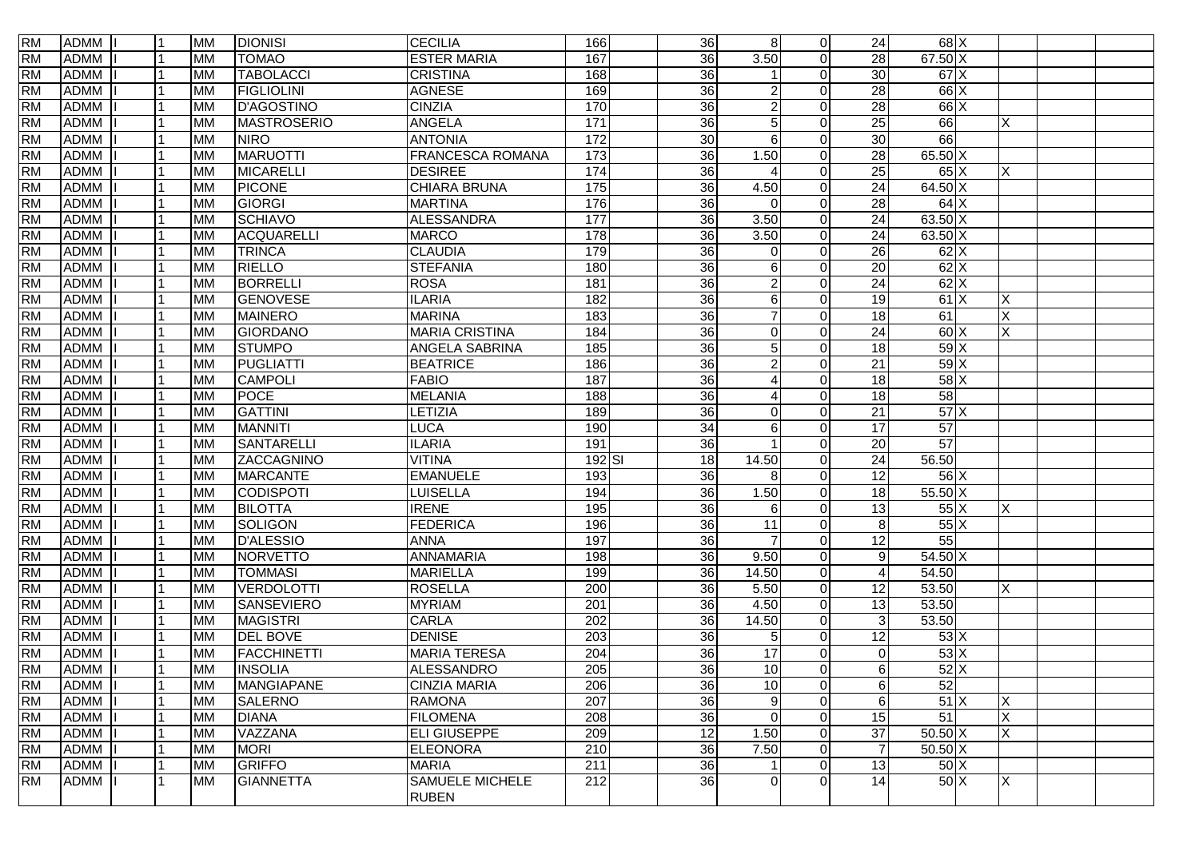| | | | | | | | | | | | | | | | | | |
|---|---|---|---|---|---|---|---|---|---|---|---|---|---|---|---|---|---|
| RM | ADMM | I | 1 | MM | DIONISI | CECILIA | 166 | | 36 | 8 | 0 | 24 | 68 | X | | | |
| RM | ADMM | I | 1 | MM | TOMAO | ESTER MARIA | 167 | | 36 | 3.50 | 0 | 28 | 67.50 | X | | | |
| RM | ADMM | I | 1 | MM | TABOLACCI | CRISTINA | 168 | | 36 | 1 | 0 | 30 | 67 | X | | | |
| RM | ADMM | I | 1 | MM | FIGLIOLINI | AGNESE | 169 | | 36 | 2 | 0 | 28 | 66 | X | | | |
| RM | ADMM | I | 1 | MM | D'AGOSTINO | CINZIA | 170 | | 36 | 2 | 0 | 28 | 66 | X | | | |
| RM | ADMM | I | 1 | MM | MASTROSERIO | ANGELA | 171 | | 36 | 5 | 0 | 25 | 66 | | X | | |
| RM | ADMM | I | 1 | MM | NIRO | ANTONIA | 172 | | 30 | 6 | 0 | 30 | 66 | | | | |
| RM | ADMM | I | 1 | MM | MARUOTTI | FRANCESCA ROMANA | 173 | | 36 | 1.50 | 0 | 28 | 65.50 | X | | | |
| RM | ADMM | I | 1 | MM | MICARELLI | DESIREE | 174 | | 36 | 4 | 0 | 25 | 65 | X | X | | |
| RM | ADMM | I | 1 | MM | PICONE | CHIARA BRUNA | 175 | | 36 | 4.50 | 0 | 24 | 64.50 | X | | | |
| RM | ADMM | I | 1 | MM | GIORGI | MARTINA | 176 | | 36 | 0 | 0 | 28 | 64 | X | | | |
| RM | ADMM | I | 1 | MM | SCHIAVO | ALESSANDRA | 177 | | 36 | 3.50 | 0 | 24 | 63.50 | X | | | |
| RM | ADMM | I | 1 | MM | ACQUARELLI | MARCO | 178 | | 36 | 3.50 | 0 | 24 | 63.50 | X | | | |
| RM | ADMM | I | 1 | MM | TRINCA | CLAUDIA | 179 | | 36 | 0 | 0 | 26 | 62 | X | | | |
| RM | ADMM | I | 1 | MM | RIELLO | STEFANIA | 180 | | 36 | 6 | 0 | 20 | 62 | X | | | |
| RM | ADMM | I | 1 | MM | BORRELLI | ROSA | 181 | | 36 | 2 | 0 | 24 | 62 | X | | | |
| RM | ADMM | I | 1 | MM | GENOVESE | ILARIA | 182 | | 36 | 6 | 0 | 19 | 61 | X | X | | |
| RM | ADMM | I | 1 | MM | MAINERO | MARINA | 183 | | 36 | 7 | 0 | 18 | 61 | | X | | |
| RM | ADMM | I | 1 | MM | GIORDANO | MARIA CRISTINA | 184 | | 36 | 0 | 0 | 24 | 60 | X | X | | |
| RM | ADMM | I | 1 | MM | STUMPO | ANGELA SABRINA | 185 | | 36 | 5 | 0 | 18 | 59 | X | | | |
| RM | ADMM | I | 1 | MM | PUGLIATTI | BEATRICE | 186 | | 36 | 2 | 0 | 21 | 59 | X | | | |
| RM | ADMM | I | 1 | MM | CAMPOLI | FABIO | 187 | | 36 | 4 | 0 | 18 | 58 | X | | | |
| RM | ADMM | I | 1 | MM | POCE | MELANIA | 188 | | 36 | 4 | 0 | 18 | 58 | | | | |
| RM | ADMM | I | 1 | MM | GATTINI | LETIZIA | 189 | | 36 | 0 | 0 | 21 | 57 | X | | | |
| RM | ADMM | I | 1 | MM | MANNITI | LUCA | 190 | | 34 | 6 | 0 | 17 | 57 | | | | |
| RM | ADMM | I | 1 | MM | SANTARELLI | ILARIA | 191 | | 36 | 1 | 0 | 20 | 57 | | | | |
| RM | ADMM | I | 1 | MM | ZACCAGNINO | VITINA | 192 | SI | 18 | 14.50 | 0 | 24 | 56.50 | | | | |
| RM | ADMM | I | 1 | MM | MARCANTE | EMANUELE | 193 | | 36 | 8 | 0 | 12 | 56 | X | | | |
| RM | ADMM | I | 1 | MM | CODISPOTI | LUISELLA | 194 | | 36 | 1.50 | 0 | 18 | 55.50 | X | | | |
| RM | ADMM | I | 1 | MM | BILOTTA | IRENE | 195 | | 36 | 6 | 0 | 13 | 55 | X | X | | |
| RM | ADMM | I | 1 | MM | SOLIGON | FEDERICA | 196 | | 36 | 11 | 0 | 8 | 55 | X | | | |
| RM | ADMM | I | 1 | MM | D'ALESSIO | ANNA | 197 | | 36 | 7 | 0 | 12 | 55 | | | | |
| RM | ADMM | I | 1 | MM | NORVETTO | ANNAMARIA | 198 | | 36 | 9.50 | 0 | 9 | 54.50 | X | | | |
| RM | ADMM | I | 1 | MM | TOMMASI | MARIELLA | 199 | | 36 | 14.50 | 0 | 4 | 54.50 | | | | |
| RM | ADMM | I | 1 | MM | VERDOLOTTI | ROSELLA | 200 | | 36 | 5.50 | 0 | 12 | 53.50 | | X | | |
| RM | ADMM | I | 1 | MM | SANSEVIERO | MYRIAM | 201 | | 36 | 4.50 | 0 | 13 | 53.50 | | | | |
| RM | ADMM | I | 1 | MM | MAGISTRI | CARLA | 202 | | 36 | 14.50 | 0 | 3 | 53.50 | | | | |
| RM | ADMM | I | 1 | MM | DEL BOVE | DENISE | 203 | | 36 | 5 | 0 | 12 | 53 | X | | | |
| RM | ADMM | I | 1 | MM | FACCHINETTI | MARIA TERESA | 204 | | 36 | 17 | 0 | 0 | 53 | X | | | |
| RM | ADMM | I | 1 | MM | INSOLIA | ALESSANDRO | 205 | | 36 | 10 | 0 | 6 | 52 | X | | | |
| RM | ADMM | I | 1 | MM | MANGIAPANE | CINZIA MARIA | 206 | | 36 | 10 | 0 | 6 | 52 | | | | |
| RM | ADMM | I | 1 | MM | SALERNO | RAMONA | 207 | | 36 | 9 | 0 | 6 | 51 | X | X | | |
| RM | ADMM | I | 1 | MM | DIANA | FILOMENA | 208 | | 36 | 0 | 0 | 15 | 51 | | X | | |
| RM | ADMM | I | 1 | MM | VAZZANA | ELI GIUSEPPE | 209 | | 12 | 1.50 | 0 | 37 | 50.50 | X | X | | |
| RM | ADMM | I | 1 | MM | MORI | ELEONORA | 210 | | 36 | 7.50 | 0 | 7 | 50.50 | X | | | |
| RM | ADMM | I | 1 | MM | GRIFFO | MARIA | 211 | | 36 | 1 | 0 | 13 | 50 | X | | | |
| RM | ADMM | I | 1 | MM | GIANNETTA | SAMUELE MICHELE RUBEN | 212 | | 36 | 0 | 0 | 14 | 50 | X | X | | |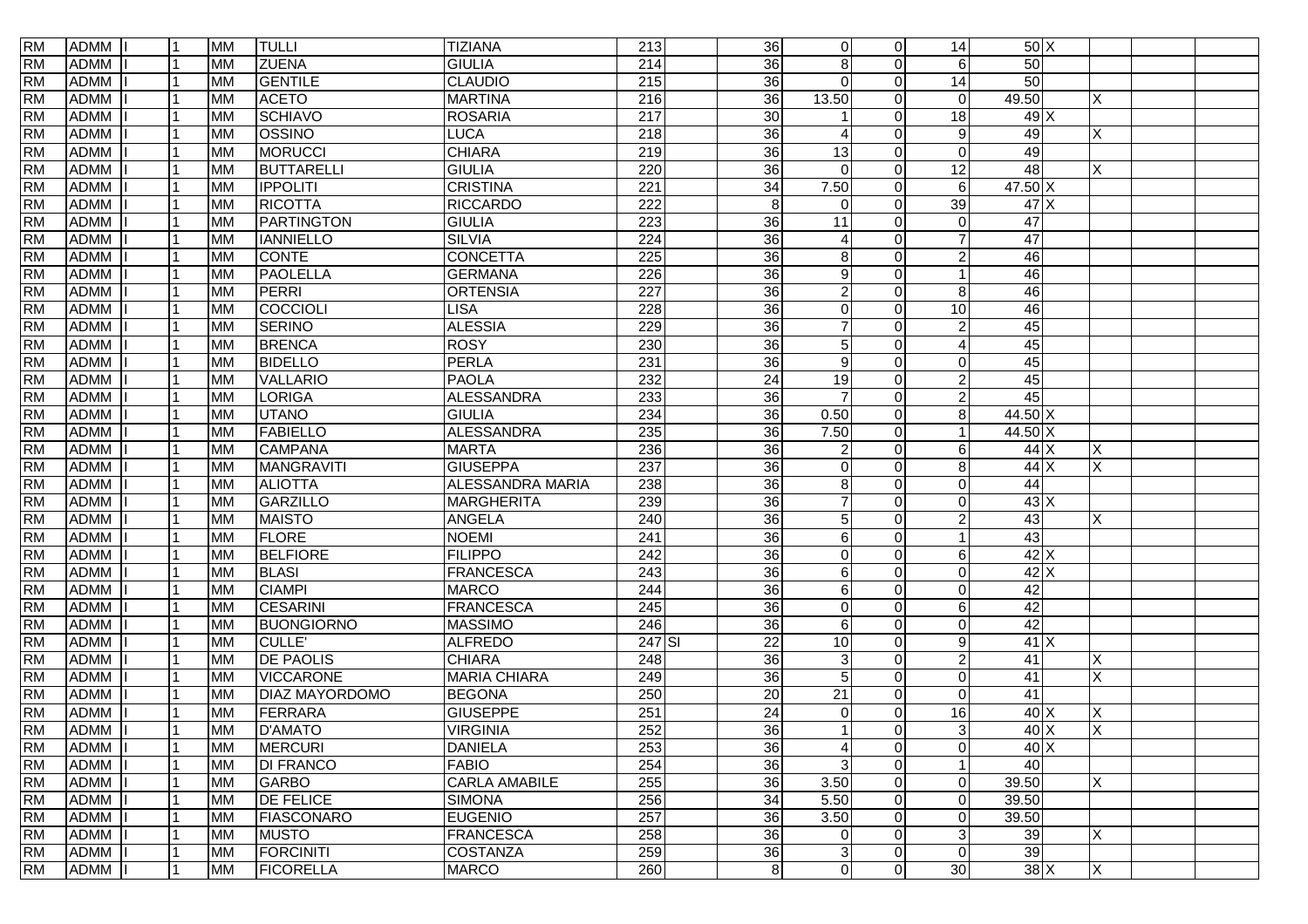| | | | | | | | | | | | | | | | | | |
|---|---|---|---|---|---|---|---|---|---|---|---|---|---|---|---|---|---|
| RM | ADMM | I | 1 | MM | TULLI | TIZIANA | 213 | | 36 | 0 | 0 | 14 | 50 | X | | | |
| RM | ADMM | I | 1 | MM | ZUENA | GIULIA | 214 | | 36 | 8 | 0 | 6 | 50 | | | | |
| RM | ADMM | I | 1 | MM | GENTILE | CLAUDIO | 215 | | 36 | 0 | 0 | 14 | 50 | | | | |
| RM | ADMM | I | 1 | MM | ACETO | MARTINA | 216 | | 36 | 13.50 | 0 | 0 | 49.50 | | X | | |
| RM | ADMM | I | 1 | MM | SCHIAVO | ROSARIA | 217 | | 30 | 1 | 0 | 18 | 49 | X | | | |
| RM | ADMM | I | 1 | MM | OSSINO | LUCA | 218 | | 36 | 4 | 0 | 9 | 49 | | X | | |
| RM | ADMM | I | 1 | MM | MORUCCI | CHIARA | 219 | | 36 | 13 | 0 | 0 | 49 | | | | |
| RM | ADMM | I | 1 | MM | BUTTARELLI | GIULIA | 220 | | 36 | 0 | 0 | 12 | 48 | | X | | |
| RM | ADMM | I | 1 | MM | IPPOLITI | CRISTINA | 221 | | 34 | 7.50 | 0 | 6 | 47.50 | X | | | |
| RM | ADMM | I | 1 | MM | RICOTTA | RICCARDO | 222 | | 8 | 0 | 0 | 39 | 47 | X | | | |
| RM | ADMM | I | 1 | MM | PARTINGTON | GIULIA | 223 | | 36 | 11 | 0 | 0 | 47 | | | | |
| RM | ADMM | I | 1 | MM | IANNIELLO | SILVIA | 224 | | 36 | 4 | 0 | 7 | 47 | | | | |
| RM | ADMM | I | 1 | MM | CONTE | CONCETTA | 225 | | 36 | 8 | 0 | 2 | 46 | | | | |
| RM | ADMM | I | 1 | MM | PAOLELLA | GERMANA | 226 | | 36 | 9 | 0 | 1 | 46 | | | | |
| RM | ADMM | I | 1 | MM | PERRI | ORTENSIA | 227 | | 36 | 2 | 0 | 8 | 46 | | | | |
| RM | ADMM | I | 1 | MM | COCCIOLI | LISA | 228 | | 36 | 0 | 0 | 10 | 46 | | | | |
| RM | ADMM | I | 1 | MM | SERINO | ALESSIA | 229 | | 36 | 7 | 0 | 2 | 45 | | | | |
| RM | ADMM | I | 1 | MM | BRENCA | ROSY | 230 | | 36 | 5 | 0 | 4 | 45 | | | | |
| RM | ADMM | I | 1 | MM | BIDELLO | PERLA | 231 | | 36 | 9 | 0 | 0 | 45 | | | | |
| RM | ADMM | I | 1 | MM | VALLARIO | PAOLA | 232 | | 24 | 19 | 0 | 2 | 45 | | | | |
| RM | ADMM | I | 1 | MM | LORIGA | ALESSANDRA | 233 | | 36 | 7 | 0 | 2 | 45 | | | | |
| RM | ADMM | I | 1 | MM | UTANO | GIULIA | 234 | | 36 | 0.50 | 0 | 8 | 44.50 | X | | | |
| RM | ADMM | I | 1 | MM | FABIELLO | ALESSANDRA | 235 | | 36 | 7.50 | 0 | 1 | 44.50 | X | | | |
| RM | ADMM | I | 1 | MM | CAMPANA | MARTA | 236 | | 36 | 2 | 0 | 6 | 44 | X | X | | |
| RM | ADMM | I | 1 | MM | MANGRAVITI | GIUSEPPA | 237 | | 36 | 0 | 0 | 8 | 44 | X | X | | |
| RM | ADMM | I | 1 | MM | ALIOTTA | ALESSANDRA MARIA | 238 | | 36 | 8 | 0 | 0 | 44 | | | | |
| RM | ADMM | I | 1 | MM | GARZILLO | MARGHERITA | 239 | | 36 | 7 | 0 | 0 | 43 | X | | | |
| RM | ADMM | I | 1 | MM | MAISTO | ANGELA | 240 | | 36 | 5 | 0 | 2 | 43 | | X | | |
| RM | ADMM | I | 1 | MM | FLORE | NOEMI | 241 | | 36 | 6 | 0 | 1 | 43 | | | | |
| RM | ADMM | I | 1 | MM | BELFIORE | FILIPPO | 242 | | 36 | 0 | 0 | 6 | 42 | X | | | |
| RM | ADMM | I | 1 | MM | BLASI | FRANCESCA | 243 | | 36 | 6 | 0 | 0 | 42 | X | | | |
| RM | ADMM | I | 1 | MM | CIAMPI | MARCO | 244 | | 36 | 6 | 0 | 0 | 42 | | | | |
| RM | ADMM | I | 1 | MM | CESARINI | FRANCESCA | 245 | | 36 | 0 | 0 | 6 | 42 | | | | |
| RM | ADMM | I | 1 | MM | BUONGIORNO | MASSIMO | 246 | | 36 | 6 | 0 | 0 | 42 | | | | |
| RM | ADMM | I | 1 | MM | CULLE' | ALFREDO | 247 | SI | 22 | 10 | 0 | 9 | 41 | X | | | |
| RM | ADMM | I | 1 | MM | DE PAOLIS | CHIARA | 248 | | 36 | 3 | 0 | 2 | 41 | | X | | |
| RM | ADMM | I | 1 | MM | VICCARONE | MARIA CHIARA | 249 | | 36 | 5 | 0 | 0 | 41 | | X | | |
| RM | ADMM | I | 1 | MM | DIAZ MAYORDOMO | BEGONA | 250 | | 20 | 21 | 0 | 0 | 41 | | | | |
| RM | ADMM | I | 1 | MM | FERRARA | GIUSEPPE | 251 | | 24 | 0 | 0 | 16 | 40 | X | X | | |
| RM | ADMM | I | 1 | MM | D'AMATO | VIRGINIA | 252 | | 36 | 1 | 0 | 3 | 40 | X | X | | |
| RM | ADMM | I | 1 | MM | MERCURI | DANIELA | 253 | | 36 | 4 | 0 | 0 | 40 | X | | | |
| RM | ADMM | I | 1 | MM | DI FRANCO | FABIO | 254 | | 36 | 3 | 0 | 1 | 40 | | | | |
| RM | ADMM | I | 1 | MM | GARBO | CARLA AMABILE | 255 | | 36 | 3.50 | 0 | 0 | 39.50 | | X | | |
| RM | ADMM | I | 1 | MM | DE FELICE | SIMONA | 256 | | 34 | 5.50 | 0 | 0 | 39.50 | | | | |
| RM | ADMM | I | 1 | MM | FIASCONARO | EUGENIO | 257 | | 36 | 3.50 | 0 | 0 | 39.50 | | | | |
| RM | ADMM | I | 1 | MM | MUSTO | FRANCESCA | 258 | | 36 | 0 | 0 | 3 | 39 | | X | | |
| RM | ADMM | I | 1 | MM | FORCINITI | COSTANZA | 259 | | 36 | 3 | 0 | 0 | 39 | | | | |
| RM | ADMM | I | 1 | MM | FICORELLA | MARCO | 260 | | 8 | 0 | 0 | 30 | 38 | X | X | | |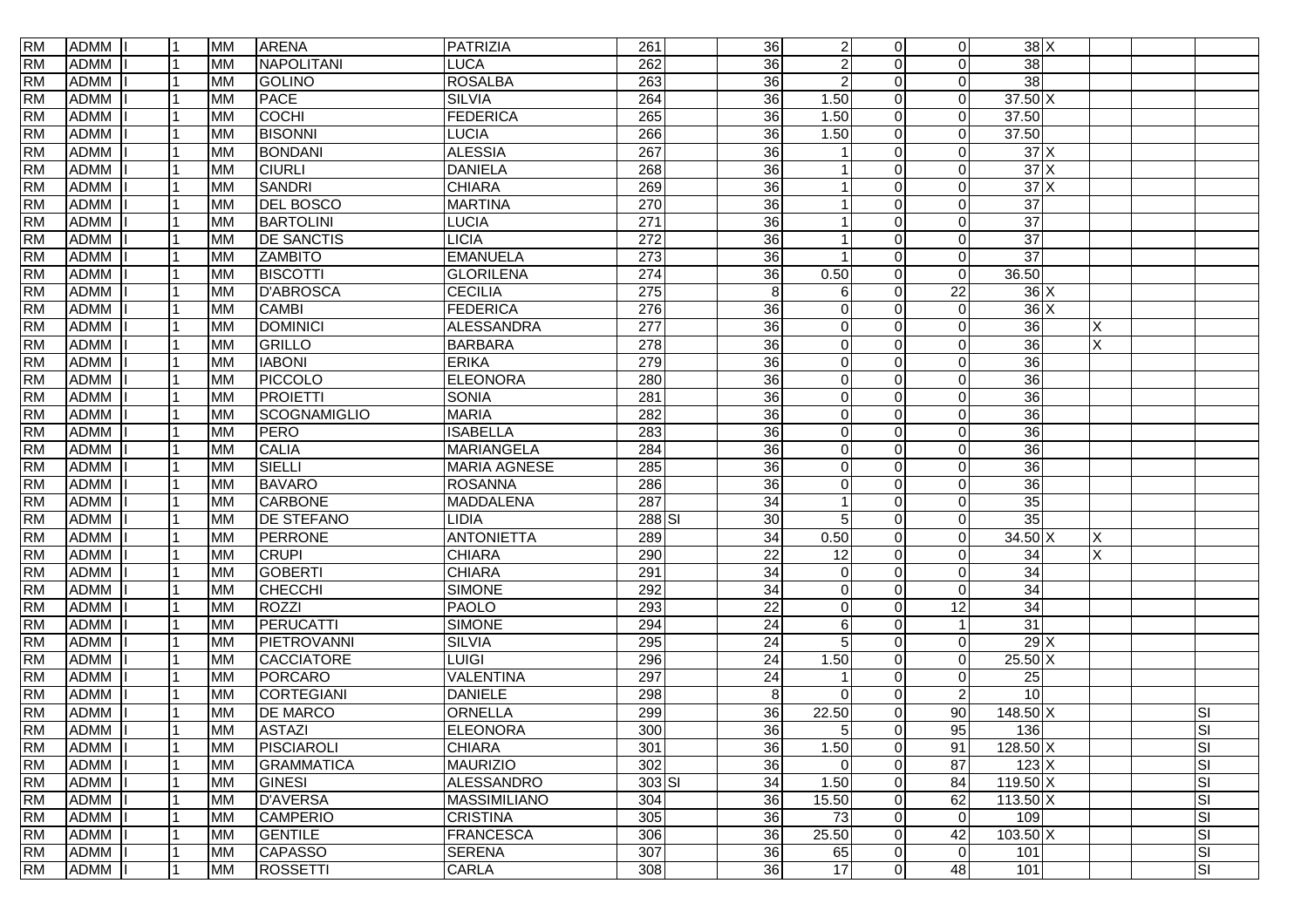| | | | | | | | | | | | | | | | | | |
|---|---|---|---|---|---|---|---|---|---|---|---|---|---|---|---|---|---|
| RM | ADMM | I | 1 | MM | ARENA | PATRIZIA | 261 | | 36 | 2 | 0 | 0 | 38 | X | | | |
| RM | ADMM | I | 1 | MM | NAPOLITANI | LUCA | 262 | | 36 | 2 | 0 | 0 | 38 | | | | |
| RM | ADMM | I | 1 | MM | GOLINO | ROSALBA | 263 | | 36 | 2 | 0 | 0 | 38 | | | | |
| RM | ADMM | I | 1 | MM | PACE | SILVIA | 264 | | 36 | 1.50 | 0 | 0 | 37.50 | X | | | |
| RM | ADMM | I | 1 | MM | COCHI | FEDERICA | 265 | | 36 | 1.50 | 0 | 0 | 37.50 | | | | |
| RM | ADMM | I | 1 | MM | BISONNI | LUCIA | 266 | | 36 | 1.50 | 0 | 0 | 37.50 | | | | |
| RM | ADMM | I | 1 | MM | BONDANI | ALESSIA | 267 | | 36 | 1 | 0 | 0 | 37 | X | | | |
| RM | ADMM | I | 1 | MM | CIURLI | DANIELA | 268 | | 36 | 1 | 0 | 0 | 37 | X | | | |
| RM | ADMM | I | 1 | MM | SANDRI | CHIARA | 269 | | 36 | 1 | 0 | 0 | 37 | X | | | |
| RM | ADMM | I | 1 | MM | DEL BOSCO | MARTINA | 270 | | 36 | 1 | 0 | 0 | 37 | | | | |
| RM | ADMM | I | 1 | MM | BARTOLINI | LUCIA | 271 | | 36 | 1 | 0 | 0 | 37 | | | | |
| RM | ADMM | I | 1 | MM | DE SANCTIS | LICIA | 272 | | 36 | 1 | 0 | 0 | 37 | | | | |
| RM | ADMM | I | 1 | MM | ZAMBITO | EMANUELA | 273 | | 36 | 1 | 0 | 0 | 37 | | | | |
| RM | ADMM | I | 1 | MM | BISCOTTI | GLORILENA | 274 | | 36 | 0.50 | 0 | 0 | 36.50 | | | | |
| RM | ADMM | I | 1 | MM | D'ABROSCA | CECILIA | 275 | | 8 | 6 | 0 | 22 | 36 | X | | | |
| RM | ADMM | I | 1 | MM | CAMBI | FEDERICA | 276 | | 36 | 0 | 0 | 0 | 36 | X | | | |
| RM | ADMM | I | 1 | MM | DOMINICI | ALESSANDRA | 277 | | 36 | 0 | 0 | 0 | 36 | | X | | |
| RM | ADMM | I | 1 | MM | GRILLO | BARBARA | 278 | | 36 | 0 | 0 | 0 | 36 | | X | | |
| RM | ADMM | I | 1 | MM | IABONI | ERIKA | 279 | | 36 | 0 | 0 | 0 | 36 | | | | |
| RM | ADMM | I | 1 | MM | PICCOLO | ELEONORA | 280 | | 36 | 0 | 0 | 0 | 36 | | | | |
| RM | ADMM | I | 1 | MM | PROIETTI | SONIA | 281 | | 36 | 0 | 0 | 0 | 36 | | | | |
| RM | ADMM | I | 1 | MM | SCOGNAMIGLIO | MARIA | 282 | | 36 | 0 | 0 | 0 | 36 | | | | |
| RM | ADMM | I | 1 | MM | PERO | ISABELLA | 283 | | 36 | 0 | 0 | 0 | 36 | | | | |
| RM | ADMM | I | 1 | MM | CALIA | MARIANGELA | 284 | | 36 | 0 | 0 | 0 | 36 | | | | |
| RM | ADMM | I | 1 | MM | SIELLI | MARIA AGNESE | 285 | | 36 | 0 | 0 | 0 | 36 | | | | |
| RM | ADMM | I | 1 | MM | BAVARO | ROSANNA | 286 | | 36 | 0 | 0 | 0 | 36 | | | | |
| RM | ADMM | I | 1 | MM | CARBONE | MADDALENA | 287 | | 34 | 1 | 0 | 0 | 35 | | | | |
| RM | ADMM | I | 1 | MM | DE STEFANO | LIDIA | 288 | SI | 30 | 5 | 0 | 0 | 35 | | | | |
| RM | ADMM | I | 1 | MM | PERRONE | ANTONIETTA | 289 | | 34 | 0.50 | 0 | 0 | 34.50 | X | X | | |
| RM | ADMM | I | 1 | MM | CRUPI | CHIARA | 290 | | 22 | 12 | 0 | 0 | 34 | | X | | |
| RM | ADMM | I | 1 | MM | GOBERTI | CHIARA | 291 | | 34 | 0 | 0 | 0 | 34 | | | | |
| RM | ADMM | I | 1 | MM | CHECCHI | SIMONE | 292 | | 34 | 0 | 0 | 0 | 34 | | | | |
| RM | ADMM | I | 1 | MM | ROZZI | PAOLO | 293 | | 22 | 0 | 0 | 12 | 34 | | | | |
| RM | ADMM | I | 1 | MM | PERUCATTI | SIMONE | 294 | | 24 | 6 | 0 | 1 | 31 | | | | |
| RM | ADMM | I | 1 | MM | PIETROVANNI | SILVIA | 295 | | 24 | 5 | 0 | 0 | 29 | X | | | |
| RM | ADMM | I | 1 | MM | CACCIATORE | LUIGI | 296 | | 24 | 1.50 | 0 | 0 | 25.50 | X | | | |
| RM | ADMM | I | 1 | MM | PORCARO | VALENTINA | 297 | | 24 | 1 | 0 | 0 | 25 | | | | |
| RM | ADMM | I | 1 | MM | CORTEGIANI | DANIELE | 298 | | 8 | 0 | 0 | 2 | 10 | | | | |
| RM | ADMM | I | 1 | MM | DE MARCO | ORNELLA | 299 | | 36 | 22.50 | 0 | 90 | 148.50 | X | | | SI |
| RM | ADMM | I | 1 | MM | ASTAZI | ELEONORA | 300 | | 36 | 5 | 0 | 95 | 136 | | | | SI |
| RM | ADMM | I | 1 | MM | PISCIAROLI | CHIARA | 301 | | 36 | 1.50 | 0 | 91 | 128.50 | X | | | SI |
| RM | ADMM | I | 1 | MM | GRAMMATICA | MAURIZIO | 302 | | 36 | 0 | 0 | 87 | 123 | X | | | SI |
| RM | ADMM | I | 1 | MM | GINESI | ALESSANDRO | 303 | SI | 34 | 1.50 | 0 | 84 | 119.50 | X | | | SI |
| RM | ADMM | I | 1 | MM | D'AVERSA | MASSIMILIANO | 304 | | 36 | 15.50 | 0 | 62 | 113.50 | X | | | SI |
| RM | ADMM | I | 1 | MM | CAMPERIO | CRISTINA | 305 | | 36 | 73 | 0 | 0 | 109 | | | | SI |
| RM | ADMM | I | 1 | MM | GENTILE | FRANCESCA | 306 | | 36 | 25.50 | 0 | 42 | 103.50 | X | | | SI |
| RM | ADMM | I | 1 | MM | CAPASSO | SERENA | 307 | | 36 | 65 | 0 | 0 | 101 | | | | SI |
| RM | ADMM | I | 1 | MM | ROSSETTI | CARLA | 308 | | 36 | 17 | 0 | 48 | 101 | | | | SI |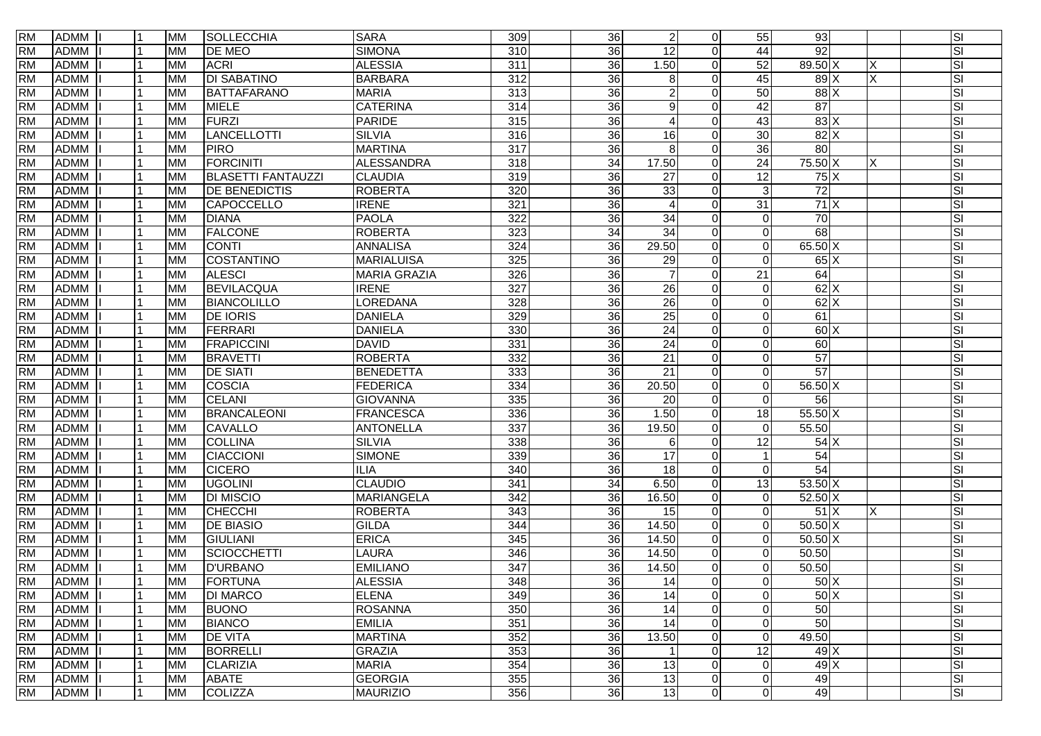| | | | | | | | | | | | | | | | | | |
|---|---|---|---|---|---|---|---|---|---|---|---|---|---|---|---|---|---|
| RM | ADMM | I | 1 | MM | SOLLECCHIA | SARA | 309 | | 36 | 2 | 0 | 55 | 93 | | | | SI |
| RM | ADMM | I | 1 | MM | DE MEO | SIMONA | 310 | | 36 | 12 | 0 | 44 | 92 | | | | SI |
| RM | ADMM | I | 1 | MM | ACRI | ALESSIA | 311 | | 36 | 1.50 | 0 | 52 | 89.50 | X | X | | SI |
| RM | ADMM | I | 1 | MM | DI SABATINO | BARBARA | 312 | | 36 | 8 | 0 | 45 | 89 | X | X | | SI |
| RM | ADMM | I | 1 | MM | BATTAFARANO | MARIA | 313 | | 36 | 2 | 0 | 50 | 88 | X | | | SI |
| RM | ADMM | I | 1 | MM | MIELE | CATERINA | 314 | | 36 | 9 | 0 | 42 | 87 | | | | SI |
| RM | ADMM | I | 1 | MM | FURZI | PARIDE | 315 | | 36 | 4 | 0 | 43 | 83 | X | | | SI |
| RM | ADMM | I | 1 | MM | LANCELLOTTI | SILVIA | 316 | | 36 | 16 | 0 | 30 | 82 | X | | | SI |
| RM | ADMM | I | 1 | MM | PIRO | MARTINA | 317 | | 36 | 8 | 0 | 36 | 80 | | | | SI |
| RM | ADMM | I | 1 | MM | FORCINITI | ALESSANDRA | 318 | | 34 | 17.50 | 0 | 24 | 75.50 | X | X | | SI |
| RM | ADMM | I | 1 | MM | BLASETTI FANTAUZZI | CLAUDIA | 319 | | 36 | 27 | 0 | 12 | 75 | X | | | SI |
| RM | ADMM | I | 1 | MM | DE BENEDICTIS | ROBERTA | 320 | | 36 | 33 | 0 | 3 | 72 | | | | SI |
| RM | ADMM | I | 1 | MM | CAPOCCELLO | IRENE | 321 | | 36 | 4 | 0 | 31 | 71 | X | | | SI |
| RM | ADMM | I | 1 | MM | DIANA | PAOLA | 322 | | 36 | 34 | 0 | 0 | 70 | | | | SI |
| RM | ADMM | I | 1 | MM | FALCONE | ROBERTA | 323 | | 34 | 34 | 0 | 0 | 68 | | | | SI |
| RM | ADMM | I | 1 | MM | CONTI | ANNALISA | 324 | | 36 | 29.50 | 0 | 0 | 65.50 | X | | | SI |
| RM | ADMM | I | 1 | MM | COSTANTINO | MARIALUISA | 325 | | 36 | 29 | 0 | 0 | 65 | X | | | SI |
| RM | ADMM | I | 1 | MM | ALESCI | MARIA GRAZIA | 326 | | 36 | 7 | 0 | 21 | 64 | | | | SI |
| RM | ADMM | I | 1 | MM | BEVILACQUA | IRENE | 327 | | 36 | 26 | 0 | 0 | 62 | X | | | SI |
| RM | ADMM | I | 1 | MM | BIANCOLILLO | LOREDANA | 328 | | 36 | 26 | 0 | 0 | 62 | X | | | SI |
| RM | ADMM | I | 1 | MM | DE IORIS | DANIELA | 329 | | 36 | 25 | 0 | 0 | 61 | | | | SI |
| RM | ADMM | I | 1 | MM | FERRARI | DANIELA | 330 | | 36 | 24 | 0 | 0 | 60 | X | | | SI |
| RM | ADMM | I | 1 | MM | FRAPICCINI | DAVID | 331 | | 36 | 24 | 0 | 0 | 60 | | | | SI |
| RM | ADMM | I | 1 | MM | BRAVETTI | ROBERTA | 332 | | 36 | 21 | 0 | 0 | 57 | | | | SI |
| RM | ADMM | I | 1 | MM | DE SIATI | BENEDETTA | 333 | | 36 | 21 | 0 | 0 | 57 | | | | SI |
| RM | ADMM | I | 1 | MM | COSCIA | FEDERICA | 334 | | 36 | 20.50 | 0 | 0 | 56.50 | X | | | SI |
| RM | ADMM | I | 1 | MM | CELANI | GIOVANNA | 335 | | 36 | 20 | 0 | 0 | 56 | | | | SI |
| RM | ADMM | I | 1 | MM | BRANCALEONI | FRANCESCA | 336 | | 36 | 1.50 | 0 | 18 | 55.50 | X | | | SI |
| RM | ADMM | I | 1 | MM | CAVALLO | ANTONELLA | 337 | | 36 | 19.50 | 0 | 0 | 55.50 | | | | SI |
| RM | ADMM | I | 1 | MM | COLLINA | SILVIA | 338 | | 36 | 6 | 0 | 12 | 54 | X | | | SI |
| RM | ADMM | I | 1 | MM | CIACCIONI | SIMONE | 339 | | 36 | 17 | 0 | 1 | 54 | | | | SI |
| RM | ADMM | I | 1 | MM | CICERO | ILIA | 340 | | 36 | 18 | 0 | 0 | 54 | | | | SI |
| RM | ADMM | I | 1 | MM | UGOLINI | CLAUDIO | 341 | | 34 | 6.50 | 0 | 13 | 53.50 | X | | | SI |
| RM | ADMM | I | 1 | MM | DI MISCIO | MARIANGELA | 342 | | 36 | 16.50 | 0 | 0 | 52.50 | X | | | SI |
| RM | ADMM | I | 1 | MM | CHECCHI | ROBERTA | 343 | | 36 | 15 | 0 | 0 | 51 | X | X | | SI |
| RM | ADMM | I | 1 | MM | DE BIASIO | GILDA | 344 | | 36 | 14.50 | 0 | 0 | 50.50 | X | | | SI |
| RM | ADMM | I | 1 | MM | GIULIANI | ERICA | 345 | | 36 | 14.50 | 0 | 0 | 50.50 | X | | | SI |
| RM | ADMM | I | 1 | MM | SCIOCCHETTI | LAURA | 346 | | 36 | 14.50 | 0 | 0 | 50.50 | | | | SI |
| RM | ADMM | I | 1 | MM | D'URBANO | EMILIANO | 347 | | 36 | 14.50 | 0 | 0 | 50.50 | | | | SI |
| RM | ADMM | I | 1 | MM | FORTUNA | ALESSIA | 348 | | 36 | 14 | 0 | 0 | 50 | X | | | SI |
| RM | ADMM | I | 1 | MM | DI MARCO | ELENA | 349 | | 36 | 14 | 0 | 0 | 50 | X | | | SI |
| RM | ADMM | I | 1 | MM | BUONO | ROSANNA | 350 | | 36 | 14 | 0 | 0 | 50 | | | | SI |
| RM | ADMM | I | 1 | MM | BIANCO | EMILIA | 351 | | 36 | 14 | 0 | 0 | 50 | | | | SI |
| RM | ADMM | I | 1 | MM | DE VITA | MARTINA | 352 | | 36 | 13.50 | 0 | 0 | 49.50 | | | | SI |
| RM | ADMM | I | 1 | MM | BORRELLI | GRAZIA | 353 | | 36 | 1 | 0 | 12 | 49 | X | | | SI |
| RM | ADMM | I | 1 | MM | CLARIZIA | MARIA | 354 | | 36 | 13 | 0 | 0 | 49 | X | | | SI |
| RM | ADMM | I | 1 | MM | ABATE | GEORGIA | 355 | | 36 | 13 | 0 | 0 | 49 | | | | SI |
| RM | ADMM | I | 1 | MM | COLIZZA | MAURIZIO | 356 | | 36 | 13 | 0 | 0 | 49 | | | | SI |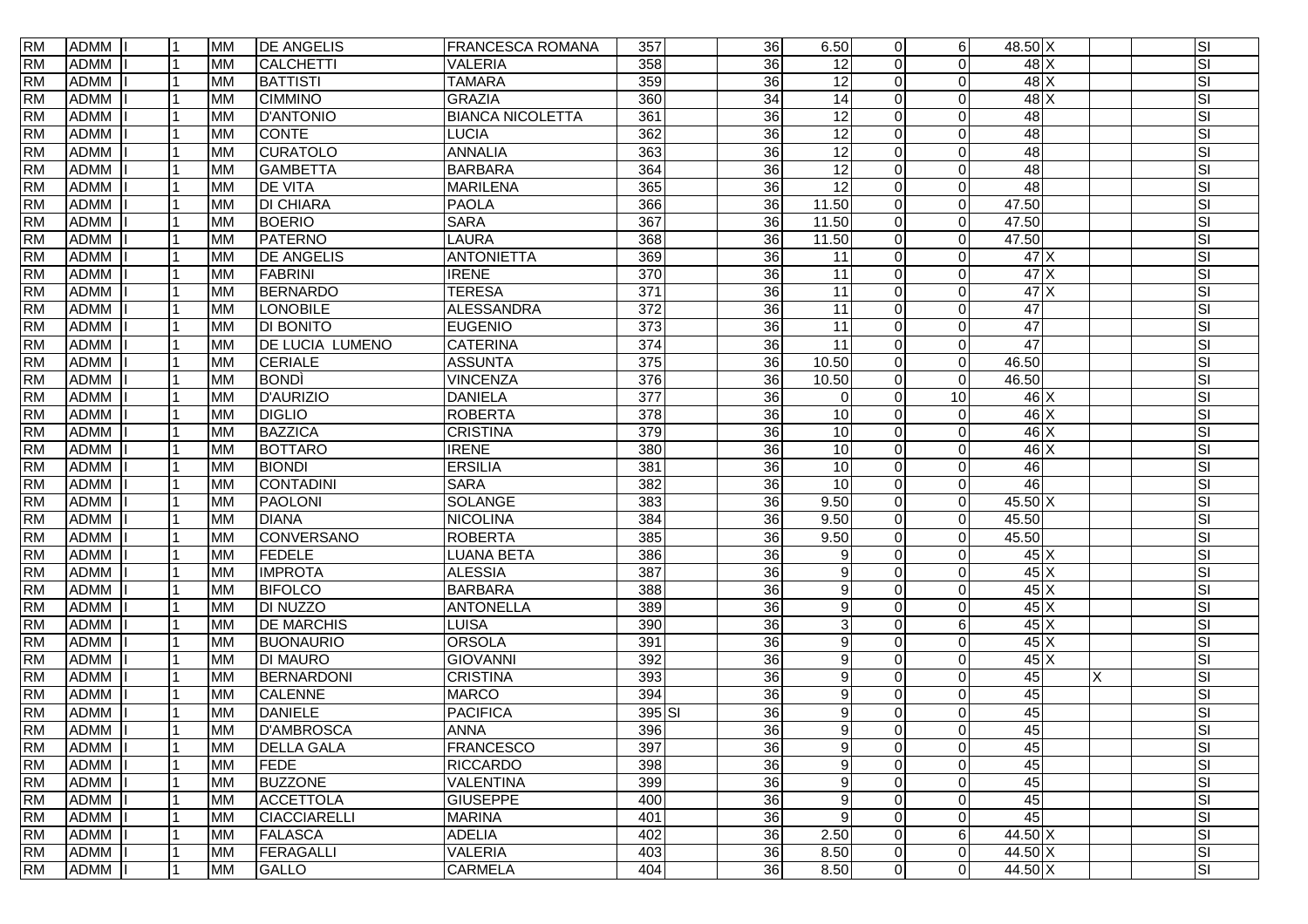| | | | | | | | | | | | | | | | | | |
|---|---|---|---|---|---|---|---|---|---|---|---|---|---|---|---|---|---|
| RM | ADMM | II | 1 | MM | DE ANGELIS | FRANCESCA ROMANA | 357 | | 36 | 6.50 | 0 | 6 | 48.50 | X | | | SI |
| RM | ADMM | II | 1 | MM | CALCHETTI | VALERIA | 358 | | 36 | 12 | 0 | 0 | 48 | X | | | SI |
| RM | ADMM | II | 1 | MM | BATTISTI | TAMARA | 359 | | 36 | 12 | 0 | 0 | 48 | X | | | SI |
| RM | ADMM | II | 1 | MM | CIMMINO | GRAZIA | 360 | | 34 | 14 | 0 | 0 | 48 | X | | | SI |
| RM | ADMM | II | 1 | MM | D'ANTONIO | BIANCA NICOLETTA | 361 | | 36 | 12 | 0 | 0 | 48 | | | | SI |
| RM | ADMM | II | 1 | MM | CONTE | LUCIA | 362 | | 36 | 12 | 0 | 0 | 48 | | | | SI |
| RM | ADMM | II | 1 | MM | CURATOLO | ANNALIA | 363 | | 36 | 12 | 0 | 0 | 48 | | | | SI |
| RM | ADMM | II | 1 | MM | GAMBETTA | BARBARA | 364 | | 36 | 12 | 0 | 0 | 48 | | | | SI |
| RM | ADMM | II | 1 | MM | DE VITA | MARILENA | 365 | | 36 | 12 | 0 | 0 | 48 | | | | SI |
| RM | ADMM | II | 1 | MM | DI CHIARA | PAOLA | 366 | | 36 | 11.50 | 0 | 0 | 47.50 | | | | SI |
| RM | ADMM | II | 1 | MM | BOERIO | SARA | 367 | | 36 | 11.50 | 0 | 0 | 47.50 | | | | SI |
| RM | ADMM | II | 1 | MM | PATERNO | LAURA | 368 | | 36 | 11.50 | 0 | 0 | 47.50 | | | | SI |
| RM | ADMM | II | 1 | MM | DE ANGELIS | ANTONIETTA | 369 | | 36 | 11 | 0 | 0 | 47 | X | | | SI |
| RM | ADMM | II | 1 | MM | FABRINI | IRENE | 370 | | 36 | 11 | 0 | 0 | 47 | X | | | SI |
| RM | ADMM | II | 1 | MM | BERNARDO | TERESA | 371 | | 36 | 11 | 0 | 0 | 47 | X | | | SI |
| RM | ADMM | II | 1 | MM | LONOBILE | ALESSANDRA | 372 | | 36 | 11 | 0 | 0 | 47 | | | | SI |
| RM | ADMM | II | 1 | MM | DI BONITO | EUGENIO | 373 | | 36 | 11 | 0 | 0 | 47 | | | | SI |
| RM | ADMM | II | 1 | MM | DE LUCIA LUMENO | CATERINA | 374 | | 36 | 11 | 0 | 0 | 47 | | | | SI |
| RM | ADMM | II | 1 | MM | CERIALE | ASSUNTA | 375 | | 36 | 10.50 | 0 | 0 | 46.50 | | | | SI |
| RM | ADMM | II | 1 | MM | BONDÌ | VINCENZA | 376 | | 36 | 10.50 | 0 | 0 | 46.50 | | | | SI |
| RM | ADMM | II | 1 | MM | D'AURIZIO | DANIELA | 377 | | 36 | 0 | 0 | 10 | 46 | X | | | SI |
| RM | ADMM | II | 1 | MM | DIGLIO | ROBERTA | 378 | | 36 | 10 | 0 | 0 | 46 | X | | | SI |
| RM | ADMM | II | 1 | MM | BAZZICA | CRISTINA | 379 | | 36 | 10 | 0 | 0 | 46 | X | | | SI |
| RM | ADMM | II | 1 | MM | BOTTARO | IRENE | 380 | | 36 | 10 | 0 | 0 | 46 | X | | | SI |
| RM | ADMM | II | 1 | MM | BIONDI | ERSILIA | 381 | | 36 | 10 | 0 | 0 | 46 | | | | SI |
| RM | ADMM | II | 1 | MM | CONTADINI | SARA | 382 | | 36 | 10 | 0 | 0 | 46 | | | | SI |
| RM | ADMM | II | 1 | MM | PAOLONI | SOLANGE | 383 | | 36 | 9.50 | 0 | 0 | 45.50 | X | | | SI |
| RM | ADMM | II | 1 | MM | DIANA | NICOLINA | 384 | | 36 | 9.50 | 0 | 0 | 45.50 | | | | SI |
| RM | ADMM | II | 1 | MM | CONVERSANO | ROBERTA | 385 | | 36 | 9.50 | 0 | 0 | 45.50 | | | | SI |
| RM | ADMM | II | 1 | MM | FEDELE | LUANA BETA | 386 | | 36 | 9 | 0 | 0 | 45 | X | | | SI |
| RM | ADMM | II | 1 | MM | IMPROTA | ALESSIA | 387 | | 36 | 9 | 0 | 0 | 45 | X | | | SI |
| RM | ADMM | II | 1 | MM | BIFOLCO | BARBARA | 388 | | 36 | 9 | 0 | 0 | 45 | X | | | SI |
| RM | ADMM | II | 1 | MM | DI NUZZO | ANTONELLA | 389 | | 36 | 9 | 0 | 0 | 45 | X | | | SI |
| RM | ADMM | II | 1 | MM | DE MARCHIS | LUISA | 390 | | 36 | 3 | 0 | 6 | 45 | X | | | SI |
| RM | ADMM | II | 1 | MM | BUONAURIO | ORSOLA | 391 | | 36 | 9 | 0 | 0 | 45 | X | | | SI |
| RM | ADMM | II | 1 | MM | DI MAURO | GIOVANNI | 392 | | 36 | 9 | 0 | 0 | 45 | X | | | SI |
| RM | ADMM | II | 1 | MM | BERNARDONI | CRISTINA | 393 | | 36 | 9 | 0 | 0 | 45 | | X | | SI |
| RM | ADMM | II | 1 | MM | CALENNE | MARCO | 394 | | 36 | 9 | 0 | 0 | 45 | | | | SI |
| RM | ADMM | II | 1 | MM | DANIELE | PACIFICA | 395 | SI | 36 | 9 | 0 | 0 | 45 | | | | SI |
| RM | ADMM | II | 1 | MM | D'AMBROSCA | ANNA | 396 | | 36 | 9 | 0 | 0 | 45 | | | | SI |
| RM | ADMM | II | 1 | MM | DELLA GALA | FRANCESCO | 397 | | 36 | 9 | 0 | 0 | 45 | | | | SI |
| RM | ADMM | II | 1 | MM | FEDE | RICCARDO | 398 | | 36 | 9 | 0 | 0 | 45 | | | | SI |
| RM | ADMM | II | 1 | MM | BUZZONE | VALENTINA | 399 | | 36 | 9 | 0 | 0 | 45 | | | | SI |
| RM | ADMM | II | 1 | MM | ACCETTOLA | GIUSEPPE | 400 | | 36 | 9 | 0 | 0 | 45 | | | | SI |
| RM | ADMM | II | 1 | MM | CIACCIARELLI | MARINA | 401 | | 36 | 9 | 0 | 0 | 45 | | | | SI |
| RM | ADMM | II | 1 | MM | FALASCA | ADELIA | 402 | | 36 | 2.50 | 0 | 6 | 44.50 | X | | | SI |
| RM | ADMM | II | 1 | MM | FERAGALLI | VALERIA | 403 | | 36 | 8.50 | 0 | 0 | 44.50 | X | | | SI |
| RM | ADMM | II | 1 | MM | GALLO | CARMELA | 404 | | 36 | 8.50 | 0 | 0 | 44.50 | X | | | SI |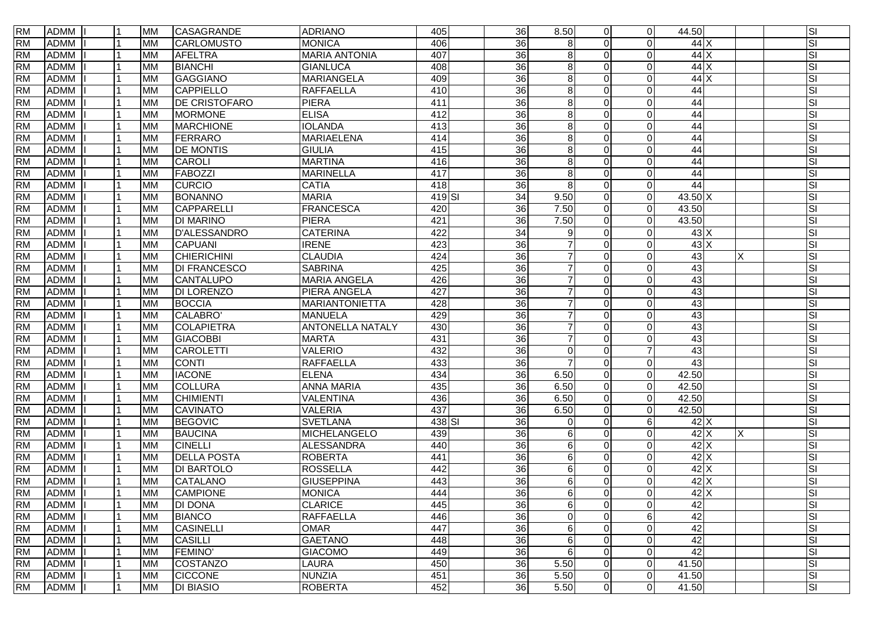| | | | | | | | | | | | | | | | | | |
|---|---|---|---|---|---|---|---|---|---|---|---|---|---|---|---|---|---|
| RM | ADMM | I | 1 | MM | CASAGRANDE | ADRIANO | 405 | | 36 | 8.50 | 0 | 0 | 44.50 | | | | SI |
| RM | ADMM | I | 1 | MM | CARLOMUSTO | MONICA | 406 | | 36 | 8 | 0 | 0 | 44 | X | | | SI |
| RM | ADMM | I | 1 | MM | AFELTRA | MARIA ANTONIA | 407 | | 36 | 8 | 0 | 0 | 44 | X | | | SI |
| RM | ADMM | I | 1 | MM | BIANCHI | GIANLUCA | 408 | | 36 | 8 | 0 | 0 | 44 | X | | | SI |
| RM | ADMM | I | 1 | MM | GAGGIANO | MARIANGELA | 409 | | 36 | 8 | 0 | 0 | 44 | X | | | SI |
| RM | ADMM | I | 1 | MM | CAPPIELLO | RAFFAELLA | 410 | | 36 | 8 | 0 | 0 | 44 | | | | SI |
| RM | ADMM | I | 1 | MM | DE CRISTOFARO | PIERA | 411 | | 36 | 8 | 0 | 0 | 44 | | | | SI |
| RM | ADMM | I | 1 | MM | MORMONE | ELISA | 412 | | 36 | 8 | 0 | 0 | 44 | | | | SI |
| RM | ADMM | I | 1 | MM | MARCHIONE | IOLANDA | 413 | | 36 | 8 | 0 | 0 | 44 | | | | SI |
| RM | ADMM | I | 1 | MM | FERRARO | MARIAELENA | 414 | | 36 | 8 | 0 | 0 | 44 | | | | SI |
| RM | ADMM | I | 1 | MM | DE MONTIS | GIULIA | 415 | | 36 | 8 | 0 | 0 | 44 | | | | SI |
| RM | ADMM | I | 1 | MM | CAROLI | MARTINA | 416 | | 36 | 8 | 0 | 0 | 44 | | | | SI |
| RM | ADMM | I | 1 | MM | FABOZZI | MARINELLA | 417 | | 36 | 8 | 0 | 0 | 44 | | | | SI |
| RM | ADMM | I | 1 | MM | CURCIO | CATIA | 418 | | 36 | 8 | 0 | 0 | 44 | | | | SI |
| RM | ADMM | I | 1 | MM | BONANNO | MARIA | 419 | SI | 34 | 9.50 | 0 | 0 | 43.50 | X | | | SI |
| RM | ADMM | I | 1 | MM | CAPPARELLI | FRANCESCA | 420 | | 36 | 7.50 | 0 | 0 | 43.50 | | | | SI |
| RM | ADMM | I | 1 | MM | DI MARINO | PIERA | 421 | | 36 | 7.50 | 0 | 0 | 43.50 | | | | SI |
| RM | ADMM | I | 1 | MM | D'ALESSANDRO | CATERINA | 422 | | 34 | 9 | 0 | 0 | 43 | X | | | SI |
| RM | ADMM | I | 1 | MM | CAPUANI | IRENE | 423 | | 36 | 7 | 0 | 0 | 43 | X | | | SI |
| RM | ADMM | I | 1 | MM | CHIERICHINI | CLAUDIA | 424 | | 36 | 7 | 0 | 0 | 43 | | X | | SI |
| RM | ADMM | I | 1 | MM | DI FRANCESCO | SABRINA | 425 | | 36 | 7 | 0 | 0 | 43 | | | | SI |
| RM | ADMM | I | 1 | MM | CANTALUPO | MARIA ANGELA | 426 | | 36 | 7 | 0 | 0 | 43 | | | | SI |
| RM | ADMM | I | 1 | MM | DI LORENZO | PIERA ANGELA | 427 | | 36 | 7 | 0 | 0 | 43 | | | | SI |
| RM | ADMM | I | 1 | MM | BOCCIA | MARIANTONIETTA | 428 | | 36 | 7 | 0 | 0 | 43 | | | | SI |
| RM | ADMM | I | 1 | MM | CALABRO' | MANUELA | 429 | | 36 | 7 | 0 | 0 | 43 | | | | SI |
| RM | ADMM | I | 1 | MM | COLAPIETRA | ANTONELLA NATALY | 430 | | 36 | 7 | 0 | 0 | 43 | | | | SI |
| RM | ADMM | I | 1 | MM | GIACOBBI | MARTA | 431 | | 36 | 7 | 0 | 0 | 43 | | | | SI |
| RM | ADMM | I | 1 | MM | CAROLETTI | VALERIO | 432 | | 36 | 0 | 0 | 7 | 43 | | | | SI |
| RM | ADMM | I | 1 | MM | CONTI | RAFFAELLA | 433 | | 36 | 7 | 0 | 0 | 43 | | | | SI |
| RM | ADMM | I | 1 | MM | IACONE | ELENA | 434 | | 36 | 6.50 | 0 | 0 | 42.50 | | | | SI |
| RM | ADMM | I | 1 | MM | COLLURA | ANNA MARIA | 435 | | 36 | 6.50 | 0 | 0 | 42.50 | | | | SI |
| RM | ADMM | I | 1 | MM | CHIMIENTI | VALENTINA | 436 | | 36 | 6.50 | 0 | 0 | 42.50 | | | | SI |
| RM | ADMM | I | 1 | MM | CAVINATO | VALERIA | 437 | | 36 | 6.50 | 0 | 0 | 42.50 | | | | SI |
| RM | ADMM | I | 1 | MM | BEGOVIC | SVETLANA | 438 | SI | 36 | 0 | 0 | 6 | 42 | X | | | SI |
| RM | ADMM | I | 1 | MM | BAUCINA | MICHELANGELO | 439 | | 36 | 6 | 0 | 0 | 42 | X | X | | SI |
| RM | ADMM | I | 1 | MM | CINELLI | ALESSANDRA | 440 | | 36 | 6 | 0 | 0 | 42 | X | | | SI |
| RM | ADMM | I | 1 | MM | DELLA POSTA | ROBERTA | 441 | | 36 | 6 | 0 | 0 | 42 | X | | | SI |
| RM | ADMM | I | 1 | MM | DI BARTOLO | ROSSELLA | 442 | | 36 | 6 | 0 | 0 | 42 | X | | | SI |
| RM | ADMM | I | 1 | MM | CATALANO | GIUSEPPINA | 443 | | 36 | 6 | 0 | 0 | 42 | X | | | SI |
| RM | ADMM | I | 1 | MM | CAMPIONE | MONICA | 444 | | 36 | 6 | 0 | 0 | 42 | X | | | SI |
| RM | ADMM | I | 1 | MM | DI DONA | CLARICE | 445 | | 36 | 6 | 0 | 0 | 42 | | | | SI |
| RM | ADMM | I | 1 | MM | BIANCO | RAFFAELLA | 446 | | 36 | 0 | 0 | 6 | 42 | | | | SI |
| RM | ADMM | I | 1 | MM | CASINELLI | OMAR | 447 | | 36 | 6 | 0 | 0 | 42 | | | | SI |
| RM | ADMM | I | 1 | MM | CASILLI | GAETANO | 448 | | 36 | 6 | 0 | 0 | 42 | | | | SI |
| RM | ADMM | I | 1 | MM | FEMINO' | GIACOMO | 449 | | 36 | 6 | 0 | 0 | 42 | | | | SI |
| RM | ADMM | I | 1 | MM | COSTANZO | LAURA | 450 | | 36 | 5.50 | 0 | 0 | 41.50 | | | | SI |
| RM | ADMM | I | 1 | MM | CICCONE | NUNZIA | 451 | | 36 | 5.50 | 0 | 0 | 41.50 | | | | SI |
| RM | ADMM | I | 1 | MM | DI BIASIO | ROBERTA | 452 | | 36 | 5.50 | 0 | 0 | 41.50 | | | | SI |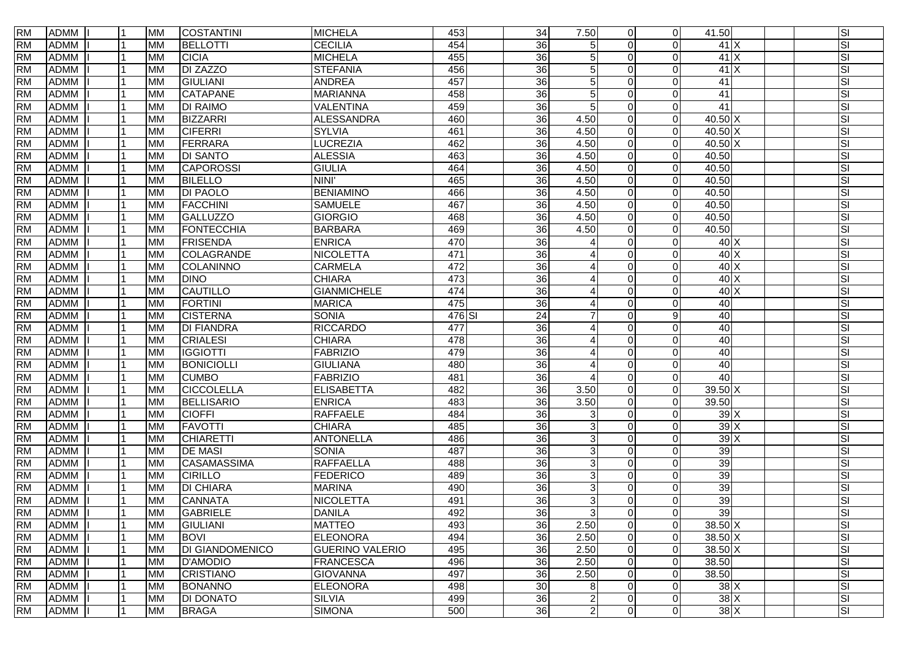| | | | | | | | | | | | | | | | | | |
|---|---|---|---|---|---|---|---|---|---|---|---|---|---|---|---|---|---|
| RM | ADMM | I | 1 | MM | COSTANTINI | MICHELA | 453 | | 34 | 7.50 | 0 | 0 | 41.50 | | | | SI |
| RM | ADMM | I | 1 | MM | BELLOTTI | CECILIA | 454 | | 36 | 5 | 0 | 0 | 41 | X | | | SI |
| RM | ADMM | I | 1 | MM | CICIA | MICHELA | 455 | | 36 | 5 | 0 | 0 | 41 | X | | | SI |
| RM | ADMM | I | 1 | MM | DI ZAZZO | STEFANIA | 456 | | 36 | 5 | 0 | 0 | 41 | X | | | SI |
| RM | ADMM | I | 1 | MM | GIULIANI | ANDREA | 457 | | 36 | 5 | 0 | 0 | 41 | | | | SI |
| RM | ADMM | I | 1 | MM | CATAPANE | MARIANNA | 458 | | 36 | 5 | 0 | 0 | 41 | | | | SI |
| RM | ADMM | I | 1 | MM | DI RAIMO | VALENTINA | 459 | | 36 | 5 | 0 | 0 | 41 | | | | SI |
| RM | ADMM | I | 1 | MM | BIZZARRI | ALESSANDRA | 460 | | 36 | 4.50 | 0 | 0 | 40.50 | X | | | SI |
| RM | ADMM | I | 1 | MM | CIFERRI | SYLVIA | 461 | | 36 | 4.50 | 0 | 0 | 40.50 | X | | | SI |
| RM | ADMM | I | 1 | MM | FERRARA | LUCREZIA | 462 | | 36 | 4.50 | 0 | 0 | 40.50 | X | | | SI |
| RM | ADMM | I | 1 | MM | DI SANTO | ALESSIA | 463 | | 36 | 4.50 | 0 | 0 | 40.50 | | | | SI |
| RM | ADMM | I | 1 | MM | CAPOROSSI | GIULIA | 464 | | 36 | 4.50 | 0 | 0 | 40.50 | | | | SI |
| RM | ADMM | I | 1 | MM | BILELLO | NINI' | 465 | | 36 | 4.50 | 0 | 0 | 40.50 | | | | SI |
| RM | ADMM | I | 1 | MM | DI PAOLO | BENIAMINO | 466 | | 36 | 4.50 | 0 | 0 | 40.50 | | | | SI |
| RM | ADMM | I | 1 | MM | FACCHINI | SAMUELE | 467 | | 36 | 4.50 | 0 | 0 | 40.50 | | | | SI |
| RM | ADMM | I | 1 | MM | GALLUZZO | GIORGIO | 468 | | 36 | 4.50 | 0 | 0 | 40.50 | | | | SI |
| RM | ADMM | I | 1 | MM | FONTECCHIA | BARBARA | 469 | | 36 | 4.50 | 0 | 0 | 40.50 | | | | SI |
| RM | ADMM | I | 1 | MM | FRISENDA | ENRICA | 470 | | 36 | 4 | 0 | 0 | 40 | X | | | SI |
| RM | ADMM | I | 1 | MM | COLAGRANDE | NICOLETTA | 471 | | 36 | 4 | 0 | 0 | 40 | X | | | SI |
| RM | ADMM | I | 1 | MM | COLANINNO | CARMELA | 472 | | 36 | 4 | 0 | 0 | 40 | X | | | SI |
| RM | ADMM | I | 1 | MM | DINO | CHIARA | 473 | | 36 | 4 | 0 | 0 | 40 | X | | | SI |
| RM | ADMM | I | 1 | MM | CAUTILLO | GIANMICHELE | 474 | | 36 | 4 | 0 | 0 | 40 | X | | | SI |
| RM | ADMM | I | 1 | MM | FORTINI | MARICA | 475 | | 36 | 4 | 0 | 0 | 40 | | | | SI |
| RM | ADMM | I | 1 | MM | CISTERNA | SONIA | 476 | SI | 24 | 7 | 0 | 9 | 40 | | | | SI |
| RM | ADMM | I | 1 | MM | DI FIANDRA | RICCARDO | 477 | | 36 | 4 | 0 | 0 | 40 | | | | SI |
| RM | ADMM | I | 1 | MM | CRIALESI | CHIARA | 478 | | 36 | 4 | 0 | 0 | 40 | | | | SI |
| RM | ADMM | I | 1 | MM | IGGIOTTI | FABRIZIO | 479 | | 36 | 4 | 0 | 0 | 40 | | | | SI |
| RM | ADMM | I | 1 | MM | BONICIOLLI | GIULIANA | 480 | | 36 | 4 | 0 | 0 | 40 | | | | SI |
| RM | ADMM | I | 1 | MM | CUMBO | FABRIZIO | 481 | | 36 | 4 | 0 | 0 | 40 | | | | SI |
| RM | ADMM | I | 1 | MM | CICCOLELLA | ELISABETTA | 482 | | 36 | 3.50 | 0 | 0 | 39.50 | X | | | SI |
| RM | ADMM | I | 1 | MM | BELLISARIO | ENRICA | 483 | | 36 | 3.50 | 0 | 0 | 39.50 | | | | SI |
| RM | ADMM | I | 1 | MM | CIOFFI | RAFFAELE | 484 | | 36 | 3 | 0 | 0 | 39 | X | | | SI |
| RM | ADMM | I | 1 | MM | FAVOTTI | CHIARA | 485 | | 36 | 3 | 0 | 0 | 39 | X | | | SI |
| RM | ADMM | I | 1 | MM | CHIARETTI | ANTONELLA | 486 | | 36 | 3 | 0 | 0 | 39 | X | | | SI |
| RM | ADMM | I | 1 | MM | DE MASI | SONIA | 487 | | 36 | 3 | 0 | 0 | 39 | | | | SI |
| RM | ADMM | I | 1 | MM | CASAMASSIMA | RAFFAELLA | 488 | | 36 | 3 | 0 | 0 | 39 | | | | SI |
| RM | ADMM | I | 1 | MM | CIRILLO | FEDERICO | 489 | | 36 | 3 | 0 | 0 | 39 | | | | SI |
| RM | ADMM | I | 1 | MM | DI CHIARA | MARINA | 490 | | 36 | 3 | 0 | 0 | 39 | | | | SI |
| RM | ADMM | I | 1 | MM | CANNATA | NICOLETTA | 491 | | 36 | 3 | 0 | 0 | 39 | | | | SI |
| RM | ADMM | I | 1 | MM | GABRIELE | DANILA | 492 | | 36 | 3 | 0 | 0 | 39 | | | | SI |
| RM | ADMM | I | 1 | MM | GIULIANI | MATTEO | 493 | | 36 | 2.50 | 0 | 0 | 38.50 | X | | | SI |
| RM | ADMM | I | 1 | MM | BOVI | ELEONORA | 494 | | 36 | 2.50 | 0 | 0 | 38.50 | X | | | SI |
| RM | ADMM | I | 1 | MM | DI GIANDOMENICO | GUERINO VALERIO | 495 | | 36 | 2.50 | 0 | 0 | 38.50 | X | | | SI |
| RM | ADMM | I | 1 | MM | D'AMODIO | FRANCESCA | 496 | | 36 | 2.50 | 0 | 0 | 38.50 | | | | SI |
| RM | ADMM | I | 1 | MM | CRISTIANO | GIOVANNA | 497 | | 36 | 2.50 | 0 | 0 | 38.50 | | | | SI |
| RM | ADMM | I | 1 | MM | BONANNO | ELEONORA | 498 | | 30 | 8 | 0 | 0 | 38 | X | | | SI |
| RM | ADMM | I | 1 | MM | DI DONATO | SILVIA | 499 | | 36 | 2 | 0 | 0 | 38 | X | | | SI |
| RM | ADMM | I | 1 | MM | BRAGA | SIMONA | 500 | | 36 | 2 | 0 | 0 | 38 | X | | | SI |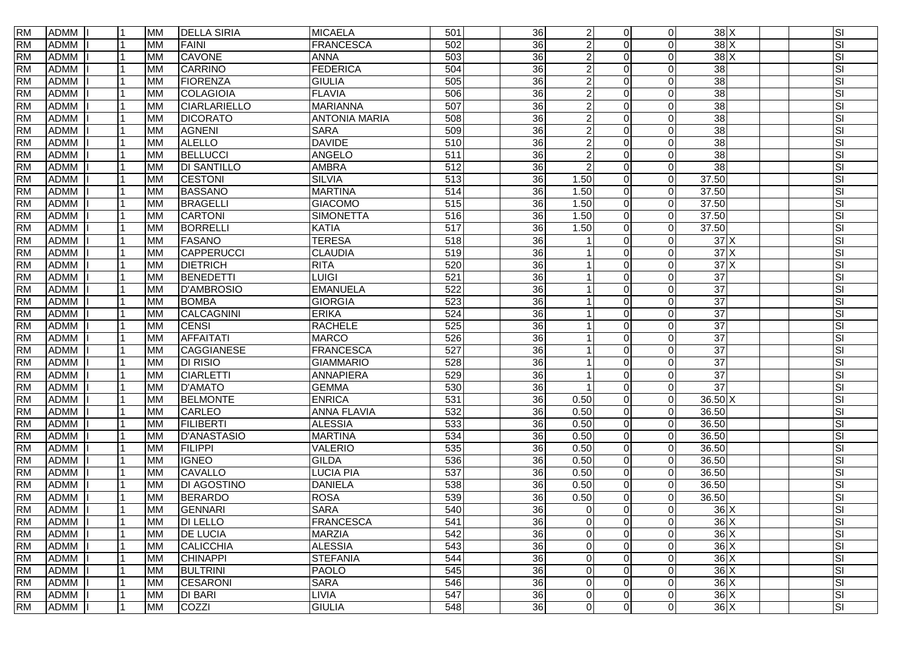| | | | | | | | | | | | | | | | | |
|---|---|---|---|---|---|---|---|---|---|---|---|---|---|---|---|---|
| RM | ADMM | I | 1 | MM | DELLA SIRIA | MICAELA | 501 | | 36 | 2 | 0 | 0 | 38 | X | | SI |
| RM | ADMM | I | 1 | MM | FAINI | FRANCESCA | 502 | | 36 | 2 | 0 | 0 | 38 | X | | SI |
| RM | ADMM | I | 1 | MM | CAVONE | ANNA | 503 | | 36 | 2 | 0 | 0 | 38 | X | | SI |
| RM | ADMM | I | 1 | MM | CARRINO | FEDERICA | 504 | | 36 | 2 | 0 | 0 | 38 | | | SI |
| RM | ADMM | I | 1 | MM | FIORENZA | GIULIA | 505 | | 36 | 2 | 0 | 0 | 38 | | | SI |
| RM | ADMM | I | 1 | MM | COLAGIOIA | FLAVIA | 506 | | 36 | 2 | 0 | 0 | 38 | | | SI |
| RM | ADMM | I | 1 | MM | CIARLARIELLO | MARIANNA | 507 | | 36 | 2 | 0 | 0 | 38 | | | SI |
| RM | ADMM | I | 1 | MM | DICORATO | ANTONIA MARIA | 508 | | 36 | 2 | 0 | 0 | 38 | | | SI |
| RM | ADMM | I | 1 | MM | AGNENI | SARA | 509 | | 36 | 2 | 0 | 0 | 38 | | | SI |
| RM | ADMM | I | 1 | MM | ALELLO | DAVIDE | 510 | | 36 | 2 | 0 | 0 | 38 | | | SI |
| RM | ADMM | I | 1 | MM | BELLUCCI | ANGELO | 511 | | 36 | 2 | 0 | 0 | 38 | | | SI |
| RM | ADMM | I | 1 | MM | DI SANTILLO | AMBRA | 512 | | 36 | 2 | 0 | 0 | 38 | | | SI |
| RM | ADMM | I | 1 | MM | CESTONI | SILVIA | 513 | | 36 | 1.50 | 0 | 0 | 37.50 | | | SI |
| RM | ADMM | I | 1 | MM | BASSANO | MARTINA | 514 | | 36 | 1.50 | 0 | 0 | 37.50 | | | SI |
| RM | ADMM | I | 1 | MM | BRAGELLI | GIACOMO | 515 | | 36 | 1.50 | 0 | 0 | 37.50 | | | SI |
| RM | ADMM | I | 1 | MM | CARTONI | SIMONETTA | 516 | | 36 | 1.50 | 0 | 0 | 37.50 | | | SI |
| RM | ADMM | I | 1 | MM | BORRELLI | KATIA | 517 | | 36 | 1.50 | 0 | 0 | 37.50 | | | SI |
| RM | ADMM | I | 1 | MM | FASANO | TERESA | 518 | | 36 | 1 | 0 | 0 | 37 | X | | SI |
| RM | ADMM | I | 1 | MM | CAPPERUCCI | CLAUDIA | 519 | | 36 | 1 | 0 | 0 | 37 | X | | SI |
| RM | ADMM | I | 1 | MM | DIETRICH | RITA | 520 | | 36 | 1 | 0 | 0 | 37 | X | | SI |
| RM | ADMM | I | 1 | MM | BENEDETTI | LUIGI | 521 | | 36 | 1 | 0 | 0 | 37 | | | SI |
| RM | ADMM | I | 1 | MM | D'AMBROSIO | EMANUELA | 522 | | 36 | 1 | 0 | 0 | 37 | | | SI |
| RM | ADMM | I | 1 | MM | BOMBA | GIORGIA | 523 | | 36 | 1 | 0 | 0 | 37 | | | SI |
| RM | ADMM | I | 1 | MM | CALCAGNINI | ERIKA | 524 | | 36 | 1 | 0 | 0 | 37 | | | SI |
| RM | ADMM | I | 1 | MM | CENSI | RACHELE | 525 | | 36 | 1 | 0 | 0 | 37 | | | SI |
| RM | ADMM | I | 1 | MM | AFFAITATI | MARCO | 526 | | 36 | 1 | 0 | 0 | 37 | | | SI |
| RM | ADMM | I | 1 | MM | CAGGIANESE | FRANCESCA | 527 | | 36 | 1 | 0 | 0 | 37 | | | SI |
| RM | ADMM | I | 1 | MM | DI RISIO | GIAMMARIO | 528 | | 36 | 1 | 0 | 0 | 37 | | | SI |
| RM | ADMM | I | 1 | MM | CIARLETTI | ANNAPIERA | 529 | | 36 | 1 | 0 | 0 | 37 | | | SI |
| RM | ADMM | I | 1 | MM | D'AMATO | GEMMA | 530 | | 36 | 1 | 0 | 0 | 37 | | | SI |
| RM | ADMM | I | 1 | MM | BELMONTE | ENRICA | 531 | | 36 | 0.50 | 0 | 0 | 36.50 | X | | SI |
| RM | ADMM | I | 1 | MM | CARLEO | ANNA FLAVIA | 532 | | 36 | 0.50 | 0 | 0 | 36.50 | | | SI |
| RM | ADMM | I | 1 | MM | FILIBERTI | ALESSIA | 533 | | 36 | 0.50 | 0 | 0 | 36.50 | | | SI |
| RM | ADMM | I | 1 | MM | D'ANASTASIO | MARTINA | 534 | | 36 | 0.50 | 0 | 0 | 36.50 | | | SI |
| RM | ADMM | I | 1 | MM | FILIPPI | VALERIO | 535 | | 36 | 0.50 | 0 | 0 | 36.50 | | | SI |
| RM | ADMM | I | 1 | MM | IGNEO | GILDA | 536 | | 36 | 0.50 | 0 | 0 | 36.50 | | | SI |
| RM | ADMM | I | 1 | MM | CAVALLO | LUCIA PIA | 537 | | 36 | 0.50 | 0 | 0 | 36.50 | | | SI |
| RM | ADMM | I | 1 | MM | DI AGOSTINO | DANIELA | 538 | | 36 | 0.50 | 0 | 0 | 36.50 | | | SI |
| RM | ADMM | I | 1 | MM | BERARDO | ROSA | 539 | | 36 | 0.50 | 0 | 0 | 36.50 | | | SI |
| RM | ADMM | I | 1 | MM | GENNARI | SARA | 540 | | 36 | 0 | 0 | 0 | 36 | X | | SI |
| RM | ADMM | I | 1 | MM | DI LELLO | FRANCESCA | 541 | | 36 | 0 | 0 | 0 | 36 | X | | SI |
| RM | ADMM | I | 1 | MM | DE LUCIA | MARZIA | 542 | | 36 | 0 | 0 | 0 | 36 | X | | SI |
| RM | ADMM | I | 1 | MM | CALICCHIA | ALESSIA | 543 | | 36 | 0 | 0 | 0 | 36 | X | | SI |
| RM | ADMM | I | 1 | MM | CHINAPPI | STEFANIA | 544 | | 36 | 0 | 0 | 0 | 36 | X | | SI |
| RM | ADMM | I | 1 | MM | BULTRINI | PAOLO | 545 | | 36 | 0 | 0 | 0 | 36 | X | | SI |
| RM | ADMM | I | 1 | MM | CESARONI | SARA | 546 | | 36 | 0 | 0 | 0 | 36 | X | | SI |
| RM | ADMM | I | 1 | MM | DI BARI | LIVIA | 547 | | 36 | 0 | 0 | 0 | 36 | X | | SI |
| RM | ADMM | I | 1 | MM | COZZI | GIULIA | 548 | | 36 | 0 | 0 | 0 | 36 | X | | SI |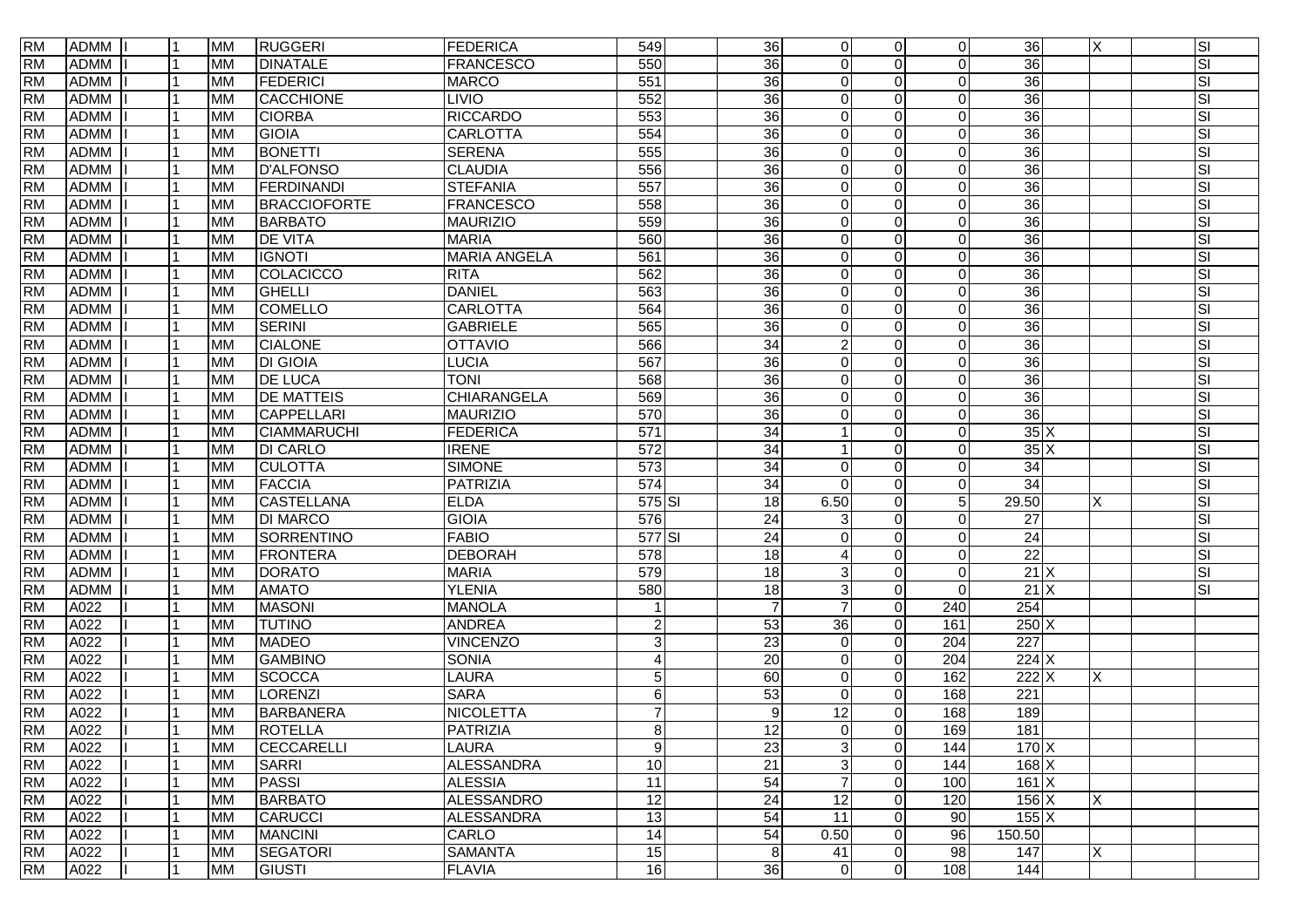| | | | | | | | | | | | | | | | | | |
|---|---|---|---|---|---|---|---|---|---|---|---|---|---|---|---|---|---|
| RM | ADMM | I | 1 | MM | RUGGERI | FEDERICA | 549 | | 36 | 0 | 0 | 0 | 36 | | X | | SI |
| RM | ADMM | I | 1 | MM | DINATALE | FRANCESCO | 550 | | 36 | 0 | 0 | 0 | 36 | | | | SI |
| RM | ADMM | I | 1 | MM | FEDERICI | MARCO | 551 | | 36 | 0 | 0 | 0 | 36 | | | | SI |
| RM | ADMM | I | 1 | MM | CACCHIONE | LIVIO | 552 | | 36 | 0 | 0 | 0 | 36 | | | | SI |
| RM | ADMM | I | 1 | MM | CIORBA | RICCARDO | 553 | | 36 | 0 | 0 | 0 | 36 | | | | SI |
| RM | ADMM | I | 1 | MM | GIOIA | CARLOTTA | 554 | | 36 | 0 | 0 | 0 | 36 | | | | SI |
| RM | ADMM | I | 1 | MM | BONETTI | SERENA | 555 | | 36 | 0 | 0 | 0 | 36 | | | | SI |
| RM | ADMM | I | 1 | MM | D'ALFONSO | CLAUDIA | 556 | | 36 | 0 | 0 | 0 | 36 | | | | SI |
| RM | ADMM | I | 1 | MM | FERDINANDI | STEFANIA | 557 | | 36 | 0 | 0 | 0 | 36 | | | | SI |
| RM | ADMM | I | 1 | MM | BRACCIOFORTE | FRANCESCO | 558 | | 36 | 0 | 0 | 0 | 36 | | | | SI |
| RM | ADMM | I | 1 | MM | BARBATO | MAURIZIO | 559 | | 36 | 0 | 0 | 0 | 36 | | | | SI |
| RM | ADMM | I | 1 | MM | DE VITA | MARIA | 560 | | 36 | 0 | 0 | 0 | 36 | | | | SI |
| RM | ADMM | I | 1 | MM | IGNOTI | MARIA ANGELA | 561 | | 36 | 0 | 0 | 0 | 36 | | | | SI |
| RM | ADMM | I | 1 | MM | COLACICCO | RITA | 562 | | 36 | 0 | 0 | 0 | 36 | | | | SI |
| RM | ADMM | I | 1 | MM | GHELLI | DANIEL | 563 | | 36 | 0 | 0 | 0 | 36 | | | | SI |
| RM | ADMM | I | 1 | MM | COMELLO | CARLOTTA | 564 | | 36 | 0 | 0 | 0 | 36 | | | | SI |
| RM | ADMM | I | 1 | MM | SERINI | GABRIELE | 565 | | 36 | 0 | 0 | 0 | 36 | | | | SI |
| RM | ADMM | I | 1 | MM | CIALONE | OTTAVIO | 566 | | 34 | 2 | 0 | 0 | 36 | | | | SI |
| RM | ADMM | I | 1 | MM | DI GIOIA | LUCIA | 567 | | 36 | 0 | 0 | 0 | 36 | | | | SI |
| RM | ADMM | I | 1 | MM | DE LUCA | TONI | 568 | | 36 | 0 | 0 | 0 | 36 | | | | SI |
| RM | ADMM | I | 1 | MM | DE MATTEIS | CHIARANGELA | 569 | | 36 | 0 | 0 | 0 | 36 | | | | SI |
| RM | ADMM | I | 1 | MM | CAPPELLARI | MAURIZIO | 570 | | 36 | 0 | 0 | 0 | 36 | | | | SI |
| RM | ADMM | I | 1 | MM | CIAMMARUCHI | FEDERICA | 571 | | 34 | 1 | 0 | 0 | 35 | X | | | SI |
| RM | ADMM | I | 1 | MM | DI CARLO | IRENE | 572 | | 34 | 1 | 0 | 0 | 35 | X | | | SI |
| RM | ADMM | I | 1 | MM | CULOTTA | SIMONE | 573 | | 34 | 0 | 0 | 0 | 34 | | | | SI |
| RM | ADMM | I | 1 | MM | FACCIA | PATRIZIA | 574 | | 34 | 0 | 0 | 0 | 34 | | | | SI |
| RM | ADMM | I | 1 | MM | CASTELLANA | ELDA | 575 | SI | 18 | 6.50 | 0 | 5 | 29.50 | | X | | SI |
| RM | ADMM | I | 1 | MM | DI MARCO | GIOIA | 576 | | 24 | 3 | 0 | 0 | 27 | | | | SI |
| RM | ADMM | I | 1 | MM | SORRENTINO | FABIO | 577 | SI | 24 | 0 | 0 | 0 | 24 | | | | SI |
| RM | ADMM | I | 1 | MM | FRONTERA | DEBORAH | 578 | | 18 | 4 | 0 | 0 | 22 | | | | SI |
| RM | ADMM | I | 1 | MM | DORATO | MARIA | 579 | | 18 | 3 | 0 | 0 | 21 | X | | | SI |
| RM | ADMM | I | 1 | MM | AMATO | YLENIA | 580 | | 18 | 3 | 0 | 0 | 21 | X | | | SI |
| RM | A022 | I | 1 | MM | MASONI | MANOLA | 1 | | 7 | 7 | 0 | 240 | 254 | | | | |
| RM | A022 | I | 1 | MM | TUTINO | ANDREA | 2 | | 53 | 36 | 0 | 161 | 250 | X | | | |
| RM | A022 | I | 1 | MM | MADEO | VINCENZO | 3 | | 23 | 0 | 0 | 204 | 227 | | | | |
| RM | A022 | I | 1 | MM | GAMBINO | SONIA | 4 | | 20 | 0 | 0 | 204 | 224 | X | | | |
| RM | A022 | I | 1 | MM | SCOCCA | LAURA | 5 | | 60 | 0 | 0 | 162 | 222 | X | X | | |
| RM | A022 | I | 1 | MM | LORENZI | SARA | 6 | | 53 | 0 | 0 | 168 | 221 | | | | |
| RM | A022 | I | 1 | MM | BARBANERA | NICOLETTA | 7 | | 9 | 12 | 0 | 168 | 189 | | | | |
| RM | A022 | I | 1 | MM | ROTELLA | PATRIZIA | 8 | | 12 | 0 | 0 | 169 | 181 | | | | |
| RM | A022 | I | 1 | MM | CECCARELLI | LAURA | 9 | | 23 | 3 | 0 | 144 | 170 | X | | | |
| RM | A022 | I | 1 | MM | SARRI | ALESSANDRA | 10 | | 21 | 3 | 0 | 144 | 168 | X | | | |
| RM | A022 | I | 1 | MM | PASSI | ALESSIA | 11 | | 54 | 7 | 0 | 100 | 161 | X | | | |
| RM | A022 | I | 1 | MM | BARBATO | ALESSANDRO | 12 | | 24 | 12 | 0 | 120 | 156 | X | X | | |
| RM | A022 | I | 1 | MM | CARUCCI | ALESSANDRA | 13 | | 54 | 11 | 0 | 90 | 155 | X | | | |
| RM | A022 | I | 1 | MM | MANCINI | CARLO | 14 | | 54 | 0.50 | 0 | 96 | 150.50 | | | | |
| RM | A022 | I | 1 | MM | SEGATORI | SAMANTA | 15 | | 8 | 41 | 0 | 98 | 147 | | X | | |
| RM | A022 | I | 1 | MM | GIUSTI | FLAVIA | 16 | | 36 | 0 | 0 | 108 | 144 | | | | |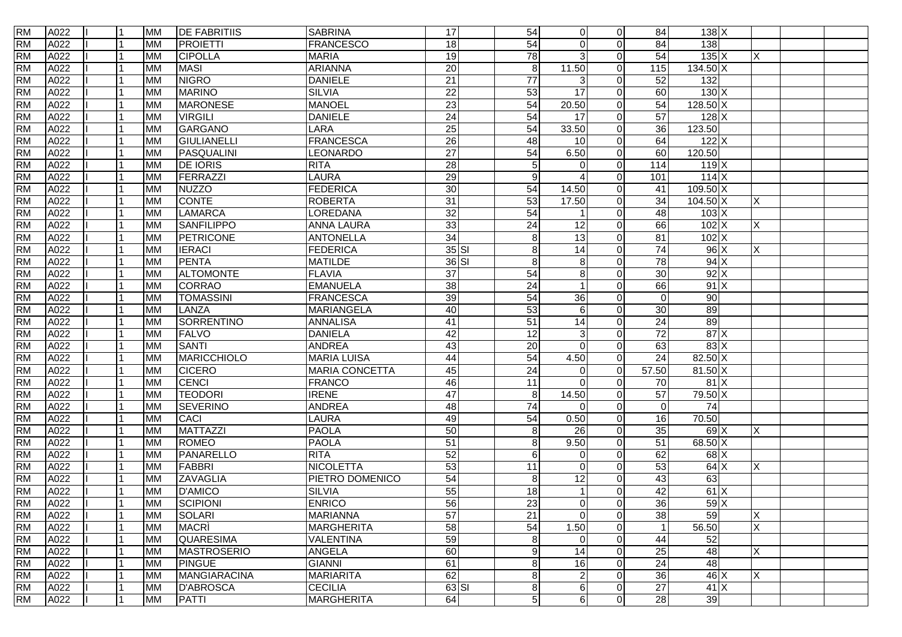| | | | | | | | | | | | | | | | | | |
|---|---|---|---|---|---|---|---|---|---|---|---|---|---|---|---|---|---|
| RM | A022 | I | 1 | MM | DE FABRITIIS | SABRINA | 17 | | 54 | 0 | 0 | 84 | 138 | X | | | |
| RM | A022 | I | 1 | MM | PROIETTI | FRANCESCO | 18 | | 54 | 0 | 0 | 84 | 138 | | | | |
| RM | A022 | I | 1 | MM | CIPOLLA | MARIA | 19 | | 78 | 3 | 0 | 54 | 135 | X | X | | |
| RM | A022 | I | 1 | MM | MASI | ARIANNA | 20 | | 8 | 11.50 | 0 | 115 | 134.50 | X | | | |
| RM | A022 | I | 1 | MM | NIGRO | DANIELE | 21 | | 77 | 3 | 0 | 52 | 132 | | | | |
| RM | A022 | I | 1 | MM | MARINO | SILVIA | 22 | | 53 | 17 | 0 | 60 | 130 | X | | | |
| RM | A022 | I | 1 | MM | MARONESE | MANOEL | 23 | | 54 | 20.50 | 0 | 54 | 128.50 | X | | | |
| RM | A022 | I | 1 | MM | VIRGILI | DANIELE | 24 | | 54 | 17 | 0 | 57 | 128 | X | | | |
| RM | A022 | I | 1 | MM | GARGANO | LARA | 25 | | 54 | 33.50 | 0 | 36 | 123.50 | | | | |
| RM | A022 | I | 1 | MM | GIULIANELLI | FRANCESCA | 26 | | 48 | 10 | 0 | 64 | 122 | X | | | |
| RM | A022 | I | 1 | MM | PASQUALINI | LEONARDO | 27 | | 54 | 6.50 | 0 | 60 | 120.50 | | | | |
| RM | A022 | I | 1 | MM | DE IORIS | RITA | 28 | | 5 | 0 | 0 | 114 | 119 | X | | | |
| RM | A022 | I | 1 | MM | FERRAZZI | LAURA | 29 | | 9 | 4 | 0 | 101 | 114 | X | | | |
| RM | A022 | I | 1 | MM | NUZZO | FEDERICA | 30 | | 54 | 14.50 | 0 | 41 | 109.50 | X | | | |
| RM | A022 | I | 1 | MM | CONTE | ROBERTA | 31 | | 53 | 17.50 | 0 | 34 | 104.50 | X | X | | |
| RM | A022 | I | 1 | MM | LAMARCA | LOREDANA | 32 | | 54 | 1 | 0 | 48 | 103 | X | | | |
| RM | A022 | I | 1 | MM | SANFILIPPO | ANNA LAURA | 33 | | 24 | 12 | 0 | 66 | 102 | X | X | | |
| RM | A022 | I | 1 | MM | PETRICONE | ANTONELLA | 34 | | 8 | 13 | 0 | 81 | 102 | X | | | |
| RM | A022 | I | 1 | MM | IERACI | FEDERICA | 35 | SI | 8 | 14 | 0 | 74 | 96 | X | X | | |
| RM | A022 | I | 1 | MM | PENTA | MATILDE | 36 | SI | 8 | 8 | 0 | 78 | 94 | X | | | |
| RM | A022 | I | 1 | MM | ALTOMONTE | FLAVIA | 37 | | 54 | 8 | 0 | 30 | 92 | X | | | |
| RM | A022 | I | 1 | MM | CORRAO | EMANUELA | 38 | | 24 | 1 | 0 | 66 | 91 | X | | | |
| RM | A022 | I | 1 | MM | TOMASSINI | FRANCESCA | 39 | | 54 | 36 | 0 | 0 | 90 | | | | |
| RM | A022 | I | 1 | MM | LANZA | MARIANGELA | 40 | | 53 | 6 | 0 | 30 | 89 | | | | |
| RM | A022 | I | 1 | MM | SORRENTINO | ANNALISA | 41 | | 51 | 14 | 0 | 24 | 89 | | | | |
| RM | A022 | I | 1 | MM | FALVO | DANIELA | 42 | | 12 | 3 | 0 | 72 | 87 | X | | | |
| RM | A022 | I | 1 | MM | SANTI | ANDREA | 43 | | 20 | 0 | 0 | 63 | 83 | X | | | |
| RM | A022 | I | 1 | MM | MARICCHIOLO | MARIA LUISA | 44 | | 54 | 4.50 | 0 | 24 | 82.50 | X | | | |
| RM | A022 | I | 1 | MM | CICERO | MARIA CONCETTA | 45 | | 24 | 0 | 0 | 57.50 | 81.50 | X | | | |
| RM | A022 | I | 1 | MM | CENCI | FRANCO | 46 | | 11 | 0 | 0 | 70 | 81 | X | | | |
| RM | A022 | I | 1 | MM | TEODORI | IRENE | 47 | | 8 | 14.50 | 0 | 57 | 79.50 | X | | | |
| RM | A022 | I | 1 | MM | SEVERINO | ANDREA | 48 | | 74 | 0 | 0 | 0 | 74 | | | | |
| RM | A022 | I | 1 | MM | CACI | LAURA | 49 | | 54 | 0.50 | 0 | 16 | 70.50 | | | | |
| RM | A022 | I | 1 | MM | MATTAZZI | PAOLA | 50 | | 8 | 26 | 0 | 35 | 69 | X | X | | |
| RM | A022 | I | 1 | MM | ROMEO | PAOLA | 51 | | 8 | 9.50 | 0 | 51 | 68.50 | X | | | |
| RM | A022 | I | 1 | MM | PANARELLO | RITA | 52 | | 6 | 0 | 0 | 62 | 68 | X | | | |
| RM | A022 | I | 1 | MM | FABBRI | NICOLETTA | 53 | | 11 | 0 | 0 | 53 | 64 | X | X | | |
| RM | A022 | I | 1 | MM | ZAVAGLIA | PIETRO DOMENICO | 54 | | 8 | 12 | 0 | 43 | 63 | | | | |
| RM | A022 | I | 1 | MM | D'AMICO | SILVIA | 55 | | 18 | 1 | 0 | 42 | 61 | X | | | |
| RM | A022 | I | 1 | MM | SCIPIONI | ENRICO | 56 | | 23 | 0 | 0 | 36 | 59 | X | | | |
| RM | A022 | I | 1 | MM | SOLARI | MARIANNA | 57 | | 21 | 0 | 0 | 38 | 59 | | X | | |
| RM | A022 | I | 1 | MM | MACRÌ | MARGHERITA | 58 | | 54 | 1.50 | 0 | 1 | 56.50 | | X | | |
| RM | A022 | I | 1 | MM | QUARESIMA | VALENTINA | 59 | | 8 | 0 | 0 | 44 | 52 | | | | |
| RM | A022 | I | 1 | MM | MASTROSERIO | ANGELA | 60 | | 9 | 14 | 0 | 25 | 48 | | X | | |
| RM | A022 | I | 1 | MM | PINGUE | GIANNI | 61 | | 8 | 16 | 0 | 24 | 48 | | | | |
| RM | A022 | I | 1 | MM | MANGIARACINA | MARIARITA | 62 | | 8 | 2 | 0 | 36 | 46 | X | X | | |
| RM | A022 | I | 1 | MM | D'ABROSCA | CECILIA | 63 | SI | 8 | 6 | 0 | 27 | 41 | X | | | |
| RM | A022 | I | 1 | MM | PATTI | MARGHERITA | 64 | | 5 | 6 | 0 | 28 | 39 | | | | |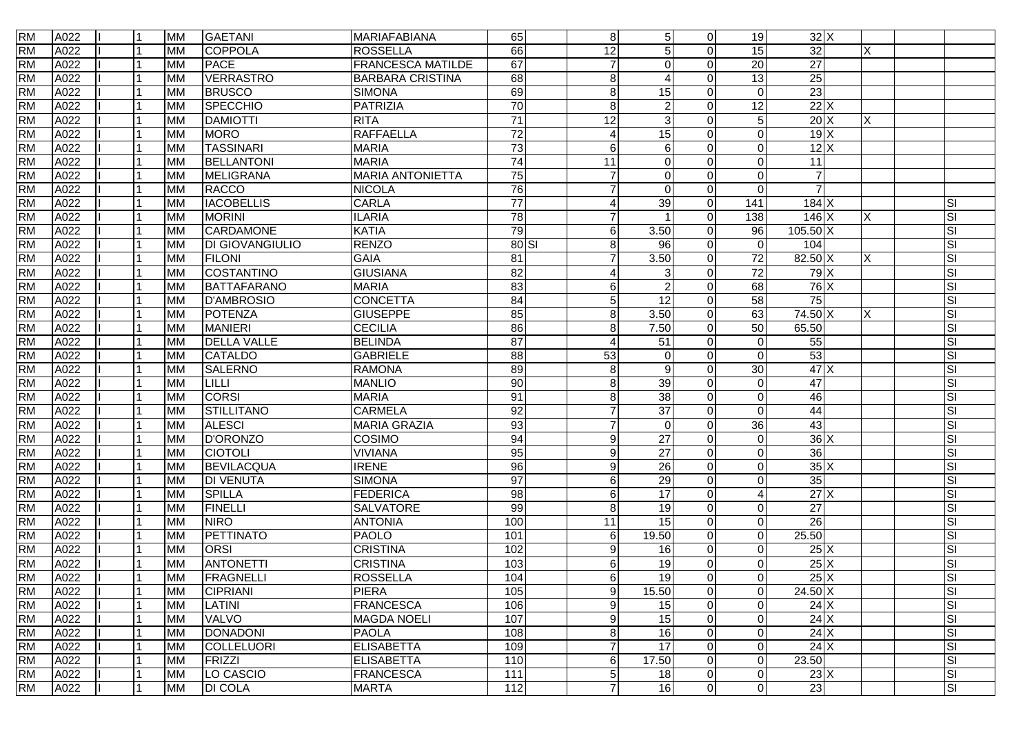| | | | | | | | | | | | | | | | | | |
|---|---|---|---|---|---|---|---|---|---|---|---|---|---|---|---|---|---|
| RM | A022 | I | 1 | MM | GAETANI | MARIAFABIANA | 65 | | 8 | 5 | 0 | 19 | 32 | X | | | |
| RM | A022 | I | 1 | MM | COPPOLA | ROSSELLA | 66 | | 12 | 5 | 0 | 15 | 32 | | X | | |
| RM | A022 | I | 1 | MM | PACE | FRANCESCA MATILDE | 67 | | 7 | 0 | 0 | 20 | 27 | | | | |
| RM | A022 | I | 1 | MM | VERRASTRO | BARBARA CRISTINA | 68 | | 8 | 4 | 0 | 13 | 25 | | | | |
| RM | A022 | I | 1 | MM | BRUSCO | SIMONA | 69 | | 8 | 15 | 0 | 0 | 23 | | | | |
| RM | A022 | I | 1 | MM | SPECCHIO | PATRIZIA | 70 | | 8 | 2 | 0 | 12 | 22 | X | | | |
| RM | A022 | I | 1 | MM | DAMIOTTI | RITA | 71 | | 12 | 3 | 0 | 5 | 20 | X | X | | |
| RM | A022 | I | 1 | MM | MORO | RAFFAELLA | 72 | | 4 | 15 | 0 | 0 | 19 | X | | | |
| RM | A022 | I | 1 | MM | TASSINARI | MARIA | 73 | | 6 | 6 | 0 | 0 | 12 | X | | | |
| RM | A022 | I | 1 | MM | BELLANTONI | MARIA | 74 | | 11 | 0 | 0 | 0 | 11 | | | | |
| RM | A022 | I | 1 | MM | MELIGRANA | MARIA ANTONIETTA | 75 | | 7 | 0 | 0 | 0 | 7 | | | | |
| RM | A022 | I | 1 | MM | RACCO | NICOLA | 76 | | 7 | 0 | 0 | 0 | 7 | | | | |
| RM | A022 | I | 1 | MM | IACOBELLIS | CARLA | 77 | | 4 | 39 | 0 | 141 | 184 | X | | | SI |
| RM | A022 | I | 1 | MM | MORINI | ILARIA | 78 | | 7 | 1 | 0 | 138 | 146 | X | X | | SI |
| RM | A022 | I | 1 | MM | CARDAMONE | KATIA | 79 | | 6 | 3.50 | 0 | 96 | 105.50 | X | | | SI |
| RM | A022 | I | 1 | MM | DI GIOVANGIULIO | RENZO | 80 | SI | 8 | 96 | 0 | 0 | 104 | | | | SI |
| RM | A022 | I | 1 | MM | FILONI | GAIA | 81 | | 7 | 3.50 | 0 | 72 | 82.50 | X | X | | SI |
| RM | A022 | I | 1 | MM | COSTANTINO | GIUSIANA | 82 | | 4 | 3 | 0 | 72 | 79 | X | | | SI |
| RM | A022 | I | 1 | MM | BATTAFARANO | MARIA | 83 | | 6 | 2 | 0 | 68 | 76 | X | | | SI |
| RM | A022 | I | 1 | MM | D'AMBROSIO | CONCETTA | 84 | | 5 | 12 | 0 | 58 | 75 | | | | SI |
| RM | A022 | I | 1 | MM | POTENZA | GIUSEPPE | 85 | | 8 | 3.50 | 0 | 63 | 74.50 | X | X | | SI |
| RM | A022 | I | 1 | MM | MANIERI | CECILIA | 86 | | 8 | 7.50 | 0 | 50 | 65.50 | | | | SI |
| RM | A022 | I | 1 | MM | DELLA VALLE | BELINDA | 87 | | 4 | 51 | 0 | 0 | 55 | | | | SI |
| RM | A022 | I | 1 | MM | CATALDO | GABRIELE | 88 | | 53 | 0 | 0 | 0 | 53 | | | | SI |
| RM | A022 | I | 1 | MM | SALERNO | RAMONA | 89 | | 8 | 9 | 0 | 30 | 47 | X | | | SI |
| RM | A022 | I | 1 | MM | LILLI | MANLIO | 90 | | 8 | 39 | 0 | 0 | 47 | | | | SI |
| RM | A022 | I | 1 | MM | CORSI | MARIA | 91 | | 8 | 38 | 0 | 0 | 46 | | | | SI |
| RM | A022 | I | 1 | MM | STILLITANO | CARMELA | 92 | | 7 | 37 | 0 | 0 | 44 | | | | SI |
| RM | A022 | I | 1 | MM | ALESCI | MARIA GRAZIA | 93 | | 7 | 0 | 0 | 36 | 43 | | | | SI |
| RM | A022 | I | 1 | MM | D'ORONZO | COSIMO | 94 | | 9 | 27 | 0 | 0 | 36 | X | | | SI |
| RM | A022 | I | 1 | MM | CIOTOLI | VIVIANA | 95 | | 9 | 27 | 0 | 0 | 36 | | | | SI |
| RM | A022 | I | 1 | MM | BEVILACQUA | IRENE | 96 | | 9 | 26 | 0 | 0 | 35 | X | | | SI |
| RM | A022 | I | 1 | MM | DI VENUTA | SIMONA | 97 | | 6 | 29 | 0 | 0 | 35 | | | | SI |
| RM | A022 | I | 1 | MM | SPILLA | FEDERICA | 98 | | 6 | 17 | 0 | 4 | 27 | X | | | SI |
| RM | A022 | I | 1 | MM | FINELLI | SALVATORE | 99 | | 8 | 19 | 0 | 0 | 27 | | | | SI |
| RM | A022 | I | 1 | MM | NIRO | ANTONIA | 100 | | 11 | 15 | 0 | 0 | 26 | | | | SI |
| RM | A022 | I | 1 | MM | PETTINATO | PAOLO | 101 | | 6 | 19.50 | 0 | 0 | 25.50 | | | | SI |
| RM | A022 | I | 1 | MM | ORSI | CRISTINA | 102 | | 9 | 16 | 0 | 0 | 25 | X | | | SI |
| RM | A022 | I | 1 | MM | ANTONETTI | CRISTINA | 103 | | 6 | 19 | 0 | 0 | 25 | X | | | SI |
| RM | A022 | I | 1 | MM | FRAGNELLI | ROSSELLA | 104 | | 6 | 19 | 0 | 0 | 25 | X | | | SI |
| RM | A022 | I | 1 | MM | CIPRIANI | PIERA | 105 | | 9 | 15.50 | 0 | 0 | 24.50 | X | | | SI |
| RM | A022 | I | 1 | MM | LATINI | FRANCESCA | 106 | | 9 | 15 | 0 | 0 | 24 | X | | | SI |
| RM | A022 | I | 1 | MM | VALVO | MAGDA NOELI | 107 | | 9 | 15 | 0 | 0 | 24 | X | | | SI |
| RM | A022 | I | 1 | MM | DONADONI | PAOLA | 108 | | 8 | 16 | 0 | 0 | 24 | X | | | SI |
| RM | A022 | I | 1 | MM | COLLELUORI | ELISABETTA | 109 | | 7 | 17 | 0 | 0 | 24 | X | | | SI |
| RM | A022 | I | 1 | MM | FRIZZI | ELISABETTA | 110 | | 6 | 17.50 | 0 | 0 | 23.50 | | | | SI |
| RM | A022 | I | 1 | MM | LO CASCIO | FRANCESCA | 111 | | 5 | 18 | 0 | 0 | 23 | X | | | SI |
| RM | A022 | I | 1 | MM | DI COLA | MARTA | 112 | | 7 | 16 | 0 | 0 | 23 | | | | SI |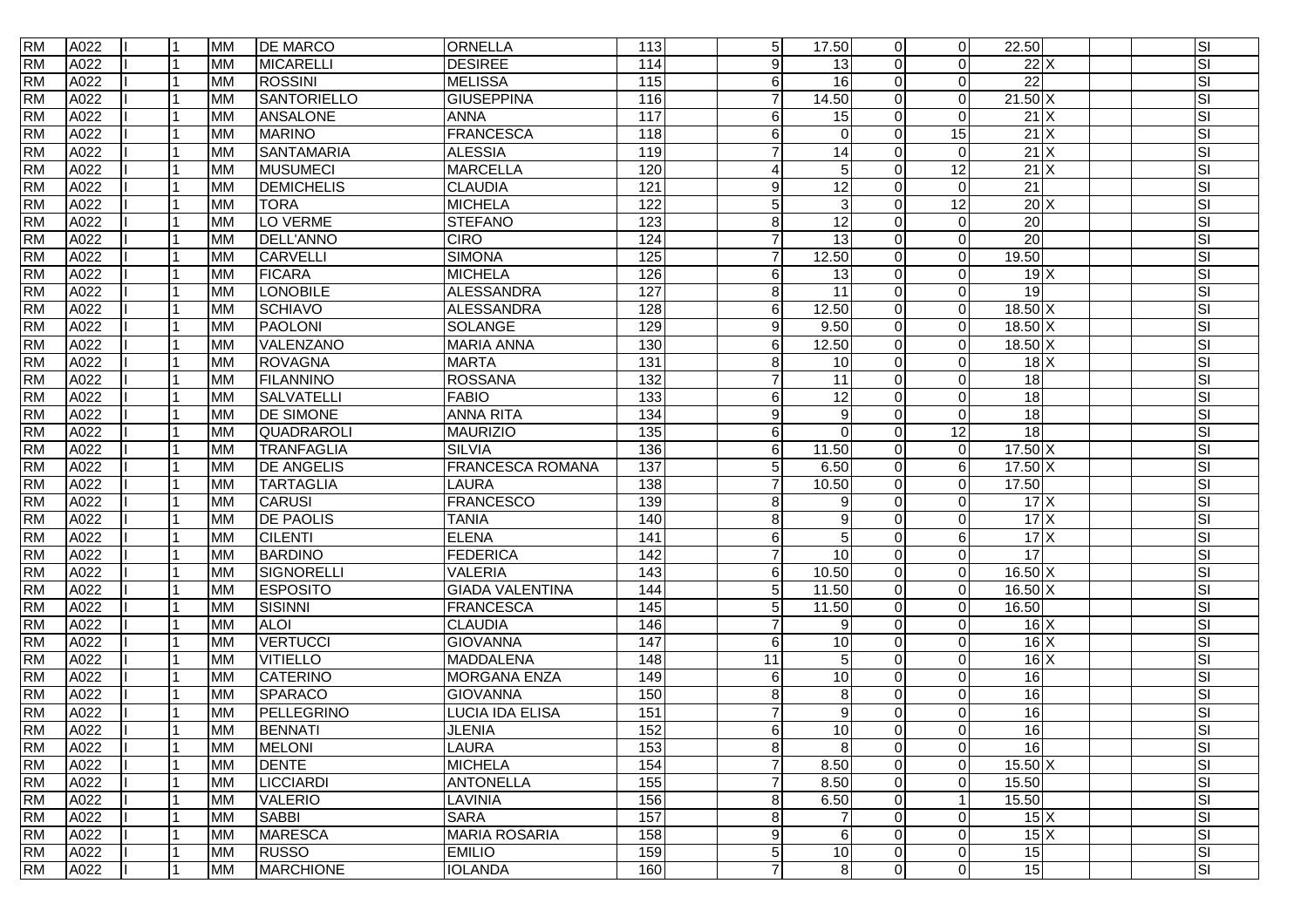| | | | | | | | | | | | | | | | | | |
|---|---|---|---|---|---|---|---|---|---|---|---|---|---|---|---|---|---|
| RM | A022 | I | 1 | MM | DE MARCO | ORNELLA | 113 | | 5 | 17.50 | 0 | 0 | 22.50 | | | | SI |
| RM | A022 | I | 1 | MM | MICARELLI | DESIREE | 114 | | 9 | 13 | 0 | 0 | 22 | X | | | SI |
| RM | A022 | I | 1 | MM | ROSSINI | MELISSA | 115 | | 6 | 16 | 0 | 0 | 22 | | | | SI |
| RM | A022 | I | 1 | MM | SANTORIELLO | GIUSEPPINA | 116 | | 7 | 14.50 | 0 | 0 | 21.50 | X | | | SI |
| RM | A022 | I | 1 | MM | ANSALONE | ANNA | 117 | | 6 | 15 | 0 | 0 | 21 | X | | | SI |
| RM | A022 | I | 1 | MM | MARINO | FRANCESCA | 118 | | 6 | 0 | 0 | 15 | 21 | X | | | SI |
| RM | A022 | I | 1 | MM | SANTAMARIA | ALESSIA | 119 | | 7 | 14 | 0 | 0 | 21 | X | | | SI |
| RM | A022 | I | 1 | MM | MUSUMECI | MARCELLA | 120 | | 4 | 5 | 0 | 12 | 21 | X | | | SI |
| RM | A022 | I | 1 | MM | DEMICHELIS | CLAUDIA | 121 | | 9 | 12 | 0 | 0 | 21 | | | | SI |
| RM | A022 | I | 1 | MM | TORA | MICHELA | 122 | | 5 | 3 | 0 | 12 | 20 | X | | | SI |
| RM | A022 | I | 1 | MM | LO VERME | STEFANO | 123 | | 8 | 12 | 0 | 0 | 20 | | | | SI |
| RM | A022 | I | 1 | MM | DELL'ANNO | CIRO | 124 | | 7 | 13 | 0 | 0 | 20 | | | | SI |
| RM | A022 | I | 1 | MM | CARVELLI | SIMONA | 125 | | 7 | 12.50 | 0 | 0 | 19.50 | | | | SI |
| RM | A022 | I | 1 | MM | FICARA | MICHELA | 126 | | 6 | 13 | 0 | 0 | 19 | X | | | SI |
| RM | A022 | I | 1 | MM | LONOBILE | ALESSANDRA | 127 | | 8 | 11 | 0 | 0 | 19 | | | | SI |
| RM | A022 | I | 1 | MM | SCHIAVO | ALESSANDRA | 128 | | 6 | 12.50 | 0 | 0 | 18.50 | X | | | SI |
| RM | A022 | I | 1 | MM | PAOLONI | SOLANGE | 129 | | 9 | 9.50 | 0 | 0 | 18.50 | X | | | SI |
| RM | A022 | I | 1 | MM | VALENZANO | MARIA ANNA | 130 | | 6 | 12.50 | 0 | 0 | 18.50 | X | | | SI |
| RM | A022 | I | 1 | MM | ROVAGNA | MARTA | 131 | | 8 | 10 | 0 | 0 | 18 | X | | | SI |
| RM | A022 | I | 1 | MM | FILANNINO | ROSSANA | 132 | | 7 | 11 | 0 | 0 | 18 | | | | SI |
| RM | A022 | I | 1 | MM | SALVATELLI | FABIO | 133 | | 6 | 12 | 0 | 0 | 18 | | | | SI |
| RM | A022 | I | 1 | MM | DE SIMONE | ANNA RITA | 134 | | 9 | 9 | 0 | 0 | 18 | | | | SI |
| RM | A022 | I | 1 | MM | QUADRAROLI | MAURIZIO | 135 | | 6 | 0 | 0 | 12 | 18 | | | | SI |
| RM | A022 | I | 1 | MM | TRANFAGLIA | SILVIA | 136 | | 6 | 11.50 | 0 | 0 | 17.50 | X | | | SI |
| RM | A022 | I | 1 | MM | DE ANGELIS | FRANCESCA ROMANA | 137 | | 5 | 6.50 | 0 | 6 | 17.50 | X | | | SI |
| RM | A022 | I | 1 | MM | TARTAGLIA | LAURA | 138 | | 7 | 10.50 | 0 | 0 | 17.50 | | | | SI |
| RM | A022 | I | 1 | MM | CARUSI | FRANCESCO | 139 | | 8 | 9 | 0 | 0 | 17 | X | | | SI |
| RM | A022 | I | 1 | MM | DE PAOLIS | TANIA | 140 | | 8 | 9 | 0 | 0 | 17 | X | | | SI |
| RM | A022 | I | 1 | MM | CILENTI | ELENA | 141 | | 6 | 5 | 0 | 6 | 17 | X | | | SI |
| RM | A022 | I | 1 | MM | BARDINO | FEDERICA | 142 | | 7 | 10 | 0 | 0 | 17 | | | | SI |
| RM | A022 | I | 1 | MM | SIGNORELLI | VALERIA | 143 | | 6 | 10.50 | 0 | 0 | 16.50 | X | | | SI |
| RM | A022 | I | 1 | MM | ESPOSITO | GIADA VALENTINA | 144 | | 5 | 11.50 | 0 | 0 | 16.50 | X | | | SI |
| RM | A022 | I | 1 | MM | SISINNI | FRANCESCA | 145 | | 5 | 11.50 | 0 | 0 | 16.50 | | | | SI |
| RM | A022 | I | 1 | MM | ALOI | CLAUDIA | 146 | | 7 | 9 | 0 | 0 | 16 | X | | | SI |
| RM | A022 | I | 1 | MM | VERTUCCI | GIOVANNA | 147 | | 6 | 10 | 0 | 0 | 16 | X | | | SI |
| RM | A022 | I | 1 | MM | VITIELLO | MADDALENA | 148 | | 11 | 5 | 0 | 0 | 16 | X | | | SI |
| RM | A022 | I | 1 | MM | CATERINO | MORGANA ENZA | 149 | | 6 | 10 | 0 | 0 | 16 | | | | SI |
| RM | A022 | I | 1 | MM | SPARACO | GIOVANNA | 150 | | 8 | 8 | 0 | 0 | 16 | | | | SI |
| RM | A022 | I | 1 | MM | PELLEGRINO | LUCIA IDA ELISA | 151 | | 7 | 9 | 0 | 0 | 16 | | | | SI |
| RM | A022 | I | 1 | MM | BENNATI | JLENIA | 152 | | 6 | 10 | 0 | 0 | 16 | | | | SI |
| RM | A022 | I | 1 | MM | MELONI | LAURA | 153 | | 8 | 8 | 0 | 0 | 16 | | | | SI |
| RM | A022 | I | 1 | MM | DENTE | MICHELA | 154 | | 7 | 8.50 | 0 | 0 | 15.50 | X | | | SI |
| RM | A022 | I | 1 | MM | LICCIARDI | ANTONELLA | 155 | | 7 | 8.50 | 0 | 0 | 15.50 | | | | SI |
| RM | A022 | I | 1 | MM | VALERIO | LAVINIA | 156 | | 8 | 6.50 | 0 | 1 | 15.50 | | | | SI |
| RM | A022 | I | 1 | MM | SABBI | SARA | 157 | | 8 | 7 | 0 | 0 | 15 | X | | | SI |
| RM | A022 | I | 1 | MM | MARESCA | MARIA ROSARIA | 158 | | 9 | 6 | 0 | 0 | 15 | X | | | SI |
| RM | A022 | I | 1 | MM | RUSSO | EMILIO | 159 | | 5 | 10 | 0 | 0 | 15 | | | | SI |
| RM | A022 | I | 1 | MM | MARCHIONE | IOLANDA | 160 | | 7 | 8 | 0 | 0 | 15 | | | | SI |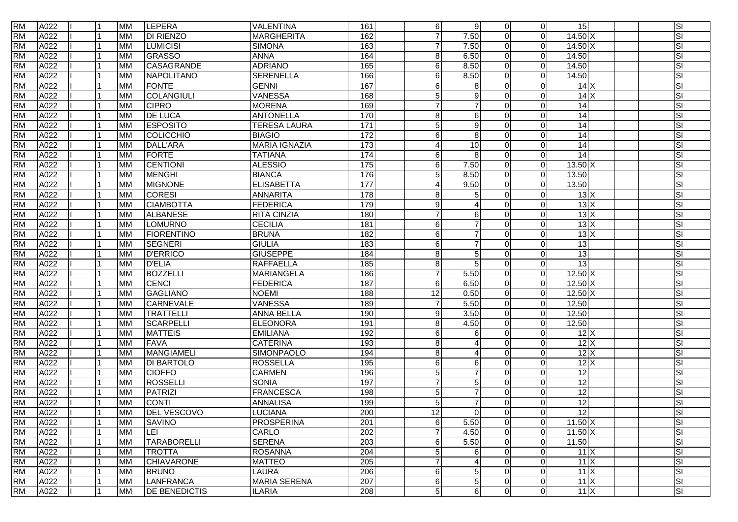| RM | A022 | I | 1 | MM | LEPERA | VALENTINA | 161 | | 6 | 9 | 0 | 0 | 15 | | | | SI |
|---|---|---|---|---|---|---|---|---|---|---|---|---|---|---|---|---|---|
| RM | A022 | I | 1 | MM | DI RIENZO | MARGHERITA | 162 | | 7 | 7.50 | 0 | 0 | 14.50 | X | | | SI |
| RM | A022 | I | 1 | MM | LUMICISI | SIMONA | 163 | | 7 | 7.50 | 0 | 0 | 14.50 | X | | | SI |
| RM | A022 | I | 1 | MM | GRASSO | ANNA | 164 | | 8 | 6.50 | 0 | 0 | 14.50 | | | | SI |
| RM | A022 | I | 1 | MM | CASAGRANDE | ADRIANO | 165 | | 6 | 8.50 | 0 | 0 | 14.50 | | | | SI |
| RM | A022 | I | 1 | MM | NAPOLITANO | SERENELLA | 166 | | 6 | 8.50 | 0 | 0 | 14.50 | | | | SI |
| RM | A022 | I | 1 | MM | FONTE | GENNI | 167 | | 6 | 8 | 0 | 0 | 14 | X | | | SI |
| RM | A022 | I | 1 | MM | COLANGIULI | VANESSA | 168 | | 5 | 9 | 0 | 0 | 14 | X | | | SI |
| RM | A022 | I | 1 | MM | CIPRO | MORENA | 169 | | 7 | 7 | 0 | 0 | 14 | | | | SI |
| RM | A022 | I | 1 | MM | DE LUCA | ANTONELLA | 170 | | 8 | 6 | 0 | 0 | 14 | | | | SI |
| RM | A022 | I | 1 | MM | ESPOSITO | TERESA LAURA | 171 | | 5 | 9 | 0 | 0 | 14 | | | | SI |
| RM | A022 | I | 1 | MM | COLICCHIO | BIAGIO | 172 | | 6 | 8 | 0 | 0 | 14 | | | | SI |
| RM | A022 | I | 1 | MM | DALL'ARA | MARIA IGNAZIA | 173 | | 4 | 10 | 0 | 0 | 14 | | | | SI |
| RM | A022 | I | 1 | MM | FORTE | TATIANA | 174 | | 6 | 8 | 0 | 0 | 14 | | | | SI |
| RM | A022 | I | 1 | MM | CENTIONI | ALESSIO | 175 | | 6 | 7.50 | 0 | 0 | 13.50 | X | | | SI |
| RM | A022 | I | 1 | MM | MENGHI | BIANCA | 176 | | 5 | 8.50 | 0 | 0 | 13.50 | | | | SI |
| RM | A022 | I | 1 | MM | MIGNONE | ELISABETTA | 177 | | 4 | 9.50 | 0 | 0 | 13.50 | | | | SI |
| RM | A022 | I | 1 | MM | CORESI | ANNARITA | 178 | | 8 | 5 | 0 | 0 | 13 | X | | | SI |
| RM | A022 | I | 1 | MM | CIAMBOTTA | FEDERICA | 179 | | 9 | 4 | 0 | 0 | 13 | X | | | SI |
| RM | A022 | I | 1 | MM | ALBANESE | RITA CINZIA | 180 | | 7 | 6 | 0 | 0 | 13 | X | | | SI |
| RM | A022 | I | 1 | MM | LOMURNO | CECILIA | 181 | | 6 | 7 | 0 | 0 | 13 | X | | | SI |
| RM | A022 | I | 1 | MM | FIORENTINO | BRUNA | 182 | | 6 | 7 | 0 | 0 | 13 | X | | | SI |
| RM | A022 | I | 1 | MM | SEGNERI | GIULIA | 183 | | 6 | 7 | 0 | 0 | 13 | | | | SI |
| RM | A022 | I | 1 | MM | D'ERRICO | GIUSEPPE | 184 | | 8 | 5 | 0 | 0 | 13 | | | | SI |
| RM | A022 | I | 1 | MM | D'ELIA | RAFFAELLA | 185 | | 8 | 5 | 0 | 0 | 13 | | | | SI |
| RM | A022 | I | 1 | MM | BOZZELLI | MARIANGELA | 186 | | 7 | 5.50 | 0 | 0 | 12.50 | X | | | SI |
| RM | A022 | I | 1 | MM | CENCI | FEDERICA | 187 | | 6 | 6.50 | 0 | 0 | 12.50 | X | | | SI |
| RM | A022 | I | 1 | MM | GAGLIANO | NOEMI | 188 | | 12 | 0.50 | 0 | 0 | 12.50 | X | | | SI |
| RM | A022 | I | 1 | MM | CARNEVALE | VANESSA | 189 | | 7 | 5.50 | 0 | 0 | 12.50 | | | | SI |
| RM | A022 | I | 1 | MM | TRATTELLI | ANNA BELLA | 190 | | 9 | 3.50 | 0 | 0 | 12.50 | | | | SI |
| RM | A022 | I | 1 | MM | SCARPELLI | ELEONORA | 191 | | 8 | 4.50 | 0 | 0 | 12.50 | | | | SI |
| RM | A022 | I | 1 | MM | MATTEIS | EMILIANA | 192 | | 6 | 6 | 0 | 0 | 12 | X | | | SI |
| RM | A022 | I | 1 | MM | FAVA | CATERINA | 193 | | 8 | 4 | 0 | 0 | 12 | X | | | SI |
| RM | A022 | I | 1 | MM | MANGIAMELI | SIMONPAOLO | 194 | | 8 | 4 | 0 | 0 | 12 | X | | | SI |
| RM | A022 | I | 1 | MM | DI BARTOLO | ROSSELLA | 195 | | 6 | 6 | 0 | 0 | 12 | X | | | SI |
| RM | A022 | I | 1 | MM | CIOFFO | CARMEN | 196 | | 5 | 7 | 0 | 0 | 12 | | | | SI |
| RM | A022 | I | 1 | MM | ROSSELLI | SONIA | 197 | | 7 | 5 | 0 | 0 | 12 | | | | SI |
| RM | A022 | I | 1 | MM | PATRIZI | FRANCESCA | 198 | | 5 | 7 | 0 | 0 | 12 | | | | SI |
| RM | A022 | I | 1 | MM | CONTI | ANNALISA | 199 | | 5 | 7 | 0 | 0 | 12 | | | | SI |
| RM | A022 | I | 1 | MM | DEL VESCOVO | LUCIANA | 200 | | 12 | 0 | 0 | 0 | 12 | | | | SI |
| RM | A022 | I | 1 | MM | SAVINO | PROSPERINA | 201 | | 6 | 5.50 | 0 | 0 | 11.50 | X | | | SI |
| RM | A022 | I | 1 | MM | LEI | CARLO | 202 | | 7 | 4.50 | 0 | 0 | 11.50 | X | | | SI |
| RM | A022 | I | 1 | MM | TARABORELLI | SERENA | 203 | | 6 | 5.50 | 0 | 0 | 11.50 | | | | SI |
| RM | A022 | I | 1 | MM | TROTTA | ROSANNA | 204 | | 5 | 6 | 0 | 0 | 11 | X | | | SI |
| RM | A022 | I | 1 | MM | CHIAVARONE | MATTEO | 205 | | 7 | 4 | 0 | 0 | 11 | X | | | SI |
| RM | A022 | I | 1 | MM | BRUNO | LAURA | 206 | | 6 | 5 | 0 | 0 | 11 | X | | | SI |
| RM | A022 | I | 1 | MM | LANFRANCA | MARIA SERENA | 207 | | 6 | 5 | 0 | 0 | 11 | X | | | SI |
| RM | A022 | I | 1 | MM | DE BENEDICTIS | ILARIA | 208 | | 5 | 6 | 0 | 0 | 11 | X | | | SI |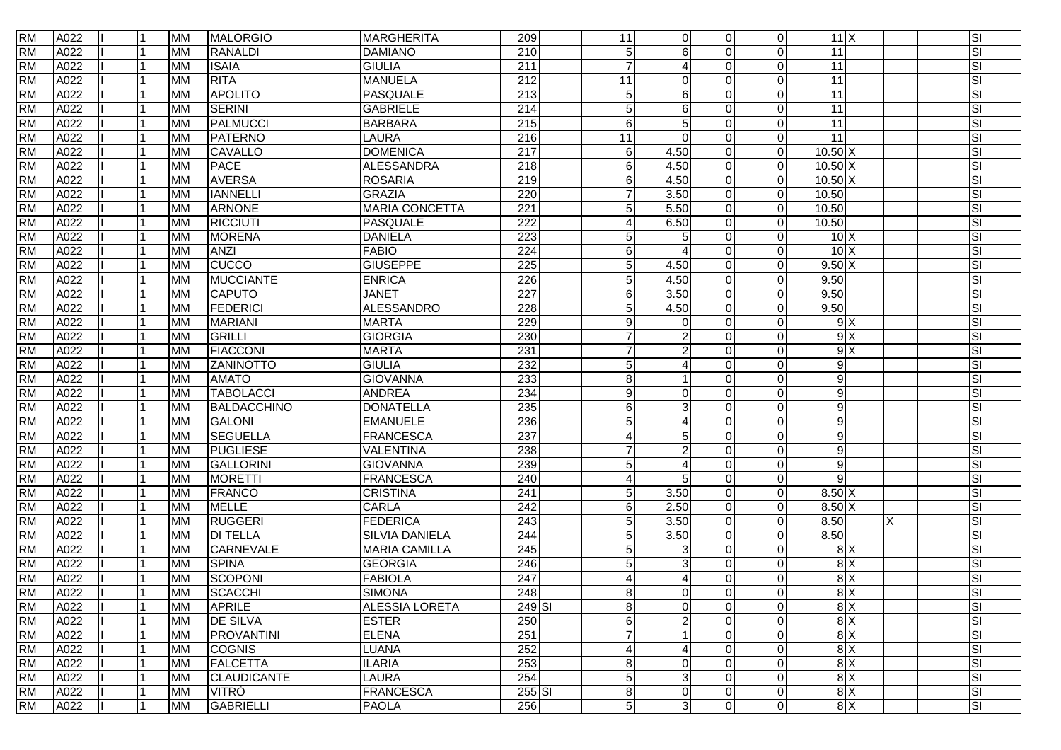| | | | | | | | | | | | | | | | | | |
|---|---|---|---|---|---|---|---|---|---|---|---|---|---|---|---|---|---|
| RM | A022 | I | 1 | MM | MALORGIO | MARGHERITA | 209 | | 11 | 0 | 0 | 0 | 11 | X | | | SI |
| RM | A022 | I | 1 | MM | RANALDI | DAMIANO | 210 | | 5 | 6 | 0 | 0 | 11 | | | | SI |
| RM | A022 | I | 1 | MM | ISAIA | GIULIA | 211 | | 7 | 4 | 0 | 0 | 11 | | | | SI |
| RM | A022 | I | 1 | MM | RITA | MANUELA | 212 | | 11 | 0 | 0 | 0 | 11 | | | | SI |
| RM | A022 | I | 1 | MM | APOLITO | PASQUALE | 213 | | 5 | 6 | 0 | 0 | 11 | | | | SI |
| RM | A022 | I | 1 | MM | SERINI | GABRIELE | 214 | | 5 | 6 | 0 | 0 | 11 | | | | SI |
| RM | A022 | I | 1 | MM | PALMUCCI | BARBARA | 215 | | 6 | 5 | 0 | 0 | 11 | | | | SI |
| RM | A022 | I | 1 | MM | PATERNO | LAURA | 216 | | 11 | 0 | 0 | 0 | 11 | | | | SI |
| RM | A022 | I | 1 | MM | CAVALLO | DOMENICA | 217 | | 6 | 4.50 | 0 | 0 | 10.50 | X | | | SI |
| RM | A022 | I | 1 | MM | PACE | ALESSANDRA | 218 | | 6 | 4.50 | 0 | 0 | 10.50 | X | | | SI |
| RM | A022 | I | 1 | MM | AVERSA | ROSARIA | 219 | | 6 | 4.50 | 0 | 0 | 10.50 | X | | | SI |
| RM | A022 | I | 1 | MM | IANNELLI | GRAZIA | 220 | | 7 | 3.50 | 0 | 0 | 10.50 | | | | SI |
| RM | A022 | I | 1 | MM | ARNONE | MARIA CONCETTA | 221 | | 5 | 5.50 | 0 | 0 | 10.50 | | | | SI |
| RM | A022 | I | 1 | MM | RICCIUTI | PASQUALE | 222 | | 4 | 6.50 | 0 | 0 | 10.50 | | | | SI |
| RM | A022 | I | 1 | MM | MORENA | DANIELA | 223 | | 5 | 5 | 0 | 0 | 10 | X | | | SI |
| RM | A022 | I | 1 | MM | ANZI | FABIO | 224 | | 6 | 4 | 0 | 0 | 10 | X | | | SI |
| RM | A022 | I | 1 | MM | CUCCO | GIUSEPPE | 225 | | 5 | 4.50 | 0 | 0 | 9.50 | X | | | SI |
| RM | A022 | I | 1 | MM | MUCCIANTE | ENRICA | 226 | | 5 | 4.50 | 0 | 0 | 9.50 | | | | SI |
| RM | A022 | I | 1 | MM | CAPUTO | JANET | 227 | | 6 | 3.50 | 0 | 0 | 9.50 | | | | SI |
| RM | A022 | I | 1 | MM | FEDERICI | ALESSANDRO | 228 | | 5 | 4.50 | 0 | 0 | 9.50 | | | | SI |
| RM | A022 | I | 1 | MM | MARIANI | MARTA | 229 | | 9 | 0 | 0 | 0 | 9 | X | | | SI |
| RM | A022 | I | 1 | MM | GRILLI | GIORGIA | 230 | | 7 | 2 | 0 | 0 | 9 | X | | | SI |
| RM | A022 | I | 1 | MM | FIACCONI | MARTA | 231 | | 7 | 2 | 0 | 0 | 9 | X | | | SI |
| RM | A022 | I | 1 | MM | ZANINOTTO | GIULIA | 232 | | 5 | 4 | 0 | 0 | 9 | | | | SI |
| RM | A022 | I | 1 | MM | AMATO | GIOVANNA | 233 | | 8 | 1 | 0 | 0 | 9 | | | | SI |
| RM | A022 | I | 1 | MM | TABOLACCI | ANDREA | 234 | | 9 | 0 | 0 | 0 | 9 | | | | SI |
| RM | A022 | I | 1 | MM | BALDACCHINO | DONATELLA | 235 | | 6 | 3 | 0 | 0 | 9 | | | | SI |
| RM | A022 | I | 1 | MM | GALONI | EMANUELE | 236 | | 5 | 4 | 0 | 0 | 9 | | | | SI |
| RM | A022 | I | 1 | MM | SEGUELLA | FRANCESCA | 237 | | 4 | 5 | 0 | 0 | 9 | | | | SI |
| RM | A022 | I | 1 | MM | PUGLIESE | VALENTINA | 238 | | 7 | 2 | 0 | 0 | 9 | | | | SI |
| RM | A022 | I | 1 | MM | GALLORINI | GIOVANNA | 239 | | 5 | 4 | 0 | 0 | 9 | | | | SI |
| RM | A022 | I | 1 | MM | MORETTI | FRANCESCA | 240 | | 4 | 5 | 0 | 0 | 9 | | | | SI |
| RM | A022 | I | 1 | MM | FRANCO | CRISTINA | 241 | | 5 | 3.50 | 0 | 0 | 8.50 | X | | | SI |
| RM | A022 | I | 1 | MM | MELLE | CARLA | 242 | | 6 | 2.50 | 0 | 0 | 8.50 | X | | | SI |
| RM | A022 | I | 1 | MM | RUGGERI | FEDERICA | 243 | | 5 | 3.50 | 0 | 0 | 8.50 | | X | | SI |
| RM | A022 | I | 1 | MM | DI TELLA | SILVIA DANIELA | 244 | | 5 | 3.50 | 0 | 0 | 8.50 | | | | SI |
| RM | A022 | I | 1 | MM | CARNEVALE | MARIA CAMILLA | 245 | | 5 | 3 | 0 | 0 | 8 | X | | | SI |
| RM | A022 | I | 1 | MM | SPINA | GEORGIA | 246 | | 5 | 3 | 0 | 0 | 8 | X | | | SI |
| RM | A022 | I | 1 | MM | SCOPONI | FABIOLA | 247 | | 4 | 4 | 0 | 0 | 8 | X | | | SI |
| RM | A022 | I | 1 | MM | SCACCHI | SIMONA | 248 | | 8 | 0 | 0 | 0 | 8 | X | | | SI |
| RM | A022 | I | 1 | MM | APRILE | ALESSIA LORETA | 249 | SI | 8 | 0 | 0 | 0 | 8 | X | | | SI |
| RM | A022 | I | 1 | MM | DE SILVA | ESTER | 250 | | 6 | 2 | 0 | 0 | 8 | X | | | SI |
| RM | A022 | I | 1 | MM | PROVANTINI | ELENA | 251 | | 7 | 1 | 0 | 0 | 8 | X | | | SI |
| RM | A022 | I | 1 | MM | COGNIS | LUANA | 252 | | 4 | 4 | 0 | 0 | 8 | X | | | SI |
| RM | A022 | I | 1 | MM | FALCETTA | ILARIA | 253 | | 8 | 0 | 0 | 0 | 8 | X | | | SI |
| RM | A022 | I | 1 | MM | CLAUDICANTE | LAURA | 254 | | 5 | 3 | 0 | 0 | 8 | X | | | SI |
| RM | A022 | I | 1 | MM | VITRÒ | FRANCESCA | 255 | SI | 8 | 0 | 0 | 0 | 8 | X | | | SI |
| RM | A022 | I | 1 | MM | GABRIELLI | PAOLA | 256 | | 5 | 3 | 0 | 0 | 8 | X | | | SI |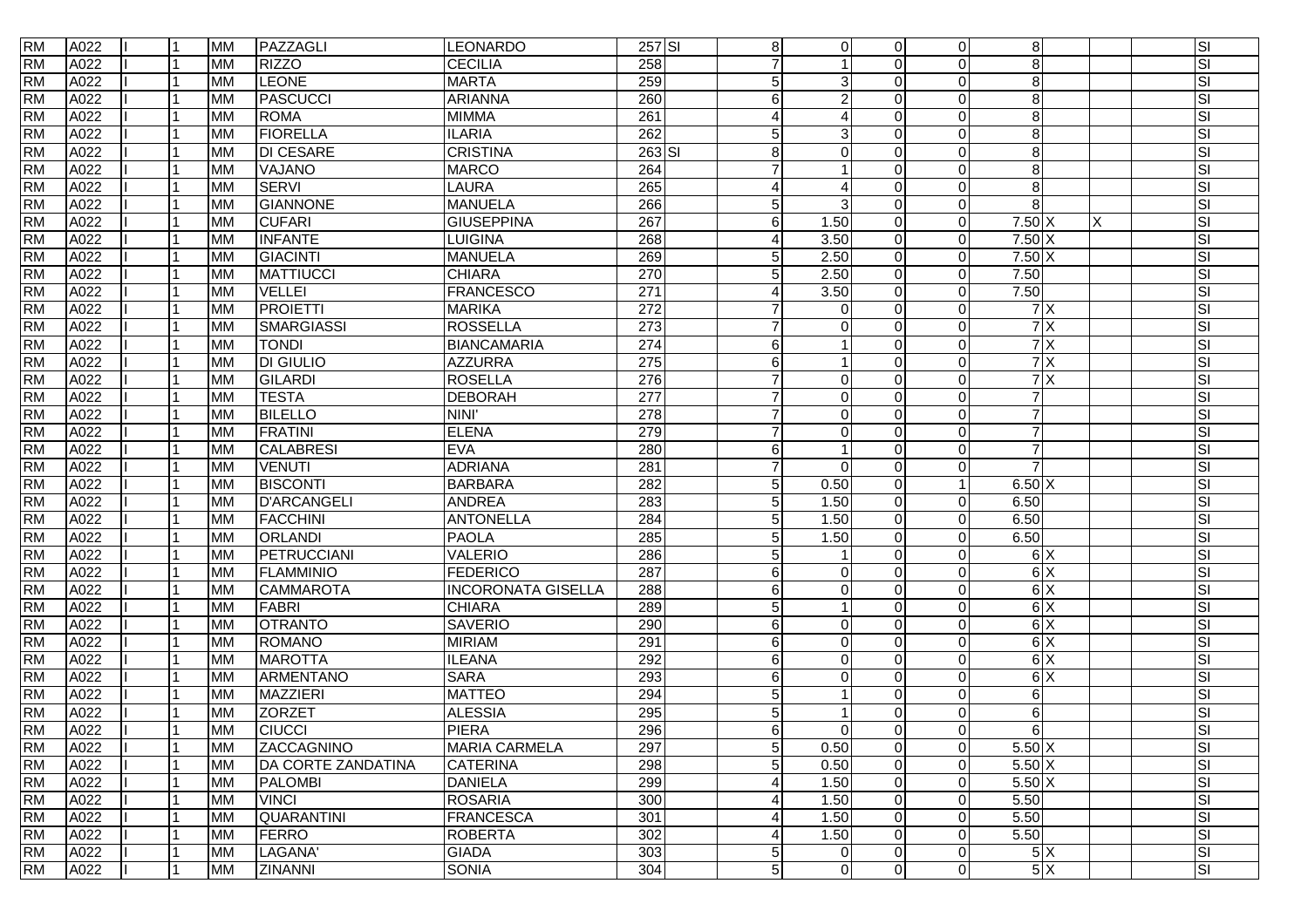| | | | | | | | | | | | | | | | | | |
|---|---|---|---|---|---|---|---|---|---|---|---|---|---|---|---|---|---|
| RM | A022 | I | 1 | MM | PAZZAGLI | LEONARDO | 257 | SI | 8 | 0 | 0 | 0 | 8 | | | | SI |
| RM | A022 | I | 1 | MM | RIZZO | CECILIA | 258 | | 7 | 1 | 0 | 0 | 8 | | | | SI |
| RM | A022 | I | 1 | MM | LEONE | MARTA | 259 | | 5 | 3 | 0 | 0 | 8 | | | | SI |
| RM | A022 | I | 1 | MM | PASCUCCI | ARIANNA | 260 | | 6 | 2 | 0 | 0 | 8 | | | | SI |
| RM | A022 | I | 1 | MM | ROMA | MIMMA | 261 | | 4 | 4 | 0 | 0 | 8 | | | | SI |
| RM | A022 | I | 1 | MM | FIORELLA | ILARIA | 262 | | 5 | 3 | 0 | 0 | 8 | | | | SI |
| RM | A022 | I | 1 | MM | DI CESARE | CRISTINA | 263 | SI | 8 | 0 | 0 | 0 | 8 | | | | SI |
| RM | A022 | I | 1 | MM | VAJANO | MARCO | 264 | | 7 | 1 | 0 | 0 | 8 | | | | SI |
| RM | A022 | I | 1 | MM | SERVI | LAURA | 265 | | 4 | 4 | 0 | 0 | 8 | | | | SI |
| RM | A022 | I | 1 | MM | GIANNONE | MANUELA | 266 | | 5 | 3 | 0 | 0 | 8 | | | | SI |
| RM | A022 | I | 1 | MM | CUFARI | GIUSEPPINA | 267 | | 6 | 1.50 | 0 | 0 | 7.50 | X | X | | SI |
| RM | A022 | I | 1 | MM | INFANTE | LUIGINA | 268 | | 4 | 3.50 | 0 | 0 | 7.50 | X | | | SI |
| RM | A022 | I | 1 | MM | GIACINTI | MANUELA | 269 | | 5 | 2.50 | 0 | 0 | 7.50 | X | | | SI |
| RM | A022 | I | 1 | MM | MATTIUCCI | CHIARA | 270 | | 5 | 2.50 | 0 | 0 | 7.50 | | | | SI |
| RM | A022 | I | 1 | MM | VELLEI | FRANCESCO | 271 | | 4 | 3.50 | 0 | 0 | 7.50 | | | | SI |
| RM | A022 | I | 1 | MM | PROIETTI | MARIKA | 272 | | 7 | 0 | 0 | 0 | 7 | X | | | SI |
| RM | A022 | I | 1 | MM | SMARGIASSI | ROSSELLA | 273 | | 7 | 0 | 0 | 0 | 7 | X | | | SI |
| RM | A022 | I | 1 | MM | TONDI | BIANCAMARIA | 274 | | 6 | 1 | 0 | 0 | 7 | X | | | SI |
| RM | A022 | I | 1 | MM | DI GIULIO | AZZURRA | 275 | | 6 | 1 | 0 | 0 | 7 | X | | | SI |
| RM | A022 | I | 1 | MM | GILARDI | ROSELLA | 276 | | 7 | 0 | 0 | 0 | 7 | X | | | SI |
| RM | A022 | I | 1 | MM | TESTA | DEBORAH | 277 | | 7 | 0 | 0 | 0 | 7 | | | | SI |
| RM | A022 | I | 1 | MM | BILELLO | NINI' | 278 | | 7 | 0 | 0 | 0 | 7 | | | | SI |
| RM | A022 | I | 1 | MM | FRATINI | ELENA | 279 | | 7 | 0 | 0 | 0 | 7 | | | | SI |
| RM | A022 | I | 1 | MM | CALABRESI | EVA | 280 | | 6 | 1 | 0 | 0 | 7 | | | | SI |
| RM | A022 | I | 1 | MM | VENUTI | ADRIANA | 281 | | 7 | 0 | 0 | 0 | 7 | | | | SI |
| RM | A022 | I | 1 | MM | BISCONTI | BARBARA | 282 | | 5 | 0.50 | 0 | 1 | 6.50 | X | | | SI |
| RM | A022 | I | 1 | MM | D'ARCANGELI | ANDREA | 283 | | 5 | 1.50 | 0 | 0 | 6.50 | | | | SI |
| RM | A022 | I | 1 | MM | FACCHINI | ANTONELLA | 284 | | 5 | 1.50 | 0 | 0 | 6.50 | | | | SI |
| RM | A022 | I | 1 | MM | ORLANDI | PAOLA | 285 | | 5 | 1.50 | 0 | 0 | 6.50 | | | | SI |
| RM | A022 | I | 1 | MM | PETRUCCIANI | VALERIO | 286 | | 5 | 1 | 0 | 0 | 6 | X | | | SI |
| RM | A022 | I | 1 | MM | FLAMMINIO | FEDERICO | 287 | | 6 | 0 | 0 | 0 | 6 | X | | | SI |
| RM | A022 | I | 1 | MM | CAMMAROTA | INCORONATA GISELLA | 288 | | 6 | 0 | 0 | 0 | 6 | X | | | SI |
| RM | A022 | I | 1 | MM | FABRI | CHIARA | 289 | | 5 | 1 | 0 | 0 | 6 | X | | | SI |
| RM | A022 | I | 1 | MM | OTRANTO | SAVERIO | 290 | | 6 | 0 | 0 | 0 | 6 | X | | | SI |
| RM | A022 | I | 1 | MM | ROMANO | MIRIAM | 291 | | 6 | 0 | 0 | 0 | 6 | X | | | SI |
| RM | A022 | I | 1 | MM | MAROTTA | ILEANA | 292 | | 6 | 0 | 0 | 0 | 6 | X | | | SI |
| RM | A022 | I | 1 | MM | ARMENTANO | SARA | 293 | | 6 | 0 | 0 | 0 | 6 | X | | | SI |
| RM | A022 | I | 1 | MM | MAZZIERI | MATTEO | 294 | | 5 | 1 | 0 | 0 | 6 | | | | SI |
| RM | A022 | I | 1 | MM | ZORZET | ALESSIA | 295 | | 5 | 1 | 0 | 0 | 6 | | | | SI |
| RM | A022 | I | 1 | MM | CIUCCI | PIERA | 296 | | 6 | 0 | 0 | 0 | 6 | | | | SI |
| RM | A022 | I | 1 | MM | ZACCAGNINO | MARIA CARMELA | 297 | | 5 | 0.50 | 0 | 0 | 5.50 | X | | | SI |
| RM | A022 | I | 1 | MM | DA CORTE ZANDATINA | CATERINA | 298 | | 5 | 0.50 | 0 | 0 | 5.50 | X | | | SI |
| RM | A022 | I | 1 | MM | PALOMBI | DANIELA | 299 | | 4 | 1.50 | 0 | 0 | 5.50 | X | | | SI |
| RM | A022 | I | 1 | MM | VINCI | ROSARIA | 300 | | 4 | 1.50 | 0 | 0 | 5.50 | | | | SI |
| RM | A022 | I | 1 | MM | QUARANTINI | FRANCESCA | 301 | | 4 | 1.50 | 0 | 0 | 5.50 | | | | SI |
| RM | A022 | I | 1 | MM | FERRO | ROBERTA | 302 | | 4 | 1.50 | 0 | 0 | 5.50 | | | | SI |
| RM | A022 | I | 1 | MM | LAGANA' | GIADA | 303 | | 5 | 0 | 0 | 0 | 5 | X | | | SI |
| RM | A022 | I | 1 | MM | ZINANNI | SONIA | 304 | | 5 | 0 | 0 | 0 | 5 | X | | | SI |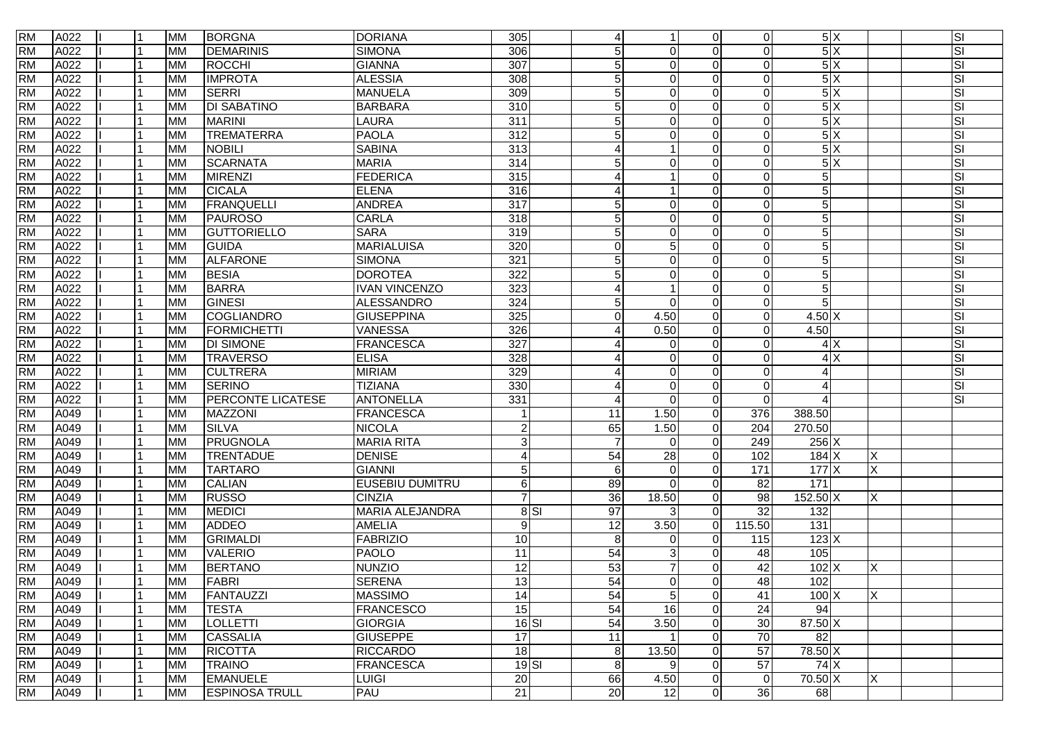| | | | | | | | | | | | | | | | | | | |
|---|---|---|---|---|---|---|---|---|---|---|---|---|---|---|---|---|---|---|
| RM | A022 | I | 1 | MM | BORGNA | DORIANA | 305 | | 4 | 1 | 0 | 0 | 5 | X | | | | SI |
| RM | A022 | I | 1 | MM | DEMARINIS | SIMONA | 306 | | 5 | 0 | 0 | 0 | 5 | X | | | | SI |
| RM | A022 | I | 1 | MM | ROCCHI | GIANNA | 307 | | 5 | 0 | 0 | 0 | 5 | X | | | | SI |
| RM | A022 | I | 1 | MM | IMPROTA | ALESSIA | 308 | | 5 | 0 | 0 | 0 | 5 | X | | | | SI |
| RM | A022 | I | 1 | MM | SERRI | MANUELA | 309 | | 5 | 0 | 0 | 0 | 5 | X | | | | SI |
| RM | A022 | I | 1 | MM | DI SABATINO | BARBARA | 310 | | 5 | 0 | 0 | 0 | 5 | X | | | | SI |
| RM | A022 | I | 1 | MM | MARINI | LAURA | 311 | | 5 | 0 | 0 | 0 | 5 | X | | | | SI |
| RM | A022 | I | 1 | MM | TREMATERRA | PAOLA | 312 | | 5 | 0 | 0 | 0 | 5 | X | | | | SI |
| RM | A022 | I | 1 | MM | NOBILI | SABINA | 313 | | 4 | 1 | 0 | 0 | 5 | X | | | | SI |
| RM | A022 | I | 1 | MM | SCARNATA | MARIA | 314 | | 5 | 0 | 0 | 0 | 5 | X | | | | SI |
| RM | A022 | I | 1 | MM | MIRENZI | FEDERICA | 315 | | 4 | 1 | 0 | 0 | 5 | | | | | SI |
| RM | A022 | I | 1 | MM | CICALA | ELENA | 316 | | 4 | 1 | 0 | 0 | 5 | | | | | SI |
| RM | A022 | I | 1 | MM | FRANQUELLI | ANDREA | 317 | | 5 | 0 | 0 | 0 | 5 | | | | | SI |
| RM | A022 | I | 1 | MM | PAUROSO | CARLA | 318 | | 5 | 0 | 0 | 0 | 5 | | | | | SI |
| RM | A022 | I | 1 | MM | GUTTORIELLO | SARA | 319 | | 5 | 0 | 0 | 0 | 5 | | | | | SI |
| RM | A022 | I | 1 | MM | GUIDA | MARIALUISA | 320 | | 0 | 5 | 0 | 0 | 5 | | | | | SI |
| RM | A022 | I | 1 | MM | ALFARONE | SIMONA | 321 | | 5 | 0 | 0 | 0 | 5 | | | | | SI |
| RM | A022 | I | 1 | MM | BESIA | DOROTEA | 322 | | 5 | 0 | 0 | 0 | 5 | | | | | SI |
| RM | A022 | I | 1 | MM | BARRA | IVAN VINCENZO | 323 | | 4 | 1 | 0 | 0 | 5 | | | | | SI |
| RM | A022 | I | 1 | MM | GINESI | ALESSANDRO | 324 | | 5 | 0 | 0 | 0 | 5 | | | | | SI |
| RM | A022 | I | 1 | MM | COGLIANDRO | GIUSEPPINA | 325 | | 0 | 4.50 | 0 | 0 | 4.50 | X | | | | SI |
| RM | A022 | I | 1 | MM | FORMICHETTI | VANESSA | 326 | | 4 | 0.50 | 0 | 0 | 4.50 | | | | | SI |
| RM | A022 | I | 1 | MM | DI SIMONE | FRANCESCA | 327 | | 4 | 0 | 0 | 0 | 4 | X | | | | SI |
| RM | A022 | I | 1 | MM | TRAVERSO | ELISA | 328 | | 4 | 0 | 0 | 0 | 4 | X | | | | SI |
| RM | A022 | I | 1 | MM | CULTRERA | MIRIAM | 329 | | 4 | 0 | 0 | 0 | 4 | | | | | SI |
| RM | A022 | I | 1 | MM | SERINO | TIZIANA | 330 | | 4 | 0 | 0 | 0 | 4 | | | | | SI |
| RM | A022 | I | 1 | MM | PERCONTE LICATESE | ANTONELLA | 331 | | 4 | 0 | 0 | 0 | 4 | | | | | SI |
| RM | A049 | I | 1 | MM | MAZZONI | FRANCESCA | 1 | | 11 | 1.50 | 0 | 376 | 388.50 | | | | | |
| RM | A049 | I | 1 | MM | SILVA | NICOLA | 2 | | 65 | 1.50 | 0 | 204 | 270.50 | | | | | |
| RM | A049 | I | 1 | MM | PRUGNOLA | MARIA RITA | 3 | | 7 | 0 | 0 | 249 | 256 | X | | | | |
| RM | A049 | I | 1 | MM | TRENTADUE | DENISE | 4 | | 54 | 28 | 0 | 102 | 184 | X | X | | | |
| RM | A049 | I | 1 | MM | TARTARO | GIANNI | 5 | | 6 | 0 | 0 | 171 | 177 | X | X | | | |
| RM | A049 | I | 1 | MM | CALIAN | EUSEBIU DUMITRU | 6 | | 89 | 0 | 0 | 82 | 171 | | | | | |
| RM | A049 | I | 1 | MM | RUSSO | CINZIA | 7 | | 36 | 18.50 | 0 | 98 | 152.50 | X | X | | | |
| RM | A049 | I | 1 | MM | MEDICI | MARIA ALEJANDRA | 8 | SI | 97 | 3 | 0 | 32 | 132 | | | | | |
| RM | A049 | I | 1 | MM | ADDEO | AMELIA | 9 | | 12 | 3.50 | 0 | 115.50 | 131 | | | | | |
| RM | A049 | I | 1 | MM | GRIMALDI | FABRIZIO | 10 | | 8 | 0 | 0 | 115 | 123 | X | | | | |
| RM | A049 | I | 1 | MM | VALERIO | PAOLO | 11 | | 54 | 3 | 0 | 48 | 105 | | | | | |
| RM | A049 | I | 1 | MM | BERTANO | NUNZIO | 12 | | 53 | 7 | 0 | 42 | 102 | X | X | | | |
| RM | A049 | I | 1 | MM | FABRI | SERENA | 13 | | 54 | 0 | 0 | 48 | 102 | | | | | |
| RM | A049 | I | 1 | MM | FANTAUZZI | MASSIMO | 14 | | 54 | 5 | 0 | 41 | 100 | X | X | | | |
| RM | A049 | I | 1 | MM | TESTA | FRANCESCO | 15 | | 54 | 16 | 0 | 24 | 94 | | | | | |
| RM | A049 | I | 1 | MM | LOLLETTI | GIORGIA | 16 | SI | 54 | 3.50 | 0 | 30 | 87.50 | X | | | | |
| RM | A049 | I | 1 | MM | CASSALIA | GIUSEPPE | 17 | | 11 | 1 | 0 | 70 | 82 | | | | | |
| RM | A049 | I | 1 | MM | RICOTTA | RICCARDO | 18 | | 8 | 13.50 | 0 | 57 | 78.50 | X | | | | |
| RM | A049 | I | 1 | MM | TRAINO | FRANCESCA | 19 | SI | 8 | 9 | 0 | 57 | 74 | X | | | | |
| RM | A049 | I | 1 | MM | EMANUELE | LUIGI | 20 | | 66 | 4.50 | 0 | 0 | 70.50 | X | X | | | |
| RM | A049 | I | 1 | MM | ESPINOSA TRULL | PAU | 21 | | 20 | 12 | 0 | 36 | 68 | | | | | |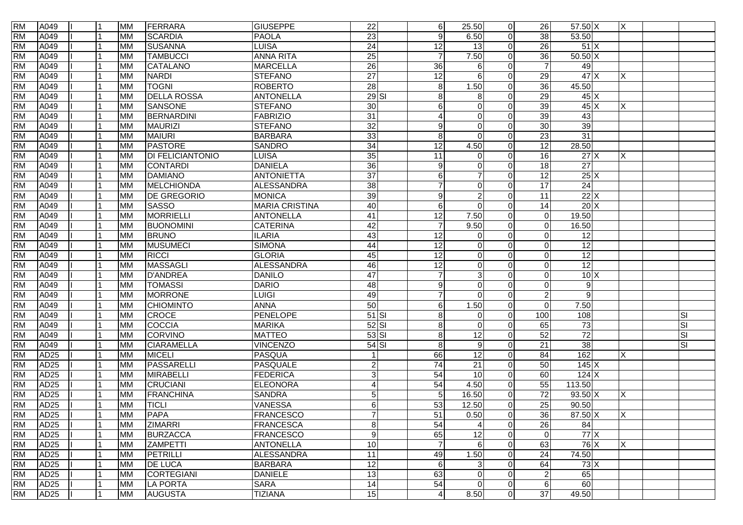| | | | | | | | | | | | | | | | | | |
|---|---|---|---|---|---|---|---|---|---|---|---|---|---|---|---|---|---|
| RM | A049 | II | 1 | MM | FERRARA | GIUSEPPE | 22 | | 6 | 25.50 | 0 | 26 | 57.50 | X | X | | |
| RM | A049 | II | 1 | MM | SCARDIA | PAOLA | 23 | | 9 | 6.50 | 0 | 38 | 53.50 | | | | |
| RM | A049 | II | 1 | MM | SUSANNA | LUISA | 24 | | 12 | 13 | 0 | 26 | 51 | X | | | |
| RM | A049 | II | 1 | MM | TAMBUCCI | ANNA RITA | 25 | | 7 | 7.50 | 0 | 36 | 50.50 | X | | | |
| RM | A049 | II | 1 | MM | CATALANO | MARCELLA | 26 | | 36 | 6 | 0 | 7 | 49 | | | | |
| RM | A049 | II | 1 | MM | NARDI | STEFANO | 27 | | 12 | 6 | 0 | 29 | 47 | X | X | | |
| RM | A049 | II | 1 | MM | TOGNI | ROBERTO | 28 | | 8 | 1.50 | 0 | 36 | 45.50 | | | | |
| RM | A049 | II | 1 | MM | DELLA ROSSA | ANTONELLA | 29 | SI | 8 | 8 | 0 | 29 | 45 | X | | | |
| RM | A049 | II | 1 | MM | SANSONE | STEFANO | 30 | | 6 | 0 | 0 | 39 | 45 | X | X | | |
| RM | A049 | II | 1 | MM | BERNARDINI | FABRIZIO | 31 | | 4 | 0 | 0 | 39 | 43 | | | | |
| RM | A049 | II | 1 | MM | MAURIZI | STEFANO | 32 | | 9 | 0 | 0 | 30 | 39 | | | | |
| RM | A049 | II | 1 | MM | MAIURI | BARBARA | 33 | | 8 | 0 | 0 | 23 | 31 | | | | |
| RM | A049 | II | 1 | MM | PASTORE | SANDRO | 34 | | 12 | 4.50 | 0 | 12 | 28.50 | | | | |
| RM | A049 | II | 1 | MM | DI FELICIANTONIO | LUISA | 35 | | 11 | 0 | 0 | 16 | 27 | X | X | | |
| RM | A049 | II | 1 | MM | CONTARDI | DANIELA | 36 | | 9 | 0 | 0 | 18 | 27 | | | | |
| RM | A049 | II | 1 | MM | DAMIANO | ANTONIETTA | 37 | | 6 | 7 | 0 | 12 | 25 | X | | | |
| RM | A049 | II | 1 | MM | MELCHIONDA | ALESSANDRA | 38 | | 7 | 0 | 0 | 17 | 24 | | | | |
| RM | A049 | II | 1 | MM | DE GREGORIO | MONICA | 39 | | 9 | 2 | 0 | 11 | 22 | X | | | |
| RM | A049 | II | 1 | MM | SASSO | MARIA CRISTINA | 40 | | 6 | 0 | 0 | 14 | 20 | X | | | |
| RM | A049 | II | 1 | MM | MORRIELLI | ANTONELLA | 41 | | 12 | 7.50 | 0 | 0 | 19.50 | | | | |
| RM | A049 | II | 1 | MM | BUONOMINI | CATERINA | 42 | | 7 | 9.50 | 0 | 0 | 16.50 | | | | |
| RM | A049 | II | 1 | MM | BRUNO | ILARIA | 43 | | 12 | 0 | 0 | 0 | 12 | | | | |
| RM | A049 | II | 1 | MM | MUSUMECI | SIMONA | 44 | | 12 | 0 | 0 | 0 | 12 | | | | |
| RM | A049 | II | 1 | MM | RICCI | GLORIA | 45 | | 12 | 0 | 0 | 0 | 12 | | | | |
| RM | A049 | II | 1 | MM | MASSAGLI | ALESSANDRA | 46 | | 12 | 0 | 0 | 0 | 12 | | | | |
| RM | A049 | II | 1 | MM | D'ANDREA | DANILO | 47 | | 7 | 3 | 0 | 0 | 10 | X | | | |
| RM | A049 | II | 1 | MM | TOMASSI | DARIO | 48 | | 9 | 0 | 0 | 0 | 9 | | | | |
| RM | A049 | II | 1 | MM | MORRONE | LUIGI | 49 | | 7 | 0 | 0 | 2 | 9 | | | | |
| RM | A049 | II | 1 | MM | CHIOMINTO | ANNA | 50 | | 6 | 1.50 | 0 | 0 | 7.50 | | | | |
| RM | A049 | II | 1 | MM | CROCE | PENELOPE | 51 | SI | 8 | 0 | 0 | 100 | 108 | | | | SI |
| RM | A049 | II | 1 | MM | COCCIA | MARIKA | 52 | SI | 8 | 0 | 0 | 65 | 73 | | | | SI |
| RM | A049 | II | 1 | MM | CORVINO | MATTEO | 53 | SI | 8 | 12 | 0 | 52 | 72 | | | | SI |
| RM | A049 | II | 1 | MM | CIARAMELLA | VINCENZO | 54 | SI | 8 | 9 | 0 | 21 | 38 | | | | SI |
| RM | AD25 | II | 1 | MM | MICELI | PASQUA | 1 | | 66 | 12 | 0 | 84 | 162 | | X | | |
| RM | AD25 | II | 1 | MM | PASSARELLI | PASQUALE | 2 | | 74 | 21 | 0 | 50 | 145 | X | | | |
| RM | AD25 | II | 1 | MM | MIRABELLI | FEDERICA | 3 | | 54 | 10 | 0 | 60 | 124 | X | | | |
| RM | AD25 | II | 1 | MM | CRUCIANI | ELEONORA | 4 | | 54 | 4.50 | 0 | 55 | 113.50 | | | | |
| RM | AD25 | II | 1 | MM | FRANCHINA | SANDRA | 5 | | 5 | 16.50 | 0 | 72 | 93.50 | X | X | | |
| RM | AD25 | II | 1 | MM | TICLI | VANESSA | 6 | | 53 | 12.50 | 0 | 25 | 90.50 | | | | |
| RM | AD25 | II | 1 | MM | PAPA | FRANCESCO | 7 | | 51 | 0.50 | 0 | 36 | 87.50 | X | X | | |
| RM | AD25 | II | 1 | MM | ZIMARRI | FRANCESCA | 8 | | 54 | 4 | 0 | 26 | 84 | | | | |
| RM | AD25 | II | 1 | MM | BURZACCA | FRANCESCO | 9 | | 65 | 12 | 0 | 0 | 77 | X | | | |
| RM | AD25 | II | 1 | MM | ZAMPETTI | ANTONELLA | 10 | | 7 | 6 | 0 | 63 | 76 | X | X | | |
| RM | AD25 | II | 1 | MM | PETRILLI | ALESSANDRA | 11 | | 49 | 1.50 | 0 | 24 | 74.50 | | | | |
| RM | AD25 | II | 1 | MM | DE LUCA | BARBARA | 12 | | 6 | 3 | 0 | 64 | 73 | X | | | |
| RM | AD25 | II | 1 | MM | CORTEGIANI | DANIELE | 13 | | 63 | 0 | 0 | 2 | 65 | | | | |
| RM | AD25 | II | 1 | MM | LA PORTA | SARA | 14 | | 54 | 0 | 0 | 6 | 60 | | | | |
| RM | AD25 | II | 1 | MM | AUGUSTA | TIZIANA | 15 | | 4 | 8.50 | 0 | 37 | 49.50 | | | | |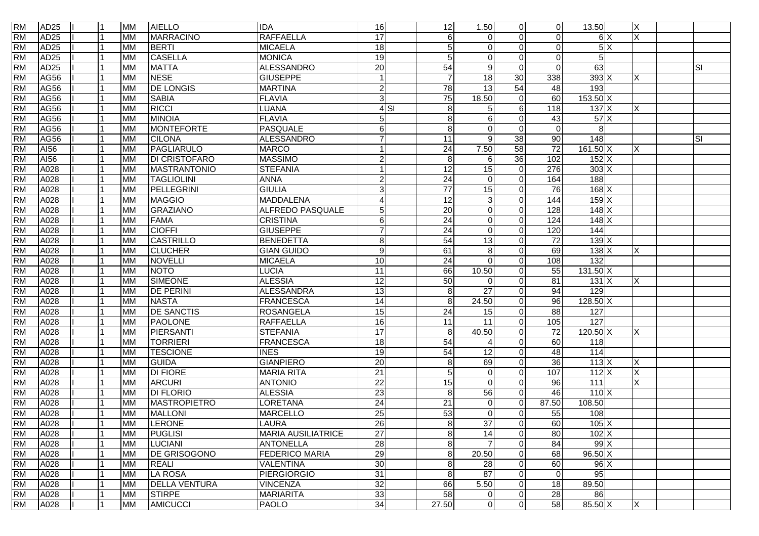| | | | | | | | | | | | | | | | | | |
|---|---|---|---|---|---|---|---|---|---|---|---|---|---|---|---|---|---|
| RM | AD25 | I | 1 | MM | AIELLO | IDA | 16 | | 12 | 1.50 | 0 | 0 | 13.50 | | X | | |
| RM | AD25 | I | 1 | MM | MARRACINO | RAFFAELLA | 17 | | 6 | 0 | 0 | 0 | 6 | X | X | | |
| RM | AD25 | I | 1 | MM | BERTI | MICAELA | 18 | | 5 | 0 | 0 | 0 | 5 | X | | | |
| RM | AD25 | I | 1 | MM | CASELLA | MONICA | 19 | | 5 | 0 | 0 | 0 | 5 | | | | |
| RM | AD25 | I | 1 | MM | MATTA | ALESSANDRO | 20 | | 54 | 9 | 0 | 0 | 63 | | | | SI |
| RM | AG56 | I | 1 | MM | NESE | GIUSEPPE | 1 | | 7 | 18 | 30 | 338 | 393 | X | X | | |
| RM | AG56 | I | 1 | MM | DE LONGIS | MARTINA | 2 | | 78 | 13 | 54 | 48 | 193 | | | | |
| RM | AG56 | I | 1 | MM | SABIA | FLAVIA | 3 | | 75 | 18.50 | 0 | 60 | 153.50 | X | | | |
| RM | AG56 | I | 1 | MM | RICCI | LUANA | 4 | SI | 8 | 5 | 6 | 118 | 137 | X | X | | |
| RM | AG56 | I | 1 | MM | MINOIA | FLAVIA | 5 | | 8 | 6 | 0 | 43 | 57 | X | | | |
| RM | AG56 | I | 1 | MM | MONTEFORTE | PASQUALE | 6 | | 8 | 0 | 0 | 0 | 8 | | | | |
| RM | AG56 | I | 1 | MM | CILONA | ALESSANDRO | 7 | | 11 | 9 | 38 | 90 | 148 | | | | SI |
| RM | AI56 | I | 1 | MM | PAGLIARULO | MARCO | 1 | | 24 | 7.50 | 58 | 72 | 161.50 | X | X | | |
| RM | AI56 | I | 1 | MM | DI CRISTOFARO | MASSIMO | 2 | | 8 | 6 | 36 | 102 | 152 | X | | | |
| RM | A028 | I | 1 | MM | MASTRANTONIO | STEFANIA | 1 | | 12 | 15 | 0 | 276 | 303 | X | | | |
| RM | A028 | I | 1 | MM | TAGLIOLINI | ANNA | 2 | | 24 | 0 | 0 | 164 | 188 | | | | |
| RM | A028 | I | 1 | MM | PELLEGRINI | GIULIA | 3 | | 77 | 15 | 0 | 76 | 168 | X | | | |
| RM | A028 | I | 1 | MM | MAGGIO | MADDALENA | 4 | | 12 | 3 | 0 | 144 | 159 | X | | | |
| RM | A028 | I | 1 | MM | GRAZIANO | ALFREDO PASQUALE | 5 | | 20 | 0 | 0 | 128 | 148 | X | | | |
| RM | A028 | I | 1 | MM | FAMA | CRISTINA | 6 | | 24 | 0 | 0 | 124 | 148 | X | | | |
| RM | A028 | I | 1 | MM | CIOFFI | GIUSEPPE | 7 | | 24 | 0 | 0 | 120 | 144 | | | | |
| RM | A028 | I | 1 | MM | CASTRILLO | BENEDETTA | 8 | | 54 | 13 | 0 | 72 | 139 | X | | | |
| RM | A028 | I | 1 | MM | CLUCHER | GIAN GUIDO | 9 | | 61 | 8 | 0 | 69 | 138 | X | X | | |
| RM | A028 | I | 1 | MM | NOVELLI | MICAELA | 10 | | 24 | 0 | 0 | 108 | 132 | | | | |
| RM | A028 | I | 1 | MM | NOTO | LUCIA | 11 | | 66 | 10.50 | 0 | 55 | 131.50 | X | | | |
| RM | A028 | I | 1 | MM | SIMEONE | ALESSIA | 12 | | 50 | 0 | 0 | 81 | 131 | X | X | | |
| RM | A028 | I | 1 | MM | DE PERINI | ALESSANDRA | 13 | | 8 | 27 | 0 | 94 | 129 | | | | |
| RM | A028 | I | 1 | MM | NASTA | FRANCESCA | 14 | | 8 | 24.50 | 0 | 96 | 128.50 | X | | | |
| RM | A028 | I | 1 | MM | DE SANCTIS | ROSANGELA | 15 | | 24 | 15 | 0 | 88 | 127 | | | | |
| RM | A028 | I | 1 | MM | PAOLONE | RAFFAELLA | 16 | | 11 | 11 | 0 | 105 | 127 | | | | |
| RM | A028 | I | 1 | MM | PIERSANTI | STEFANIA | 17 | | 8 | 40.50 | 0 | 72 | 120.50 | X | X | | |
| RM | A028 | I | 1 | MM | TORRIERI | FRANCESCA | 18 | | 54 | 4 | 0 | 60 | 118 | | | | |
| RM | A028 | I | 1 | MM | TESCIONE | INES | 19 | | 54 | 12 | 0 | 48 | 114 | | | | |
| RM | A028 | I | 1 | MM | GUIDA | GIANPIERO | 20 | | 8 | 69 | 0 | 36 | 113 | X | X | | |
| RM | A028 | I | 1 | MM | DI FIORE | MARIA RITA | 21 | | 5 | 0 | 0 | 107 | 112 | X | X | | |
| RM | A028 | I | 1 | MM | ARCURI | ANTONIO | 22 | | 15 | 0 | 0 | 96 | 111 | | X | | |
| RM | A028 | I | 1 | MM | DI FLORIO | ALESSIA | 23 | | 8 | 56 | 0 | 46 | 110 | X | | | |
| RM | A028 | I | 1 | MM | MASTROPIETRO | LORETANA | 24 | | 21 | 0 | 0 | 87.50 | 108.50 | | | | |
| RM | A028 | I | 1 | MM | MALLONI | MARCELLO | 25 | | 53 | 0 | 0 | 55 | 108 | | | | |
| RM | A028 | I | 1 | MM | LERONE | LAURA | 26 | | 8 | 37 | 0 | 60 | 105 | X | | | |
| RM | A028 | I | 1 | MM | PUGLISI | MARIA AUSILIATRICE | 27 | | 8 | 14 | 0 | 80 | 102 | X | | | |
| RM | A028 | I | 1 | MM | LUCIANI | ANTONELLA | 28 | | 8 | 7 | 0 | 84 | 99 | X | | | |
| RM | A028 | I | 1 | MM | DE GRISOGONO | FEDERICO MARIA | 29 | | 8 | 20.50 | 0 | 68 | 96.50 | X | | | |
| RM | A028 | I | 1 | MM | REALI | VALENTINA | 30 | | 8 | 28 | 0 | 60 | 96 | X | | | |
| RM | A028 | I | 1 | MM | LA ROSA | PIERGIORGIO | 31 | | 8 | 87 | 0 | 0 | 95 | | | | |
| RM | A028 | I | 1 | MM | DELLA VENTURA | VINCENZA | 32 | | 66 | 5.50 | 0 | 18 | 89.50 | | | | |
| RM | A028 | I | 1 | MM | STIRPE | MARIARITA | 33 | | 58 | 0 | 0 | 28 | 86 | | | | |
| RM | A028 | I | 1 | MM | AMICUCCI | PAOLO | 34 | | 27.50 | 0 | 0 | 58 | 85.50 | X | X | | |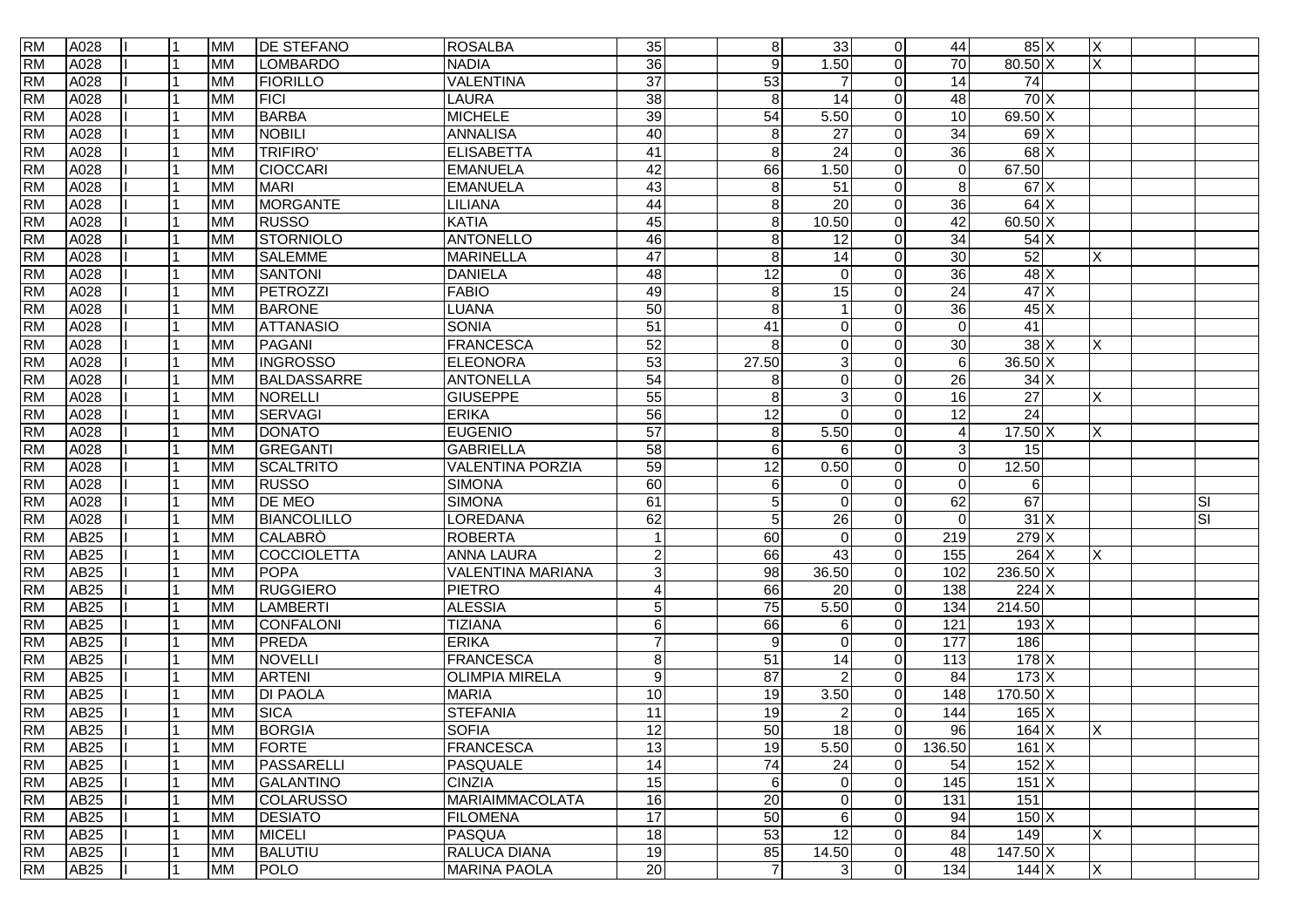| | | | | | | | | | | | | | | | | | |
|---|---|---|---|---|---|---|---|---|---|---|---|---|---|---|---|---|---|
| RM | A028 | II | 1 | MM | DE STEFANO | ROSALBA | 35 | | 8 | 33 | 0 | 44 | 85 | X | X | | |
| RM | A028 | II | 1 | MM | LOMBARDO | NADIA | 36 | | 9 | 1.50 | 0 | 70 | 80.50 | X | X | | |
| RM | A028 | II | 1 | MM | FIORILLO | VALENTINA | 37 | | 53 | 7 | 0 | 14 | 74 | | | | |
| RM | A028 | II | 1 | MM | FICI | LAURA | 38 | | 8 | 14 | 0 | 48 | 70 | X | | | |
| RM | A028 | II | 1 | MM | BARBA | MICHELE | 39 | | 54 | 5.50 | 0 | 10 | 69.50 | X | | | |
| RM | A028 | II | 1 | MM | NOBILI | ANNALISA | 40 | | 8 | 27 | 0 | 34 | 69 | X | | | |
| RM | A028 | II | 1 | MM | TRIFIRO' | ELISABETTA | 41 | | 8 | 24 | 0 | 36 | 68 | X | | | |
| RM | A028 | II | 1 | MM | CIOCCARI | EMANUELA | 42 | | 66 | 1.50 | 0 | 0 | 67.50 | | | | |
| RM | A028 | II | 1 | MM | MARI | EMANUELA | 43 | | 8 | 51 | 0 | 8 | 67 | X | | | |
| RM | A028 | II | 1 | MM | MORGANTE | LILIANA | 44 | | 8 | 20 | 0 | 36 | 64 | X | | | |
| RM | A028 | II | 1 | MM | RUSSO | KATIA | 45 | | 8 | 10.50 | 0 | 42 | 60.50 | X | | | |
| RM | A028 | II | 1 | MM | STORNIOLO | ANTONELLO | 46 | | 8 | 12 | 0 | 34 | 54 | X | | | |
| RM | A028 | II | 1 | MM | SALEMME | MARINELLA | 47 | | 8 | 14 | 0 | 30 | 52 | | X | | |
| RM | A028 | II | 1 | MM | SANTONI | DANIELA | 48 | | 12 | 0 | 0 | 36 | 48 | X | | | |
| RM | A028 | II | 1 | MM | PETROZZI | FABIO | 49 | | 8 | 15 | 0 | 24 | 47 | X | | | |
| RM | A028 | II | 1 | MM | BARONE | LUANA | 50 | | 8 | 1 | 0 | 36 | 45 | X | | | |
| RM | A028 | II | 1 | MM | ATTANASIO | SONIA | 51 | | 41 | 0 | 0 | 0 | 41 | | | | |
| RM | A028 | II | 1 | MM | PAGANI | FRANCESCA | 52 | | 8 | 0 | 0 | 30 | 38 | X | X | | |
| RM | A028 | II | 1 | MM | INGROSSO | ELEONORA | 53 | | 27.50 | 3 | 0 | 6 | 36.50 | X | | | |
| RM | A028 | II | 1 | MM | BALDASSARRE | ANTONELLA | 54 | | 8 | 0 | 0 | 26 | 34 | X | | | |
| RM | A028 | II | 1 | MM | NORELLI | GIUSEPPE | 55 | | 8 | 3 | 0 | 16 | 27 | | X | | |
| RM | A028 | II | 1 | MM | SERVAGI | ERIKA | 56 | | 12 | 0 | 0 | 12 | 24 | | | | |
| RM | A028 | II | 1 | MM | DONATO | EUGENIO | 57 | | 8 | 5.50 | 0 | 4 | 17.50 | X | X | | |
| RM | A028 | II | 1 | MM | GREGANTI | GABRIELLA | 58 | | 6 | 6 | 0 | 3 | 15 | | | | |
| RM | A028 | II | 1 | MM | SCALTRITO | VALENTINA PORZIA | 59 | | 12 | 0.50 | 0 | 0 | 12.50 | | | | |
| RM | A028 | II | 1 | MM | RUSSO | SIMONA | 60 | | 6 | 0 | 0 | 0 | 6 | | | | |
| RM | A028 | II | 1 | MM | DE MEO | SIMONA | 61 | | 5 | 0 | 0 | 62 | 67 | | | | SI |
| RM | A028 | II | 1 | MM | BIANCOLILLO | LOREDANA | 62 | | 5 | 26 | 0 | 0 | 31 | X | | | SI |
| RM | AB25 | II | 1 | MM | CALABRÒ | ROBERTA | 1 | | 60 | 0 | 0 | 219 | 279 | X | | | |
| RM | AB25 | II | 1 | MM | COCCIOLETTA | ANNA LAURA | 2 | | 66 | 43 | 0 | 155 | 264 | X | X | | |
| RM | AB25 | II | 1 | MM | POPA | VALENTINA MARIANA | 3 | | 98 | 36.50 | 0 | 102 | 236.50 | X | | | |
| RM | AB25 | II | 1 | MM | RUGGIERO | PIETRO | 4 | | 66 | 20 | 0 | 138 | 224 | X | | | |
| RM | AB25 | II | 1 | MM | LAMBERTI | ALESSIA | 5 | | 75 | 5.50 | 0 | 134 | 214.50 | | | | |
| RM | AB25 | II | 1 | MM | CONFALONI | TIZIANA | 6 | | 66 | 6 | 0 | 121 | 193 | X | | | |
| RM | AB25 | II | 1 | MM | PREDA | ERIKA | 7 | | 9 | 0 | 0 | 177 | 186 | | | | |
| RM | AB25 | II | 1 | MM | NOVELLI | FRANCESCA | 8 | | 51 | 14 | 0 | 113 | 178 | X | | | |
| RM | AB25 | II | 1 | MM | ARTENI | OLIMPIA MIRELA | 9 | | 87 | 2 | 0 | 84 | 173 | X | | | |
| RM | AB25 | II | 1 | MM | DI PAOLA | MARIA | 10 | | 19 | 3.50 | 0 | 148 | 170.50 | X | | | |
| RM | AB25 | II | 1 | MM | SICA | STEFANIA | 11 | | 19 | 2 | 0 | 144 | 165 | X | | | |
| RM | AB25 | II | 1 | MM | BORGIA | SOFIA | 12 | | 50 | 18 | 0 | 96 | 164 | X | X | | |
| RM | AB25 | II | 1 | MM | FORTE | FRANCESCA | 13 | | 19 | 5.50 | 0 | 136.50 | 161 | X | | | |
| RM | AB25 | II | 1 | MM | PASSARELLI | PASQUALE | 14 | | 74 | 24 | 0 | 54 | 152 | X | | | |
| RM | AB25 | II | 1 | MM | GALANTINO | CINZIA | 15 | | 6 | 0 | 0 | 145 | 151 | X | | | |
| RM | AB25 | II | 1 | MM | COLARUSSO | MARIAIMMACOLATA | 16 | | 20 | 0 | 0 | 131 | 151 | | | | |
| RM | AB25 | II | 1 | MM | DESIATO | FILOMENA | 17 | | 50 | 6 | 0 | 94 | 150 | X | | | |
| RM | AB25 | II | 1 | MM | MICELI | PASQUA | 18 | | 53 | 12 | 0 | 84 | 149 | | X | | |
| RM | AB25 | II | 1 | MM | BALUTIU | RALUCA DIANA | 19 | | 85 | 14.50 | 0 | 48 | 147.50 | X | | | |
| RM | AB25 | II | 1 | MM | POLO | MARINA PAOLA | 20 | | 7 | 3 | 0 | 134 | 144 | X | X | | |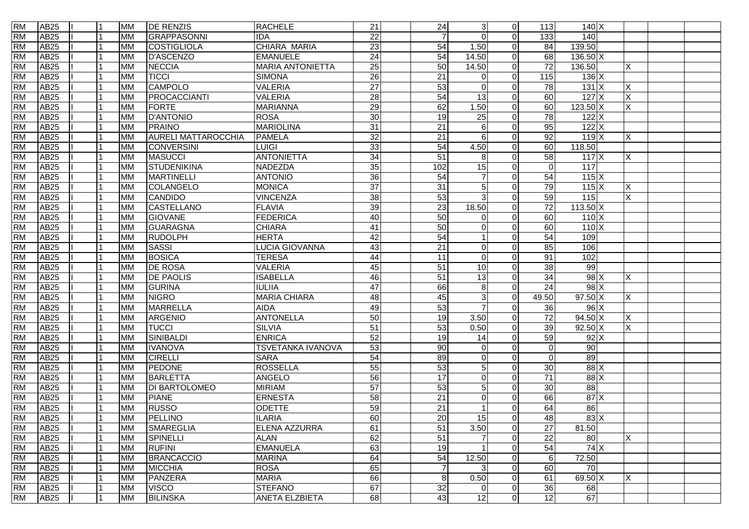| RM | AB25 | II | 1 | MM | DE RENZIS | RACHELE | 21 | | 24 | 3 | 0 | 113 | 140 | X | | | |
|---|---|---|---|---|---|---|---|---|---|---|---|---|---|---|---|---|---|
| RM | AB25 | II | 1 | MM | GRAPPASONNI | IDA | 22 | | 7 | 0 | 0 | 133 | 140 | | | | |
| RM | AB25 | II | 1 | MM | COSTIGLIOLA | CHIARA MARIA | 23 | | 54 | 1.50 | 0 | 84 | 139.50 | | | | |
| RM | AB25 | II | 1 | MM | D'ASCENZO | EMANUELE | 24 | | 54 | 14.50 | 0 | 68 | 136.50 | X | | | |
| RM | AB25 | II | 1 | MM | NECCIA | MARIA ANTONIETTA | 25 | | 50 | 14.50 | 0 | 72 | 136.50 | | X | | |
| RM | AB25 | II | 1 | MM | TICCI | SIMONA | 26 | | 21 | 0 | 0 | 115 | 136 | X | | | |
| RM | AB25 | II | 1 | MM | CAMPOLO | VALERIA | 27 | | 53 | 0 | 0 | 78 | 131 | X | X | | |
| RM | AB25 | II | 1 | MM | PROCACCIANTI | VALERIA | 28 | | 54 | 13 | 0 | 60 | 127 | X | X | | |
| RM | AB25 | II | 1 | MM | FORTE | MARIANNA | 29 | | 62 | 1.50 | 0 | 60 | 123.50 | X | X | | |
| RM | AB25 | II | 1 | MM | D'ANTONIO | ROSA | 30 | | 19 | 25 | 0 | 78 | 122 | X | | | |
| RM | AB25 | II | 1 | MM | PRAINO | MARIOLINA | 31 | | 21 | 6 | 0 | 95 | 122 | X | | | |
| RM | AB25 | II | 1 | MM | AURELI MATTAROCCHIA | PAMELA | 32 | | 21 | 6 | 0 | 92 | 119 | X | X | | |
| RM | AB25 | II | 1 | MM | CONVERSINI | LUIGI | 33 | | 54 | 4.50 | 0 | 60 | 118.50 | | | | |
| RM | AB25 | II | 1 | MM | MASUCCI | ANTONIETTA | 34 | | 51 | 8 | 0 | 58 | 117 | X | X | | |
| RM | AB25 | II | 1 | MM | STUDENIKINA | NADEZDA | 35 | | 102 | 15 | 0 | 0 | 117 | | | | |
| RM | AB25 | II | 1 | MM | MARTINELLI | ANTONIO | 36 | | 54 | 7 | 0 | 54 | 115 | X | | | |
| RM | AB25 | II | 1 | MM | COLANGELO | MONICA | 37 | | 31 | 5 | 0 | 79 | 115 | X | X | | |
| RM | AB25 | II | 1 | MM | CANDIDO | VINCENZA | 38 | | 53 | 3 | 0 | 59 | 115 | | X | | |
| RM | AB25 | II | 1 | MM | CASTELLANO | FLAVIA | 39 | | 23 | 18.50 | 0 | 72 | 113.50 | X | | | |
| RM | AB25 | II | 1 | MM | GIOVANE | FEDERICA | 40 | | 50 | 0 | 0 | 60 | 110 | X | | | |
| RM | AB25 | II | 1 | MM | GUARAGNA | CHIARA | 41 | | 50 | 0 | 0 | 60 | 110 | X | | | |
| RM | AB25 | II | 1 | MM | RUDOLPH | HERTA | 42 | | 54 | 1 | 0 | 54 | 109 | | | | |
| RM | AB25 | II | 1 | MM | SASSI | LUCIA GIOVANNA | 43 | | 21 | 0 | 0 | 85 | 106 | | | | |
| RM | AB25 | II | 1 | MM | BOSICA | TERESA | 44 | | 11 | 0 | 0 | 91 | 102 | | | | |
| RM | AB25 | II | 1 | MM | DE ROSA | VALERIA | 45 | | 51 | 10 | 0 | 38 | 99 | | | | |
| RM | AB25 | II | 1 | MM | DE PAOLIS | ISABELLA | 46 | | 51 | 13 | 0 | 34 | 98 | X | X | | |
| RM | AB25 | II | 1 | MM | GURINA | IULIIA | 47 | | 66 | 8 | 0 | 24 | 98 | X | | | |
| RM | AB25 | II | 1 | MM | NIGRO | MARIA CHIARA | 48 | | 45 | 3 | 0 | 49.50 | 97.50 | X | X | | |
| RM | AB25 | II | 1 | MM | MARRELLA | AIDA | 49 | | 53 | 7 | 0 | 36 | 96 | X | | | |
| RM | AB25 | II | 1 | MM | ARGENIO | ANTONELLA | 50 | | 19 | 3.50 | 0 | 72 | 94.50 | X | X | | |
| RM | AB25 | II | 1 | MM | TUCCI | SILVIA | 51 | | 53 | 0.50 | 0 | 39 | 92.50 | X | X | | |
| RM | AB25 | II | 1 | MM | SINIBALDI | ENRICA | 52 | | 19 | 14 | 0 | 59 | 92 | X | | | |
| RM | AB25 | II | 1 | MM | IVANOVA | TSVETANKA IVANOVA | 53 | | 90 | 0 | 0 | 0 | 90 | | | | |
| RM | AB25 | II | 1 | MM | CIRELLI | SARA | 54 | | 89 | 0 | 0 | 0 | 89 | | | | |
| RM | AB25 | II | 1 | MM | PEDONE | ROSSELLA | 55 | | 53 | 5 | 0 | 30 | 88 | X | | | |
| RM | AB25 | II | 1 | MM | BARLETTA | ANGELO | 56 | | 17 | 0 | 0 | 71 | 88 | X | | | |
| RM | AB25 | II | 1 | MM | DI BARTOLOMEO | MIRIAM | 57 | | 53 | 5 | 0 | 30 | 88 | | | | |
| RM | AB25 | II | 1 | MM | PIANE | ERNESTA | 58 | | 21 | 0 | 0 | 66 | 87 | X | | | |
| RM | AB25 | II | 1 | MM | RUSSO | ODETTE | 59 | | 21 | 1 | 0 | 64 | 86 | | | | |
| RM | AB25 | II | 1 | MM | PELLINO | ILARIA | 60 | | 20 | 15 | 0 | 48 | 83 | X | | | |
| RM | AB25 | II | 1 | MM | SMAREGLIA | ELENA AZZURRA | 61 | | 51 | 3.50 | 0 | 27 | 81.50 | | | | |
| RM | AB25 | II | 1 | MM | SPINELLI | ALAN | 62 | | 51 | 7 | 0 | 22 | 80 | | X | | |
| RM | AB25 | II | 1 | MM | RUFINI | EMANUELA | 63 | | 19 | 1 | 0 | 54 | 74 | X | | | |
| RM | AB25 | II | 1 | MM | BRANCACCIO | MARINA | 64 | | 54 | 12.50 | 0 | 6 | 72.50 | | | | |
| RM | AB25 | II | 1 | MM | MICCHIA | ROSA | 65 | | 7 | 3 | 0 | 60 | 70 | | | | |
| RM | AB25 | II | 1 | MM | PANZERA | MARIA | 66 | | 8 | 0.50 | 0 | 61 | 69.50 | X | X | | |
| RM | AB25 | II | 1 | MM | VISCO | STEFANO | 67 | | 32 | 0 | 0 | 36 | 68 | | | | |
| RM | AB25 | II | 1 | MM | BILINSKA | ANETA ELZBIETA | 68 | | 43 | 12 | 0 | 12 | 67 | | | | |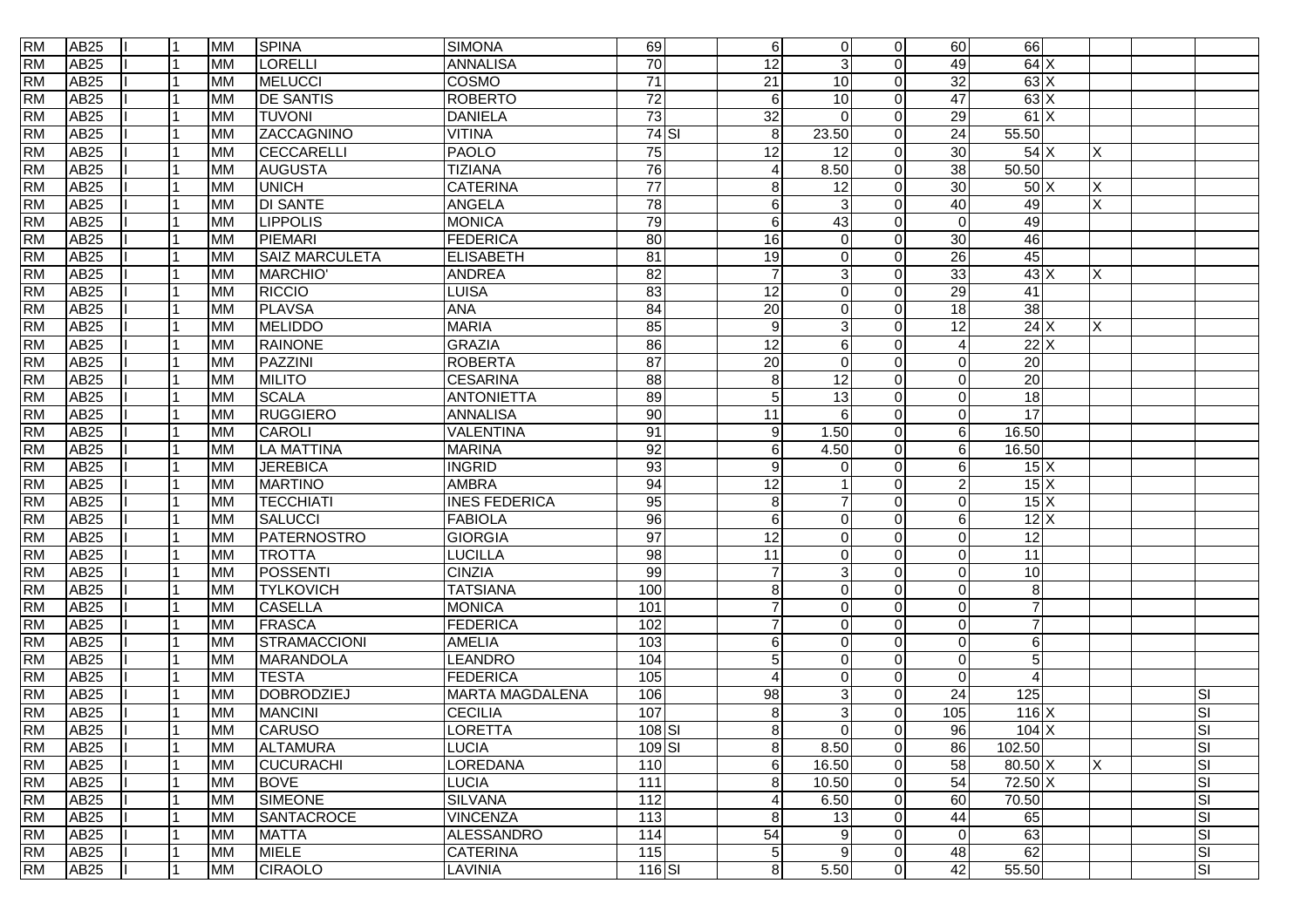| | | | | | | | | | | | | | | | | | |
|---|---|---|---|---|---|---|---|---|---|---|---|---|---|---|---|---|---|
| RM | AB25 | I | 1 | MM | SPINA | SIMONA | 69 | | 6 | 0 | 0 | 60 | 66 | | | | |
| RM | AB25 | I | 1 | MM | LORELLI | ANNALISA | 70 | | 12 | 3 | 0 | 49 | 64 | X | | | |
| RM | AB25 | I | 1 | MM | MELUCCI | COSMO | 71 | | 21 | 10 | 0 | 32 | 63 | X | | | |
| RM | AB25 | I | 1 | MM | DE SANTIS | ROBERTO | 72 | | 6 | 10 | 0 | 47 | 63 | X | | | |
| RM | AB25 | I | 1 | MM | TUVONI | DANIELA | 73 | | 32 | 0 | 0 | 29 | 61 | X | | | |
| RM | AB25 | I | 1 | MM | ZACCAGNINO | VITINA | 74 | SI | 8 | 23.50 | 0 | 24 | 55.50 | | | | |
| RM | AB25 | I | 1 | MM | CECCARELLI | PAOLO | 75 | | 12 | 12 | 0 | 30 | 54 | X | X | | |
| RM | AB25 | I | 1 | MM | AUGUSTA | TIZIANA | 76 | | 4 | 8.50 | 0 | 38 | 50.50 | | | | |
| RM | AB25 | I | 1 | MM | UNICH | CATERINA | 77 | | 8 | 12 | 0 | 30 | 50 | X | X | | |
| RM | AB25 | I | 1 | MM | DI SANTE | ANGELA | 78 | | 6 | 3 | 0 | 40 | 49 | | X | | |
| RM | AB25 | I | 1 | MM | LIPPOLIS | MONICA | 79 | | 6 | 43 | 0 | 0 | 49 | | | | |
| RM | AB25 | I | 1 | MM | PIEMARI | FEDERICA | 80 | | 16 | 0 | 0 | 30 | 46 | | | | |
| RM | AB25 | I | 1 | MM | SAIZ MARCULETA | ELISABETH | 81 | | 19 | 0 | 0 | 26 | 45 | | | | |
| RM | AB25 | I | 1 | MM | MARCHIO' | ANDREA | 82 | | 7 | 3 | 0 | 33 | 43 | X | X | | |
| RM | AB25 | I | 1 | MM | RICCIO | LUISA | 83 | | 12 | 0 | 0 | 29 | 41 | | | | |
| RM | AB25 | I | 1 | MM | PLAVSA | ANA | 84 | | 20 | 0 | 0 | 18 | 38 | | | | |
| RM | AB25 | I | 1 | MM | MELIDDO | MARIA | 85 | | 9 | 3 | 0 | 12 | 24 | X | X | | |
| RM | AB25 | I | 1 | MM | RAINONE | GRAZIA | 86 | | 12 | 6 | 0 | 4 | 22 | X | | | |
| RM | AB25 | I | 1 | MM | PAZZINI | ROBERTA | 87 | | 20 | 0 | 0 | 0 | 20 | | | | |
| RM | AB25 | I | 1 | MM | MILITO | CESARINA | 88 | | 8 | 12 | 0 | 0 | 20 | | | | |
| RM | AB25 | I | 1 | MM | SCALA | ANTONIETTA | 89 | | 5 | 13 | 0 | 0 | 18 | | | | |
| RM | AB25 | I | 1 | MM | RUGGIERO | ANNALISA | 90 | | 11 | 6 | 0 | 0 | 17 | | | | |
| RM | AB25 | I | 1 | MM | CAROLI | VALENTINA | 91 | | 9 | 1.50 | 0 | 6 | 16.50 | | | | |
| RM | AB25 | I | 1 | MM | LA MATTINA | MARINA | 92 | | 6 | 4.50 | 0 | 6 | 16.50 | | | | |
| RM | AB25 | I | 1 | MM | JEREBICA | INGRID | 93 | | 9 | 0 | 0 | 6 | 15 | X | | | |
| RM | AB25 | I | 1 | MM | MARTINO | AMBRA | 94 | | 12 | 1 | 0 | 2 | 15 | X | | | |
| RM | AB25 | I | 1 | MM | TECCHIATI | INES FEDERICA | 95 | | 8 | 7 | 0 | 0 | 15 | X | | | |
| RM | AB25 | I | 1 | MM | SALUCCI | FABIOLA | 96 | | 6 | 0 | 0 | 6 | 12 | X | | | |
| RM | AB25 | I | 1 | MM | PATERNOSTRO | GIORGIA | 97 | | 12 | 0 | 0 | 0 | 12 | | | | |
| RM | AB25 | I | 1 | MM | TROTTA | LUCILLA | 98 | | 11 | 0 | 0 | 0 | 11 | | | | |
| RM | AB25 | I | 1 | MM | POSSENTI | CINZIA | 99 | | 7 | 3 | 0 | 0 | 10 | | | | |
| RM | AB25 | I | 1 | MM | TYLKOVICH | TATSIANA | 100 | | 8 | 0 | 0 | 0 | 8 | | | | |
| RM | AB25 | I | 1 | MM | CASELLA | MONICA | 101 | | 7 | 0 | 0 | 0 | 7 | | | | |
| RM | AB25 | I | 1 | MM | FRASCA | FEDERICA | 102 | | 7 | 0 | 0 | 0 | 7 | | | | |
| RM | AB25 | I | 1 | MM | STRAMACCIONI | AMELIA | 103 | | 6 | 0 | 0 | 0 | 6 | | | | |
| RM | AB25 | I | 1 | MM | MARANDOLA | LEANDRO | 104 | | 5 | 0 | 0 | 0 | 5 | | | | |
| RM | AB25 | I | 1 | MM | TESTA | FEDERICA | 105 | | 4 | 0 | 0 | 0 | 4 | | | | |
| RM | AB25 | I | 1 | MM | DOBRODZIEJ | MARTA MAGDALENA | 106 | | 98 | 3 | 0 | 24 | 125 | | | | SI |
| RM | AB25 | I | 1 | MM | MANCINI | CECILIA | 107 | | 8 | 3 | 0 | 105 | 116 | X | | | SI |
| RM | AB25 | I | 1 | MM | CARUSO | LORETTA | 108 | SI | 8 | 0 | 0 | 96 | 104 | X | | | SI |
| RM | AB25 | I | 1 | MM | ALTAMURA | LUCIA | 109 | SI | 8 | 8.50 | 0 | 86 | 102.50 | | | | SI |
| RM | AB25 | I | 1 | MM | CUCURACHI | LOREDANA | 110 | | 6 | 16.50 | 0 | 58 | 80.50 | X | X | | SI |
| RM | AB25 | I | 1 | MM | BOVE | LUCIA | 111 | | 8 | 10.50 | 0 | 54 | 72.50 | X | | | SI |
| RM | AB25 | I | 1 | MM | SIMEONE | SILVANA | 112 | | 4 | 6.50 | 0 | 60 | 70.50 | | | | SI |
| RM | AB25 | I | 1 | MM | SANTACROCE | VINCENZA | 113 | | 8 | 13 | 0 | 44 | 65 | | | | SI |
| RM | AB25 | I | 1 | MM | MATTA | ALESSANDRO | 114 | | 54 | 9 | 0 | 0 | 63 | | | | SI |
| RM | AB25 | I | 1 | MM | MIELE | CATERINA | 115 | | 5 | 9 | 0 | 48 | 62 | | | | SI |
| RM | AB25 | I | 1 | MM | CIRAOLO | LAVINIA | 116 | SI | 8 | 5.50 | 0 | 42 | 55.50 | | | | SI |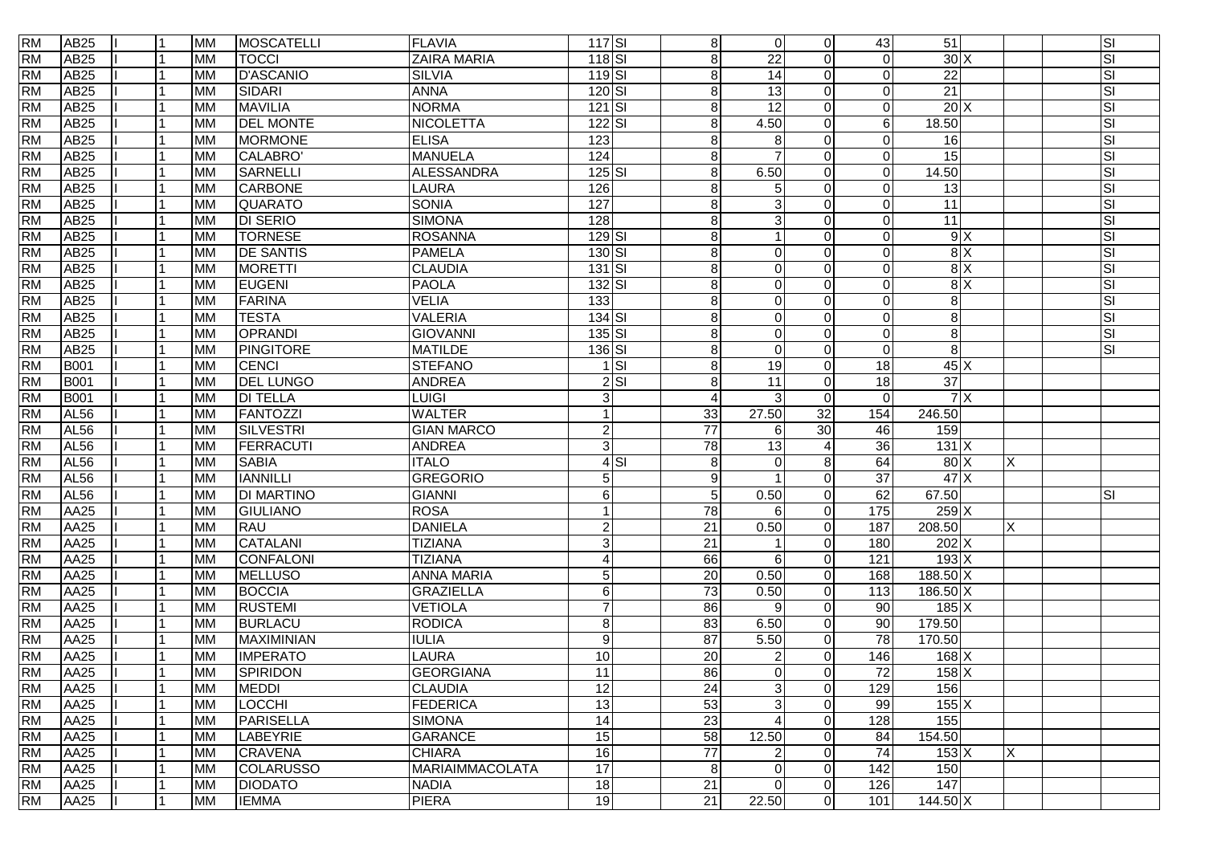| | | | | | | | | | | | | | | | | | | |
|---|---|---|---|---|---|---|---|---|---|---|---|---|---|---|---|---|---|---|
| RM | AB25 | I | 1 | MM | MOSCATELLI | FLAVIA | 117 | SI | 8 | 0 | 0 | 43 | 51 | | | | | SI |
| RM | AB25 | I | 1 | MM | TOCCI | ZAIRA MARIA | 118 | SI | 8 | 22 | 0 | 0 | 30 | X | | | | SI |
| RM | AB25 | I | 1 | MM | D'ASCANIO | SILVIA | 119 | SI | 8 | 14 | 0 | 0 | 22 | | | | | SI |
| RM | AB25 | I | 1 | MM | SIDARI | ANNA | 120 | SI | 8 | 13 | 0 | 0 | 21 | | | | | SI |
| RM | AB25 | I | 1 | MM | MAVILIA | NORMA | 121 | SI | 8 | 12 | 0 | 0 | 20 | X | | | | SI |
| RM | AB25 | I | 1 | MM | DEL MONTE | NICOLETTA | 122 | SI | 8 | 4.50 | 0 | 6 | 18.50 | | | | | SI |
| RM | AB25 | I | 1 | MM | MORMONE | ELISA | 123 | | 8 | 8 | 0 | 0 | 16 | | | | | SI |
| RM | AB25 | I | 1 | MM | CALABRO' | MANUELA | 124 | | 8 | 7 | 0 | 0 | 15 | | | | | SI |
| RM | AB25 | I | 1 | MM | SARNELLI | ALESSANDRA | 125 | SI | 8 | 6.50 | 0 | 0 | 14.50 | | | | | SI |
| RM | AB25 | I | 1 | MM | CARBONE | LAURA | 126 | | 8 | 5 | 0 | 0 | 13 | | | | | SI |
| RM | AB25 | I | 1 | MM | QUARATO | SONIA | 127 | | 8 | 3 | 0 | 0 | 11 | | | | | SI |
| RM | AB25 | I | 1 | MM | DI SERIO | SIMONA | 128 | | 8 | 3 | 0 | 0 | 11 | | | | | SI |
| RM | AB25 | I | 1 | MM | TORNESE | ROSANNA | 129 | SI | 8 | 1 | 0 | 0 | 9 | X | | | | SI |
| RM | AB25 | I | 1 | MM | DE SANTIS | PAMELA | 130 | SI | 8 | 0 | 0 | 0 | 8 | X | | | | SI |
| RM | AB25 | I | 1 | MM | MORETTI | CLAUDIA | 131 | SI | 8 | 0 | 0 | 0 | 8 | X | | | | SI |
| RM | AB25 | I | 1 | MM | EUGENI | PAOLA | 132 | SI | 8 | 0 | 0 | 0 | 8 | X | | | | SI |
| RM | AB25 | I | 1 | MM | FARINA | VELIA | 133 | | 8 | 0 | 0 | 0 | 8 | | | | | SI |
| RM | AB25 | I | 1 | MM | TESTA | VALERIA | 134 | SI | 8 | 0 | 0 | 0 | 8 | | | | | SI |
| RM | AB25 | I | 1 | MM | OPRANDI | GIOVANNI | 135 | SI | 8 | 0 | 0 | 0 | 8 | | | | | SI |
| RM | AB25 | I | 1 | MM | PINGITORE | MATILDE | 136 | SI | 8 | 0 | 0 | 0 | 8 | | | | | SI |
| RM | B001 | I | 1 | MM | CENCI | STEFANO | 1 | SI | 8 | 19 | 0 | 18 | 45 | X | | | | |
| RM | B001 | I | 1 | MM | DEL LUNGO | ANDREA | 2 | SI | 8 | 11 | 0 | 18 | 37 | | | | | |
| RM | B001 | I | 1 | MM | DI TELLA | LUIGI | 3 | | 4 | 3 | 0 | 0 | 7 | X | | | | |
| RM | AL56 | I | 1 | MM | FANTOZZI | WALTER | 1 | | 33 | 27.50 | 32 | 154 | 246.50 | | | | | |
| RM | AL56 | I | 1 | MM | SILVESTRI | GIAN MARCO | 2 | | 77 | 6 | 30 | 46 | 159 | | | | | |
| RM | AL56 | I | 1 | MM | FERRACUTI | ANDREA | 3 | | 78 | 13 | 4 | 36 | 131 | X | | | | |
| RM | AL56 | I | 1 | MM | SABIA | ITALO | 4 | SI | 8 | 0 | 8 | 64 | 80 | X | X | | | |
| RM | AL56 | I | 1 | MM | IANNILLI | GREGORIO | 5 | | 9 | 1 | 0 | 37 | 47 | X | | | | |
| RM | AL56 | I | 1 | MM | DI MARTINO | GIANNI | 6 | | 5 | 0.50 | 0 | 62 | 67.50 | | | | | SI |
| RM | AA25 | I | 1 | MM | GIULIANO | ROSA | 1 | | 78 | 6 | 0 | 175 | 259 | X | | | | |
| RM | AA25 | I | 1 | MM | RAU | DANIELA | 2 | | 21 | 0.50 | 0 | 187 | 208.50 | | X | | | |
| RM | AA25 | I | 1 | MM | CATALANI | TIZIANA | 3 | | 21 | 1 | 0 | 180 | 202 | X | | | | |
| RM | AA25 | I | 1 | MM | CONFALONI | TIZIANA | 4 | | 66 | 6 | 0 | 121 | 193 | X | | | | |
| RM | AA25 | I | 1 | MM | MELLUSO | ANNA MARIA | 5 | | 20 | 0.50 | 0 | 168 | 188.50 | X | | | | |
| RM | AA25 | I | 1 | MM | BOCCIA | GRAZIELLA | 6 | | 73 | 0.50 | 0 | 113 | 186.50 | X | | | | |
| RM | AA25 | I | 1 | MM | RUSTEMI | VETIOLA | 7 | | 86 | 9 | 0 | 90 | 185 | X | | | | |
| RM | AA25 | I | 1 | MM | BURLACU | RODICA | 8 | | 83 | 6.50 | 0 | 90 | 179.50 | | | | | |
| RM | AA25 | I | 1 | MM | MAXIMINIAN | IULIA | 9 | | 87 | 5.50 | 0 | 78 | 170.50 | | | | | |
| RM | AA25 | I | 1 | MM | IMPERATO | LAURA | 10 | | 20 | 2 | 0 | 146 | 168 | X | | | | |
| RM | AA25 | I | 1 | MM | SPIRIDON | GEORGIANA | 11 | | 86 | 0 | 0 | 72 | 158 | X | | | | |
| RM | AA25 | I | 1 | MM | MEDDI | CLAUDIA | 12 | | 24 | 3 | 0 | 129 | 156 | | | | | |
| RM | AA25 | I | 1 | MM | LOCCHI | FEDERICA | 13 | | 53 | 3 | 0 | 99 | 155 | X | | | | |
| RM | AA25 | I | 1 | MM | PARISELLA | SIMONA | 14 | | 23 | 4 | 0 | 128 | 155 | | | | | |
| RM | AA25 | I | 1 | MM | LABEYRIE | GARANCE | 15 | | 58 | 12.50 | 0 | 84 | 154.50 | | | | | |
| RM | AA25 | I | 1 | MM | CRAVENA | CHIARA | 16 | | 77 | 2 | 0 | 74 | 153 | X | X | | | |
| RM | AA25 | I | 1 | MM | COLARUSSO | MARIAIMMACOLATA | 17 | | 8 | 0 | 0 | 142 | 150 | | | | | |
| RM | AA25 | I | 1 | MM | DIODATO | NADIA | 18 | | 21 | 0 | 0 | 126 | 147 | | | | | |
| RM | AA25 | I | 1 | MM | IEMMA | PIERA | 19 | | 21 | 22.50 | 0 | 101 | 144.50 | X | | | | |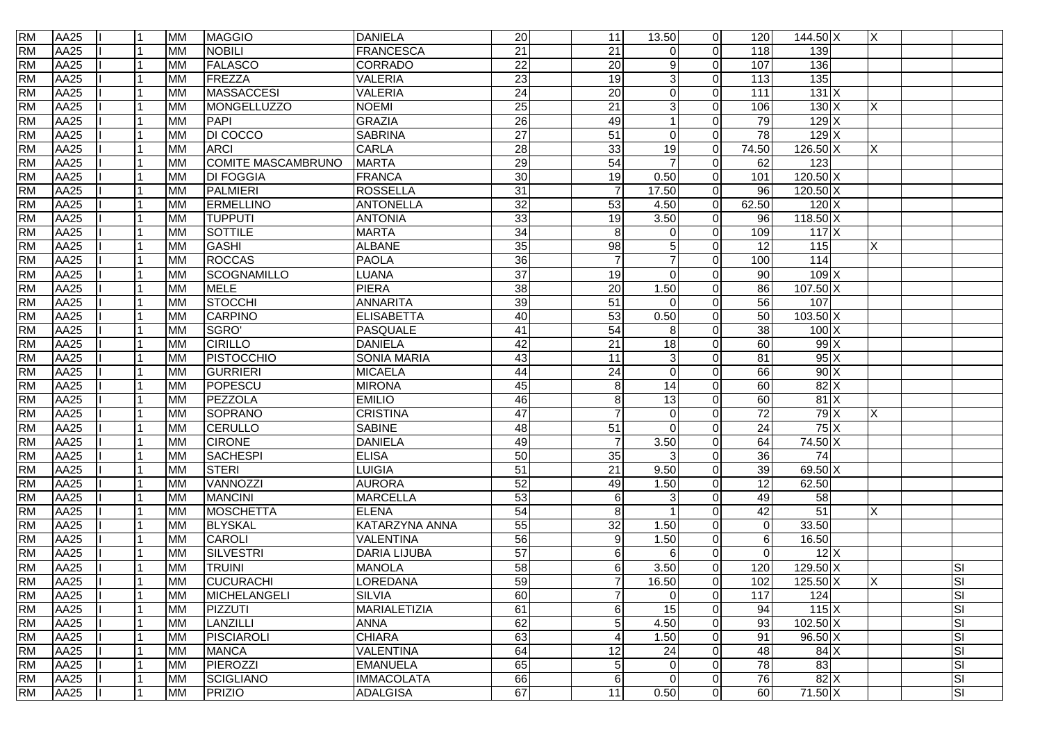| | | | | | | | | | | | | | | | | | |
|---|---|---|---|---|---|---|---|---|---|---|---|---|---|---|---|---|---|
| RM | AA25 | I | 1 | MM | MAGGIO | DANIELA | 20 | | 11 | 13.50 | 0 | 120 | 144.50 | X | X | | |
| RM | AA25 | I | 1 | MM | NOBILI | FRANCESCA | 21 | | 21 | 0 | 0 | 118 | 139 | | | | |
| RM | AA25 | I | 1 | MM | FALASCO | CORRADO | 22 | | 20 | 9 | 0 | 107 | 136 | | | | |
| RM | AA25 | I | 1 | MM | FREZZA | VALERIA | 23 | | 19 | 3 | 0 | 113 | 135 | | | | |
| RM | AA25 | I | 1 | MM | MASSACCESI | VALERIA | 24 | | 20 | 0 | 0 | 111 | 131 | X | | | |
| RM | AA25 | I | 1 | MM | MONGELLUZZO | NOEMI | 25 | | 21 | 3 | 0 | 106 | 130 | X | X | | |
| RM | AA25 | I | 1 | MM | PAPI | GRAZIA | 26 | | 49 | 1 | 0 | 79 | 129 | X | | | |
| RM | AA25 | I | 1 | MM | DI COCCO | SABRINA | 27 | | 51 | 0 | 0 | 78 | 129 | X | | | |
| RM | AA25 | I | 1 | MM | ARCI | CARLA | 28 | | 33 | 19 | 0 | 74.50 | 126.50 | X | X | | |
| RM | AA25 | I | 1 | MM | COMITE MASCAMBRUNO | MARTA | 29 | | 54 | 7 | 0 | 62 | 123 | | | | |
| RM | AA25 | I | 1 | MM | DI FOGGIA | FRANCA | 30 | | 19 | 0.50 | 0 | 101 | 120.50 | X | | | |
| RM | AA25 | I | 1 | MM | PALMIERI | ROSSELLA | 31 | | 7 | 17.50 | 0 | 96 | 120.50 | X | | | |
| RM | AA25 | I | 1 | MM | ERMELLINO | ANTONELLA | 32 | | 53 | 4.50 | 0 | 62.50 | 120 | X | | | |
| RM | AA25 | I | 1 | MM | TUPPUTI | ANTONIA | 33 | | 19 | 3.50 | 0 | 96 | 118.50 | X | | | |
| RM | AA25 | I | 1 | MM | SOTTILE | MARTA | 34 | | 8 | 0 | 0 | 109 | 117 | X | | | |
| RM | AA25 | I | 1 | MM | GASHI | ALBANE | 35 | | 98 | 5 | 0 | 12 | 115 | | X | | |
| RM | AA25 | I | 1 | MM | ROCCAS | PAOLA | 36 | | 7 | 7 | 0 | 100 | 114 | | | | |
| RM | AA25 | I | 1 | MM | SCOGNAMILLO | LUANA | 37 | | 19 | 0 | 0 | 90 | 109 | X | | | |
| RM | AA25 | I | 1 | MM | MELE | PIERA | 38 | | 20 | 1.50 | 0 | 86 | 107.50 | X | | | |
| RM | AA25 | I | 1 | MM | STOCCHI | ANNARITA | 39 | | 51 | 0 | 0 | 56 | 107 | | | | |
| RM | AA25 | I | 1 | MM | CARPINO | ELISABETTA | 40 | | 53 | 0.50 | 0 | 50 | 103.50 | X | | | |
| RM | AA25 | I | 1 | MM | SGRO' | PASQUALE | 41 | | 54 | 8 | 0 | 38 | 100 | X | | | |
| RM | AA25 | I | 1 | MM | CIRILLO | DANIELA | 42 | | 21 | 18 | 0 | 60 | 99 | X | | | |
| RM | AA25 | I | 1 | MM | PISTOCCHIO | SONIA MARIA | 43 | | 11 | 3 | 0 | 81 | 95 | X | | | |
| RM | AA25 | I | 1 | MM | GURRIERI | MICAELA | 44 | | 24 | 0 | 0 | 66 | 90 | X | | | |
| RM | AA25 | I | 1 | MM | POPESCU | MIRONA | 45 | | 8 | 14 | 0 | 60 | 82 | X | | | |
| RM | AA25 | I | 1 | MM | PEZZOLA | EMILIO | 46 | | 8 | 13 | 0 | 60 | 81 | X | | | |
| RM | AA25 | I | 1 | MM | SOPRANO | CRISTINA | 47 | | 7 | 0 | 0 | 72 | 79 | X | X | | |
| RM | AA25 | I | 1 | MM | CERULLO | SABINE | 48 | | 51 | 0 | 0 | 24 | 75 | X | | | |
| RM | AA25 | I | 1 | MM | CIRONE | DANIELA | 49 | | 7 | 3.50 | 0 | 64 | 74.50 | X | | | |
| RM | AA25 | I | 1 | MM | SACHESPI | ELISA | 50 | | 35 | 3 | 0 | 36 | 74 | | | | |
| RM | AA25 | I | 1 | MM | STERI | LUIGIA | 51 | | 21 | 9.50 | 0 | 39 | 69.50 | X | | | |
| RM | AA25 | I | 1 | MM | VANNOZZI | AURORA | 52 | | 49 | 1.50 | 0 | 12 | 62.50 | | | | |
| RM | AA25 | I | 1 | MM | MANCINI | MARCELLA | 53 | | 6 | 3 | 0 | 49 | 58 | | | | |
| RM | AA25 | I | 1 | MM | MOSCHETTA | ELENA | 54 | | 8 | 1 | 0 | 42 | 51 | | X | | |
| RM | AA25 | I | 1 | MM | BLYSKAL | KATARZYNA ANNA | 55 | | 32 | 1.50 | 0 | 0 | 33.50 | | | | |
| RM | AA25 | I | 1 | MM | CAROLI | VALENTINA | 56 | | 9 | 1.50 | 0 | 6 | 16.50 | | | | |
| RM | AA25 | I | 1 | MM | SILVESTRI | DARIA LIJUBA | 57 | | 6 | 6 | 0 | 0 | 12 | X | | | |
| RM | AA25 | I | 1 | MM | TRUINI | MANOLA | 58 | | 6 | 3.50 | 0 | 120 | 129.50 | X | | | SI |
| RM | AA25 | I | 1 | MM | CUCURACHI | LOREDANA | 59 | | 7 | 16.50 | 0 | 102 | 125.50 | X | X | | SI |
| RM | AA25 | I | 1 | MM | MICHELANGELI | SILVIA | 60 | | 7 | 0 | 0 | 117 | 124 | | | | SI |
| RM | AA25 | I | 1 | MM | PIZZUTI | MARIALETIZIA | 61 | | 6 | 15 | 0 | 94 | 115 | X | | | SI |
| RM | AA25 | I | 1 | MM | LANZILLI | ANNA | 62 | | 5 | 4.50 | 0 | 93 | 102.50 | X | | | SI |
| RM | AA25 | I | 1 | MM | PISCIAROLI | CHIARA | 63 | | 4 | 1.50 | 0 | 91 | 96.50 | X | | | SI |
| RM | AA25 | I | 1 | MM | MANCA | VALENTINA | 64 | | 12 | 24 | 0 | 48 | 84 | X | | | SI |
| RM | AA25 | I | 1 | MM | PIEROZZI | EMANUELA | 65 | | 5 | 0 | 0 | 78 | 83 | | | | SI |
| RM | AA25 | I | 1 | MM | SCIGLIANO | IMMACOLATA | 66 | | 6 | 0 | 0 | 76 | 82 | X | | | SI |
| RM | AA25 | I | 1 | MM | PRIZIO | ADALGISA | 67 | | 11 | 0.50 | 0 | 60 | 71.50 | X | | | SI |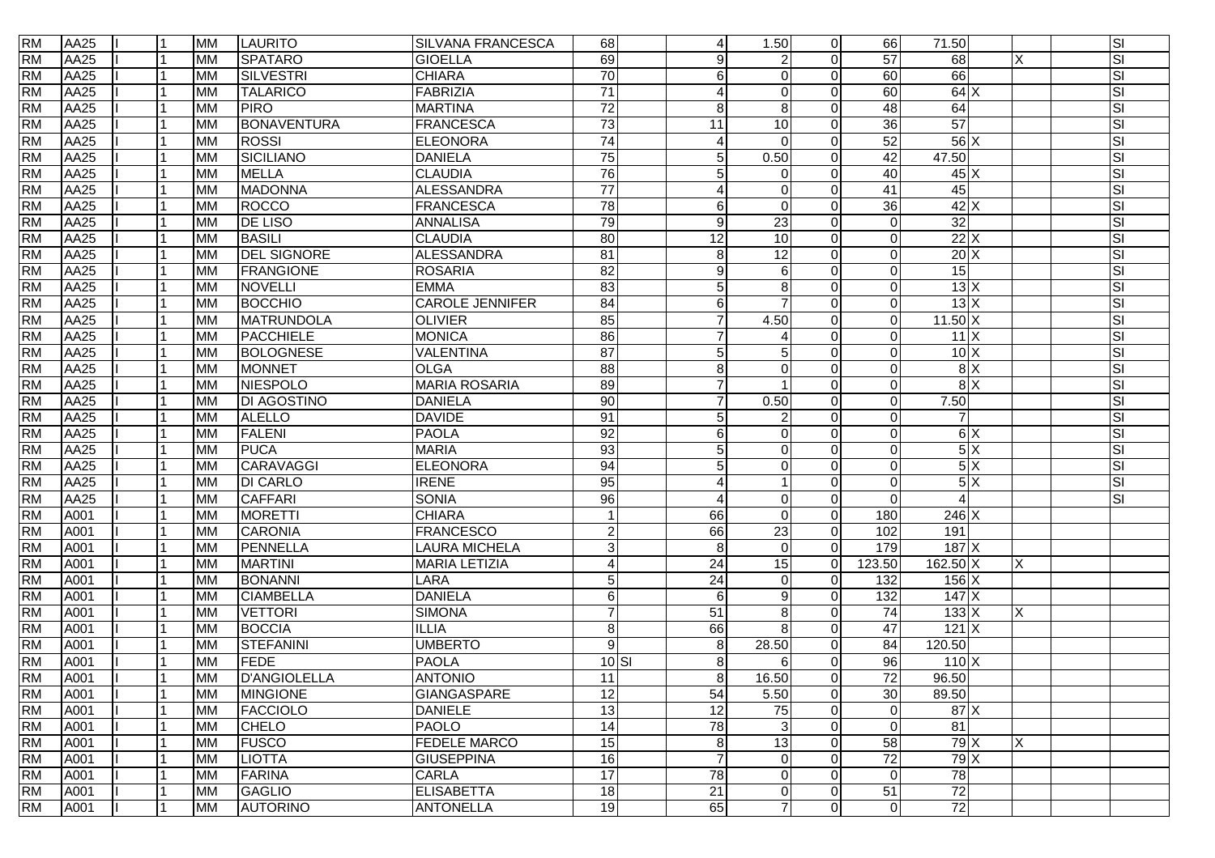| | | | | | | | | | | | | | | | | | |
|---|---|---|---|---|---|---|---|---|---|---|---|---|---|---|---|---|---|
| RM | AA25 | I | 1 | MM | LAURITO | SILVANA FRANCESCA | 68 | | 4 | 1.50 | 0 | 66 | 71.50 | | | | SI |
| RM | AA25 | I | 1 | MM | SPATARO | GIOELLA | 69 | | 9 | 2 | 0 | 57 | 68 | | X | | SI |
| RM | AA25 | I | 1 | MM | SILVESTRI | CHIARA | 70 | | 6 | 0 | 0 | 60 | 66 | | | | SI |
| RM | AA25 | I | 1 | MM | TALARICO | FABRIZIA | 71 | | 4 | 0 | 0 | 60 | 64 | X | | | SI |
| RM | AA25 | I | 1 | MM | PIRO | MARTINA | 72 | | 8 | 8 | 0 | 48 | 64 | | | | SI |
| RM | AA25 | I | 1 | MM | BONAVENTURA | FRANCESCA | 73 | | 11 | 10 | 0 | 36 | 57 | | | | SI |
| RM | AA25 | I | 1 | MM | ROSSI | ELEONORA | 74 | | 4 | 0 | 0 | 52 | 56 | X | | | SI |
| RM | AA25 | I | 1 | MM | SICILIANO | DANIELA | 75 | | 5 | 0.50 | 0 | 42 | 47.50 | | | | SI |
| RM | AA25 | I | 1 | MM | MELLA | CLAUDIA | 76 | | 5 | 0 | 0 | 40 | 45 | X | | | SI |
| RM | AA25 | I | 1 | MM | MADONNA | ALESSANDRA | 77 | | 4 | 0 | 0 | 41 | 45 | | | | SI |
| RM | AA25 | I | 1 | MM | ROCCO | FRANCESCA | 78 | | 6 | 0 | 0 | 36 | 42 | X | | | SI |
| RM | AA25 | I | 1 | MM | DE LISO | ANNALISA | 79 | | 9 | 23 | 0 | 0 | 32 | | | | SI |
| RM | AA25 | I | 1 | MM | BASILI | CLAUDIA | 80 | | 12 | 10 | 0 | 0 | 22 | X | | | SI |
| RM | AA25 | I | 1 | MM | DEL SIGNORE | ALESSANDRA | 81 | | 8 | 12 | 0 | 0 | 20 | X | | | SI |
| RM | AA25 | I | 1 | MM | FRANGIONE | ROSARIA | 82 | | 9 | 6 | 0 | 0 | 15 | | | | SI |
| RM | AA25 | I | 1 | MM | NOVELLI | EMMA | 83 | | 5 | 8 | 0 | 0 | 13 | X | | | SI |
| RM | AA25 | I | 1 | MM | BOCCHIO | CAROLE JENNIFER | 84 | | 6 | 7 | 0 | 0 | 13 | X | | | SI |
| RM | AA25 | I | 1 | MM | MATRUNDOLA | OLIVIER | 85 | | 7 | 4.50 | 0 | 0 | 11.50 | X | | | SI |
| RM | AA25 | I | 1 | MM | PACCHIELE | MONICA | 86 | | 7 | 4 | 0 | 0 | 11 | X | | | SI |
| RM | AA25 | I | 1 | MM | BOLOGNESE | VALENTINA | 87 | | 5 | 5 | 0 | 0 | 10 | X | | | SI |
| RM | AA25 | I | 1 | MM | MONNET | OLGA | 88 | | 8 | 0 | 0 | 0 | 8 | X | | | SI |
| RM | AA25 | I | 1 | MM | NIESPOLO | MARIA ROSARIA | 89 | | 7 | 1 | 0 | 0 | 8 | X | | | SI |
| RM | AA25 | I | 1 | MM | DI AGOSTINO | DANIELA | 90 | | 7 | 0.50 | 0 | 0 | 7.50 | | | | SI |
| RM | AA25 | I | 1 | MM | ALELLO | DAVIDE | 91 | | 5 | 2 | 0 | 0 | 7 | | | | SI |
| RM | AA25 | I | 1 | MM | FALENI | PAOLA | 92 | | 6 | 0 | 0 | 0 | 6 | X | | | SI |
| RM | AA25 | I | 1 | MM | PUCA | MARIA | 93 | | 5 | 0 | 0 | 0 | 5 | X | | | SI |
| RM | AA25 | I | 1 | MM | CARAVAGGI | ELEONORA | 94 | | 5 | 0 | 0 | 0 | 5 | X | | | SI |
| RM | AA25 | I | 1 | MM | DI CARLO | IRENE | 95 | | 4 | 1 | 0 | 0 | 5 | X | | | SI |
| RM | AA25 | I | 1 | MM | CAFFARI | SONIA | 96 | | 4 | 0 | 0 | 0 | 4 | | | | SI |
| RM | A001 | I | 1 | MM | MORETTI | CHIARA | 1 | | 66 | 0 | 0 | 180 | 246 | X | | | |
| RM | A001 | I | 1 | MM | CARONIA | FRANCESCO | 2 | | 66 | 23 | 0 | 102 | 191 | | | | |
| RM | A001 | I | 1 | MM | PENNELLA | LAURA MICHELA | 3 | | 8 | 0 | 0 | 179 | 187 | X | | | |
| RM | A001 | I | 1 | MM | MARTINI | MARIA LETIZIA | 4 | | 24 | 15 | 0 | 123.50 | 162.50 | X | X | | |
| RM | A001 | I | 1 | MM | BONANNI | LARA | 5 | | 24 | 0 | 0 | 132 | 156 | X | | | |
| RM | A001 | I | 1 | MM | CIAMBELLA | DANIELA | 6 | | 6 | 9 | 0 | 132 | 147 | X | | | |
| RM | A001 | I | 1 | MM | VETTORI | SIMONA | 7 | | 51 | 8 | 0 | 74 | 133 | X | X | | |
| RM | A001 | I | 1 | MM | BOCCIA | ILLIA | 8 | | 66 | 8 | 0 | 47 | 121 | X | | | |
| RM | A001 | I | 1 | MM | STEFANINI | UMBERTO | 9 | | 8 | 28.50 | 0 | 84 | 120.50 | | | | |
| RM | A001 | I | 1 | MM | FEDE | PAOLA | 10 | SI | 8 | 6 | 0 | 96 | 110 | X | | | |
| RM | A001 | I | 1 | MM | D'ANGIOLELLA | ANTONIO | 11 | | 8 | 16.50 | 0 | 72 | 96.50 | | | | |
| RM | A001 | I | 1 | MM | MINGIONE | GIANGASPARE | 12 | | 54 | 5.50 | 0 | 30 | 89.50 | | | | |
| RM | A001 | I | 1 | MM | FACCIOLO | DANIELE | 13 | | 12 | 75 | 0 | 0 | 87 | X | | | |
| RM | A001 | I | 1 | MM | CHELO | PAOLO | 14 | | 78 | 3 | 0 | 0 | 81 | | | | |
| RM | A001 | I | 1 | MM | FUSCO | FEDELE MARCO | 15 | | 8 | 13 | 0 | 58 | 79 | X | X | | |
| RM | A001 | I | 1 | MM | LIOTTA | GIUSEPPINA | 16 | | 7 | 0 | 0 | 72 | 79 | X | | | |
| RM | A001 | I | 1 | MM | FARINA | CARLA | 17 | | 78 | 0 | 0 | 0 | 78 | | | | |
| RM | A001 | I | 1 | MM | GAGLIO | ELISABETTA | 18 | | 21 | 0 | 0 | 51 | 72 | | | | |
| RM | A001 | I | 1 | MM | AUTORINO | ANTONELLA | 19 | | 65 | 7 | 0 | 0 | 72 | | | | |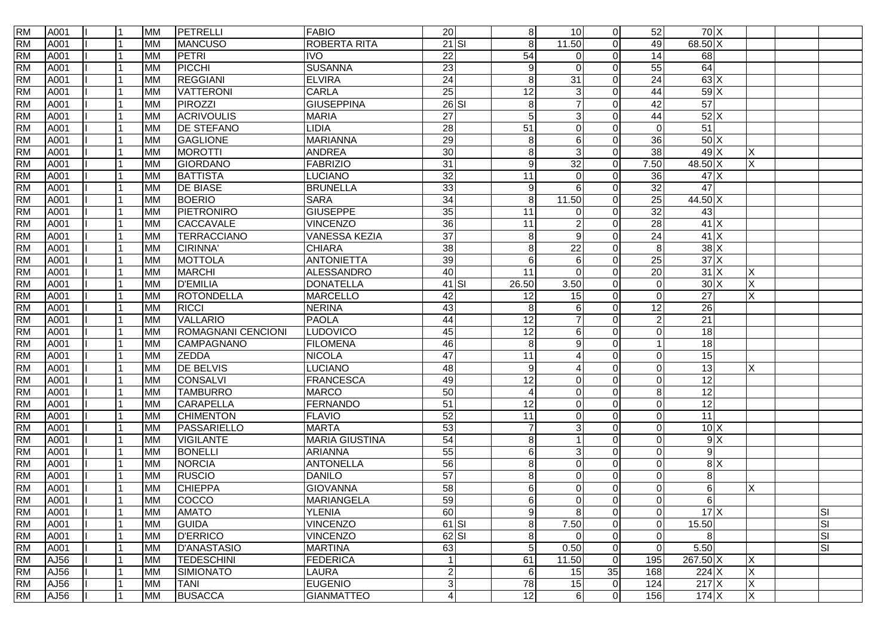| | | | | | | | | | | | | | | | | | |
|---|---|---|---|---|---|---|---|---|---|---|---|---|---|---|---|---|---|
| RM | A001 | I | 1 | MM | PETRELLI | FABIO | 20 | | 8 | 10 | 0 | 52 | 70 | X | | | |
| RM | A001 | I | 1 | MM | MANCUSO | ROBERTA RITA | 21 | SI | 8 | 11.50 | 0 | 49 | 68.50 | X | | | |
| RM | A001 | I | 1 | MM | PETRI | IVO | 22 | | 54 | 0 | 0 | 14 | 68 | | | | |
| RM | A001 | I | 1 | MM | PICCHI | SUSANNA | 23 | | 9 | 0 | 0 | 55 | 64 | | | | |
| RM | A001 | I | 1 | MM | REGGIANI | ELVIRA | 24 | | 8 | 31 | 0 | 24 | 63 | X | | | |
| RM | A001 | I | 1 | MM | VATTERONI | CARLA | 25 | | 12 | 3 | 0 | 44 | 59 | X | | | |
| RM | A001 | I | 1 | MM | PIROZZI | GIUSEPPINA | 26 | SI | 8 | 7 | 0 | 42 | 57 | | | | |
| RM | A001 | I | 1 | MM | ACRIVOULIS | MARIA | 27 | | 5 | 3 | 0 | 44 | 52 | X | | | |
| RM | A001 | I | 1 | MM | DE STEFANO | LIDIA | 28 | | 51 | 0 | 0 | 0 | 51 | | | | |
| RM | A001 | I | 1 | MM | GAGLIONE | MARIANNA | 29 | | 8 | 6 | 0 | 36 | 50 | X | | | |
| RM | A001 | I | 1 | MM | MOROTTI | ANDREA | 30 | | 8 | 3 | 0 | 38 | 49 | X | X | | |
| RM | A001 | I | 1 | MM | GIORDANO | FABRIZIO | 31 | | 9 | 32 | 0 | 7.50 | 48.50 | X | X | | |
| RM | A001 | I | 1 | MM | BATTISTA | LUCIANO | 32 | | 11 | 0 | 0 | 36 | 47 | X | | | |
| RM | A001 | I | 1 | MM | DE BIASE | BRUNELLA | 33 | | 9 | 6 | 0 | 32 | 47 | | | | |
| RM | A001 | I | 1 | MM | BOERIO | SARA | 34 | | 8 | 11.50 | 0 | 25 | 44.50 | X | | | |
| RM | A001 | I | 1 | MM | PIETRONIRO | GIUSEPPE | 35 | | 11 | 0 | 0 | 32 | 43 | | | | |
| RM | A001 | I | 1 | MM | CACCAVALE | VINCENZO | 36 | | 11 | 2 | 0 | 28 | 41 | X | | | |
| RM | A001 | I | 1 | MM | TERRACCIANO | VANESSA KEZIA | 37 | | 8 | 9 | 0 | 24 | 41 | X | | | |
| RM | A001 | I | 1 | MM | CIRINNA' | CHIARA | 38 | | 8 | 22 | 0 | 8 | 38 | X | | | |
| RM | A001 | I | 1 | MM | MOTTOLA | ANTONIETTA | 39 | | 6 | 6 | 0 | 25 | 37 | X | | | |
| RM | A001 | I | 1 | MM | MARCHI | ALESSANDRO | 40 | | 11 | 0 | 0 | 20 | 31 | X | X | | |
| RM | A001 | I | 1 | MM | D'EMILIA | DONATELLA | 41 | SI | 26.50 | 3.50 | 0 | 0 | 30 | X | X | | |
| RM | A001 | I | 1 | MM | ROTONDELLA | MARCELLO | 42 | | 12 | 15 | 0 | 0 | 27 | | X | | |
| RM | A001 | I | 1 | MM | RICCI | NERINA | 43 | | 8 | 6 | 0 | 12 | 26 | | | | |
| RM | A001 | I | 1 | MM | VALLARIO | PAOLA | 44 | | 12 | 7 | 0 | 2 | 21 | | | | |
| RM | A001 | I | 1 | MM | ROMAGNANI CENCIONI | LUDOVICO | 45 | | 12 | 6 | 0 | 0 | 18 | | | | |
| RM | A001 | I | 1 | MM | CAMPAGNANO | FILOMENA | 46 | | 8 | 9 | 0 | 1 | 18 | | | | |
| RM | A001 | I | 1 | MM | ZEDDA | NICOLA | 47 | | 11 | 4 | 0 | 0 | 15 | | | | |
| RM | A001 | I | 1 | MM | DE BELVIS | LUCIANO | 48 | | 9 | 4 | 0 | 0 | 13 | | X | | |
| RM | A001 | I | 1 | MM | CONSALVI | FRANCESCA | 49 | | 12 | 0 | 0 | 0 | 12 | | | | |
| RM | A001 | I | 1 | MM | TAMBURRO | MARCO | 50 | | 4 | 0 | 0 | 8 | 12 | | | | |
| RM | A001 | I | 1 | MM | CARAPELLA | FERNANDO | 51 | | 12 | 0 | 0 | 0 | 12 | | | | |
| RM | A001 | I | 1 | MM | CHIMENTON | FLAVIO | 52 | | 11 | 0 | 0 | 0 | 11 | | | | |
| RM | A001 | I | 1 | MM | PASSARIELLO | MARTA | 53 | | 7 | 3 | 0 | 0 | 10 | X | | | |
| RM | A001 | I | 1 | MM | VIGILANTE | MARIA GIUSTINA | 54 | | 8 | 1 | 0 | 0 | 9 | X | | | |
| RM | A001 | I | 1 | MM | BONELLI | ARIANNA | 55 | | 6 | 3 | 0 | 0 | 9 | | | | |
| RM | A001 | I | 1 | MM | NORCIA | ANTONELLA | 56 | | 8 | 0 | 0 | 0 | 8 | X | | | |
| RM | A001 | I | 1 | MM | RUSCIO | DANILO | 57 | | 8 | 0 | 0 | 0 | 8 | | | | |
| RM | A001 | I | 1 | MM | CHIEPPA | GIOVANNA | 58 | | 6 | 0 | 0 | 0 | 6 | | X | | |
| RM | A001 | I | 1 | MM | COCCO | MARIANGELA | 59 | | 6 | 0 | 0 | 0 | 6 | | | | |
| RM | A001 | I | 1 | MM | AMATO | YLENIA | 60 | | 9 | 8 | 0 | 0 | 17 | X | | | SI |
| RM | A001 | I | 1 | MM | GUIDA | VINCENZO | 61 | SI | 8 | 7.50 | 0 | 0 | 15.50 | | | | SI |
| RM | A001 | I | 1 | MM | D'ERRICO | VINCENZO | 62 | SI | 8 | 0 | 0 | 0 | 8 | | | | SI |
| RM | A001 | I | 1 | MM | D'ANASTASIO | MARTINA | 63 | | 5 | 0.50 | 0 | 0 | 5.50 | | | | SI |
| RM | AJ56 | I | 1 | MM | TEDESCHINI | FEDERICA | 1 | | 61 | 11.50 | 0 | 195 | 267.50 | X | X | | |
| RM | AJ56 | I | 1 | MM | SIMIONATO | LAURA | 2 | | 6 | 15 | 35 | 168 | 224 | X | X | | |
| RM | AJ56 | I | 1 | MM | TANI | EUGENIO | 3 | | 78 | 15 | 0 | 124 | 217 | X | X | | |
| RM | AJ56 | I | 1 | MM | BUSACCA | GIANMATTEO | 4 | | 12 | 6 | 0 | 156 | 174 | X | X | | |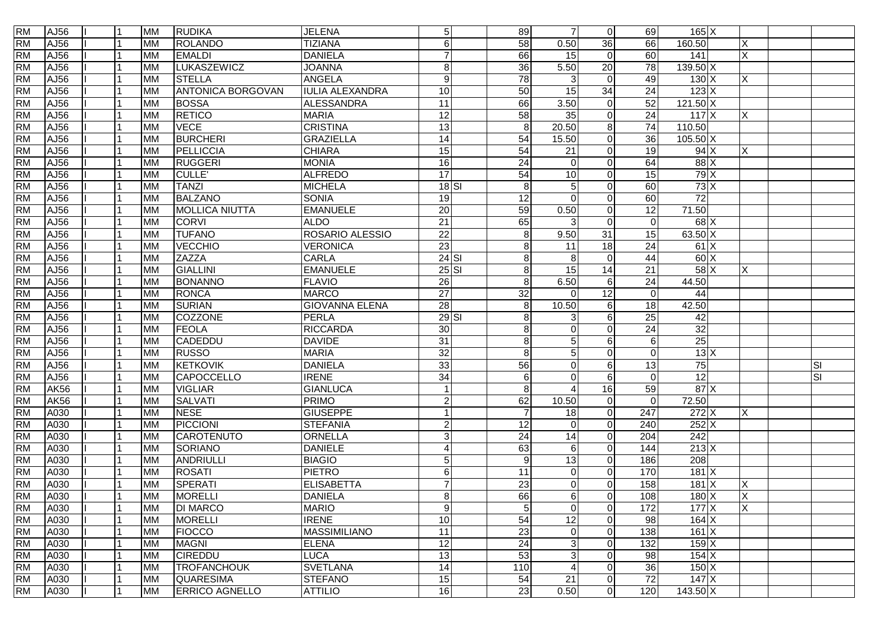| | | | | | | | | | | | | | | | | | | |
|---|---|---|---|---|---|---|---|---|---|---|---|---|---|---|---|---|---|---|
| RM | AJ56 | I | 1 | MM | RUDIKA | JELENA | 5 | | 89 | 7 | 0 | 69 | 165 | X | | | | |
| RM | AJ56 | I | 1 | MM | ROLANDO | TIZIANA | 6 | | 58 | 0.50 | 36 | 66 | 160.50 | | X | | | |
| RM | AJ56 | I | 1 | MM | EMALDI | DANIELA | 7 | | 66 | 15 | 0 | 60 | 141 | | X | | | |
| RM | AJ56 | I | 1 | MM | LUKASZEWICZ | JOANNA | 8 | | 36 | 5.50 | 20 | 78 | 139.50 | X | | | | |
| RM | AJ56 | I | 1 | MM | STELLA | ANGELA | 9 | | 78 | 3 | 0 | 49 | 130 | X | X | | | |
| RM | AJ56 | I | 1 | MM | ANTONICA BORGOVAN | IULIA ALEXANDRA | 10 | | 50 | 15 | 34 | 24 | 123 | X | | | | |
| RM | AJ56 | I | 1 | MM | BOSSA | ALESSANDRA | 11 | | 66 | 3.50 | 0 | 52 | 121.50 | X | | | | |
| RM | AJ56 | I | 1 | MM | RETICO | MARIA | 12 | | 58 | 35 | 0 | 24 | 117 | X | X | | | |
| RM | AJ56 | I | 1 | MM | VECE | CRISTINA | 13 | | 8 | 20.50 | 8 | 74 | 110.50 | | | | | |
| RM | AJ56 | I | 1 | MM | BURCHERI | GRAZIELLA | 14 | | 54 | 15.50 | 0 | 36 | 105.50 | X | | | | |
| RM | AJ56 | I | 1 | MM | PELLICCIA | CHIARA | 15 | | 54 | 21 | 0 | 19 | 94 | X | X | | | |
| RM | AJ56 | I | 1 | MM | RUGGERI | MONIA | 16 | | 24 | 0 | 0 | 64 | 88 | X | | | | |
| RM | AJ56 | I | 1 | MM | CULLE' | ALFREDO | 17 | | 54 | 10 | 0 | 15 | 79 | X | | | | |
| RM | AJ56 | I | 1 | MM | TANZI | MICHELA | 18 | SI | 8 | 5 | 0 | 60 | 73 | X | | | | |
| RM | AJ56 | I | 1 | MM | BALZANO | SONIA | 19 | | 12 | 0 | 0 | 60 | 72 | | | | | |
| RM | AJ56 | I | 1 | MM | MOLLICA NIUTTA | EMANUELE | 20 | | 59 | 0.50 | 0 | 12 | 71.50 | | | | | |
| RM | AJ56 | I | 1 | MM | CORVI | ALDO | 21 | | 65 | 3 | 0 | 0 | 68 | X | | | | |
| RM | AJ56 | I | 1 | MM | TUFANO | ROSARIO ALESSIO | 22 | | 8 | 9.50 | 31 | 15 | 63.50 | X | | | | |
| RM | AJ56 | I | 1 | MM | VECCHIO | VERONICA | 23 | | 8 | 11 | 18 | 24 | 61 | X | | | | |
| RM | AJ56 | I | 1 | MM | ZAZZA | CARLA | 24 | SI | 8 | 8 | 0 | 44 | 60 | X | | | | |
| RM | AJ56 | I | 1 | MM | GIALLINI | EMANUELE | 25 | SI | 8 | 15 | 14 | 21 | 58 | X | X | | | |
| RM | AJ56 | I | 1 | MM | BONANNO | FLAVIO | 26 | | 8 | 6.50 | 6 | 24 | 44.50 | | | | | |
| RM | AJ56 | I | 1 | MM | RONCA | MARCO | 27 | | 32 | 0 | 12 | 0 | 44 | | | | | |
| RM | AJ56 | I | 1 | MM | SURIAN | GIOVANNA ELENA | 28 | | 8 | 10.50 | 6 | 18 | 42.50 | | | | | |
| RM | AJ56 | I | 1 | MM | COZZONE | PERLA | 29 | SI | 8 | 3 | 6 | 25 | 42 | | | | | |
| RM | AJ56 | I | 1 | MM | FEOLA | RICCARDA | 30 | | 8 | 0 | 0 | 24 | 32 | | | | | |
| RM | AJ56 | I | 1 | MM | CADEDDU | DAVIDE | 31 | | 8 | 5 | 6 | 6 | 25 | | | | | |
| RM | AJ56 | I | 1 | MM | RUSSO | MARIA | 32 | | 8 | 5 | 0 | 0 | 13 | X | | | | |
| RM | AJ56 | I | 1 | MM | KETKOVIK | DANIELA | 33 | | 56 | 0 | 6 | 13 | 75 | | | | | SI |
| RM | AJ56 | I | 1 | MM | CAPOCCELLO | IRENE | 34 | | 6 | 0 | 6 | 0 | 12 | | | | | SI |
| RM | AK56 | I | 1 | MM | VIGLIAR | GIANLUCA | 1 | | 8 | 4 | 16 | 59 | 87 | X | | | | |
| RM | AK56 | I | 1 | MM | SALVATI | PRIMO | 2 | | 62 | 10.50 | 0 | 0 | 72.50 | | | | | |
| RM | A030 | I | 1 | MM | NESE | GIUSEPPE | 1 | | 7 | 18 | 0 | 247 | 272 | X | X | | | |
| RM | A030 | I | 1 | MM | PICCIONI | STEFANIA | 2 | | 12 | 0 | 0 | 240 | 252 | X | | | | |
| RM | A030 | I | 1 | MM | CAROTENUTO | ORNELLA | 3 | | 24 | 14 | 0 | 204 | 242 | | | | | |
| RM | A030 | I | 1 | MM | SORIANO | DANIELE | 4 | | 63 | 6 | 0 | 144 | 213 | X | | | | |
| RM | A030 | I | 1 | MM | ANDRIULLI | BIAGIO | 5 | | 9 | 13 | 0 | 186 | 208 | | | | | |
| RM | A030 | I | 1 | MM | ROSATI | PIETRO | 6 | | 11 | 0 | 0 | 170 | 181 | X | | | | |
| RM | A030 | I | 1 | MM | SPERATI | ELISABETTA | 7 | | 23 | 0 | 0 | 158 | 181 | X | X | | | |
| RM | A030 | I | 1 | MM | MORELLI | DANIELA | 8 | | 66 | 6 | 0 | 108 | 180 | X | X | | | |
| RM | A030 | I | 1 | MM | DI MARCO | MARIO | 9 | | 5 | 0 | 0 | 172 | 177 | X | X | | | |
| RM | A030 | I | 1 | MM | MORELLI | IRENE | 10 | | 54 | 12 | 0 | 98 | 164 | X | | | | |
| RM | A030 | I | 1 | MM | FIOCCO | MASSIMILIANO | 11 | | 23 | 0 | 0 | 138 | 161 | X | | | | |
| RM | A030 | I | 1 | MM | MAGNI | ELENA | 12 | | 24 | 3 | 0 | 132 | 159 | X | | | | |
| RM | A030 | I | 1 | MM | CIREDDU | LUCA | 13 | | 53 | 3 | 0 | 98 | 154 | X | | | | |
| RM | A030 | I | 1 | MM | TROFANCHOUK | SVETLANA | 14 | | 110 | 4 | 0 | 36 | 150 | X | | | | |
| RM | A030 | I | 1 | MM | QUARESIMA | STEFANO | 15 | | 54 | 21 | 0 | 72 | 147 | X | | | | |
| RM | A030 | I | 1 | MM | ERRICO AGNELLO | ATTILIO | 16 | | 23 | 0.50 | 0 | 120 | 143.50 | X | | | | |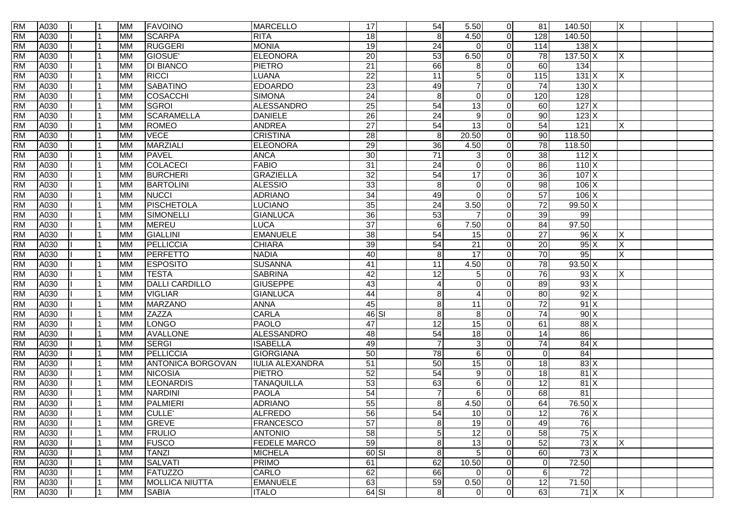| | | | | | | | | | | | | | | | | | |
|---|---|---|---|---|---|---|---|---|---|---|---|---|---|---|---|---|---|
| RM | A030 | I | 1 | MM | FAVOINO | MARCELLO | 17 | | 54 | 5.50 | 0 | 81 | 140.50 | | X | | |
| RM | A030 | I | 1 | MM | SCARPA | RITA | 18 | | 8 | 4.50 | 0 | 128 | 140.50 | | | | |
| RM | A030 | I | 1 | MM | RUGGERI | MONIA | 19 | | 24 | 0 | 0 | 114 | 138 | X | | | |
| RM | A030 | I | 1 | MM | GIOSUE' | ELEONORA | 20 | | 53 | 6.50 | 0 | 78 | 137.50 | X | X | | |
| RM | A030 | I | 1 | MM | DI BIANCO | PIETRO | 21 | | 66 | 8 | 0 | 60 | 134 | | | | |
| RM | A030 | I | 1 | MM | RICCI | LUANA | 22 | | 11 | 5 | 0 | 115 | 131 | X | X | | |
| RM | A030 | I | 1 | MM | SABATINO | EDOARDO | 23 | | 49 | 7 | 0 | 74 | 130 | X | | | |
| RM | A030 | I | 1 | MM | COSACCHI | SIMONA | 24 | | 8 | 0 | 0 | 120 | 128 | | | | |
| RM | A030 | I | 1 | MM | SGROI | ALESSANDRO | 25 | | 54 | 13 | 0 | 60 | 127 | X | | | |
| RM | A030 | I | 1 | MM | SCARAMELLA | DANIELE | 26 | | 24 | 9 | 0 | 90 | 123 | X | | | |
| RM | A030 | I | 1 | MM | ROMEO | ANDREA | 27 | | 54 | 13 | 0 | 54 | 121 | | X | | |
| RM | A030 | I | 1 | MM | VECE | CRISTINA | 28 | | 8 | 20.50 | 0 | 90 | 118.50 | | | | |
| RM | A030 | I | 1 | MM | MARZIALI | ELEONORA | 29 | | 36 | 4.50 | 0 | 78 | 118.50 | | | | |
| RM | A030 | I | 1 | MM | PAVEL | ANCA | 30 | | 71 | 3 | 0 | 38 | 112 | X | | | |
| RM | A030 | I | 1 | MM | COLACECI | FABIO | 31 | | 24 | 0 | 0 | 86 | 110 | X | | | |
| RM | A030 | I | 1 | MM | BURCHERI | GRAZIELLA | 32 | | 54 | 17 | 0 | 36 | 107 | X | | | |
| RM | A030 | I | 1 | MM | BARTOLINI | ALESSIO | 33 | | 8 | 0 | 0 | 98 | 106 | X | | | |
| RM | A030 | I | 1 | MM | NUCCI | ADRIANO | 34 | | 49 | 0 | 0 | 57 | 106 | X | | | |
| RM | A030 | I | 1 | MM | PISCHETOLA | LUCIANO | 35 | | 24 | 3.50 | 0 | 72 | 99.50 | X | | | |
| RM | A030 | I | 1 | MM | SIMONELLI | GIANLUCA | 36 | | 53 | 7 | 0 | 39 | 99 | | | | |
| RM | A030 | I | 1 | MM | MEREU | LUCA | 37 | | 6 | 7.50 | 0 | 84 | 97.50 | | | | |
| RM | A030 | I | 1 | MM | GIALLINI | EMANUELE | 38 | | 54 | 15 | 0 | 27 | 96 | X | X | | |
| RM | A030 | I | 1 | MM | PELLICCIA | CHIARA | 39 | | 54 | 21 | 0 | 20 | 95 | X | X | | |
| RM | A030 | I | 1 | MM | PERFETTO | NADIA | 40 | | 8 | 17 | 0 | 70 | 95 | | X | | |
| RM | A030 | I | 1 | MM | ESPOSITO | SUSANNA | 41 | | 11 | 4.50 | 0 | 78 | 93.50 | X | | | |
| RM | A030 | I | 1 | MM | TESTA | SABRINA | 42 | | 12 | 5 | 0 | 76 | 93 | X | X | | |
| RM | A030 | I | 1 | MM | DALLI CARDILLO | GIUSEPPE | 43 | | 4 | 0 | 0 | 89 | 93 | X | | | |
| RM | A030 | I | 1 | MM | VIGLIAR | GIANLUCA | 44 | | 8 | 4 | 0 | 80 | 92 | X | | | |
| RM | A030 | I | 1 | MM | MARZANO | ANNA | 45 | | 8 | 11 | 0 | 72 | 91 | X | | | |
| RM | A030 | I | 1 | MM | ZAZZA | CARLA | 46 | SI | 8 | 8 | 0 | 74 | 90 | X | | | |
| RM | A030 | I | 1 | MM | LONGO | PAOLO | 47 | | 12 | 15 | 0 | 61 | 88 | X | | | |
| RM | A030 | I | 1 | MM | AVALLONE | ALESSANDRO | 48 | | 54 | 18 | 0 | 14 | 86 | | | | |
| RM | A030 | I | 1 | MM | SERGI | ISABELLA | 49 | | 7 | 3 | 0 | 74 | 84 | X | | | |
| RM | A030 | I | 1 | MM | PELLICCIA | GIORGIANA | 50 | | 78 | 6 | 0 | 0 | 84 | | | | |
| RM | A030 | I | 1 | MM | ANTONICA BORGOVAN | IULIA ALEXANDRA | 51 | | 50 | 15 | 0 | 18 | 83 | X | | | |
| RM | A030 | I | 1 | MM | NICOSIA | PIETRO | 52 | | 54 | 9 | 0 | 18 | 81 | X | | | |
| RM | A030 | I | 1 | MM | LEONARDIS | TANAQUILLA | 53 | | 63 | 6 | 0 | 12 | 81 | X | | | |
| RM | A030 | I | 1 | MM | NARDINI | PAOLA | 54 | | 7 | 6 | 0 | 68 | 81 | | | | |
| RM | A030 | I | 1 | MM | PALMIERI | ADRIANO | 55 | | 8 | 4.50 | 0 | 64 | 76.50 | X | | | |
| RM | A030 | I | 1 | MM | CULLE' | ALFREDO | 56 | | 54 | 10 | 0 | 12 | 76 | X | | | |
| RM | A030 | I | 1 | MM | GREVE | FRANCESCO | 57 | | 8 | 19 | 0 | 49 | 76 | | | | |
| RM | A030 | I | 1 | MM | FRULIO | ANTONIO | 58 | | 5 | 12 | 0 | 58 | 75 | X | | | |
| RM | A030 | I | 1 | MM | FUSCO | FEDELE MARCO | 59 | | 8 | 13 | 0 | 52 | 73 | X | X | | |
| RM | A030 | I | 1 | MM | TANZI | MICHELA | 60 | SI | 8 | 5 | 0 | 60 | 73 | X | | | |
| RM | A030 | I | 1 | MM | SALVATI | PRIMO | 61 | | 62 | 10.50 | 0 | 0 | 72.50 | | | | |
| RM | A030 | I | 1 | MM | FATUZZO | CARLO | 62 | | 66 | 0 | 0 | 6 | 72 | | | | |
| RM | A030 | I | 1 | MM | MOLLICA NIUTTA | EMANUELE | 63 | | 59 | 0.50 | 0 | 12 | 71.50 | | | | |
| RM | A030 | I | 1 | MM | SABIA | ITALO | 64 | SI | 8 | 0 | 0 | 63 | 71 | X | X | | |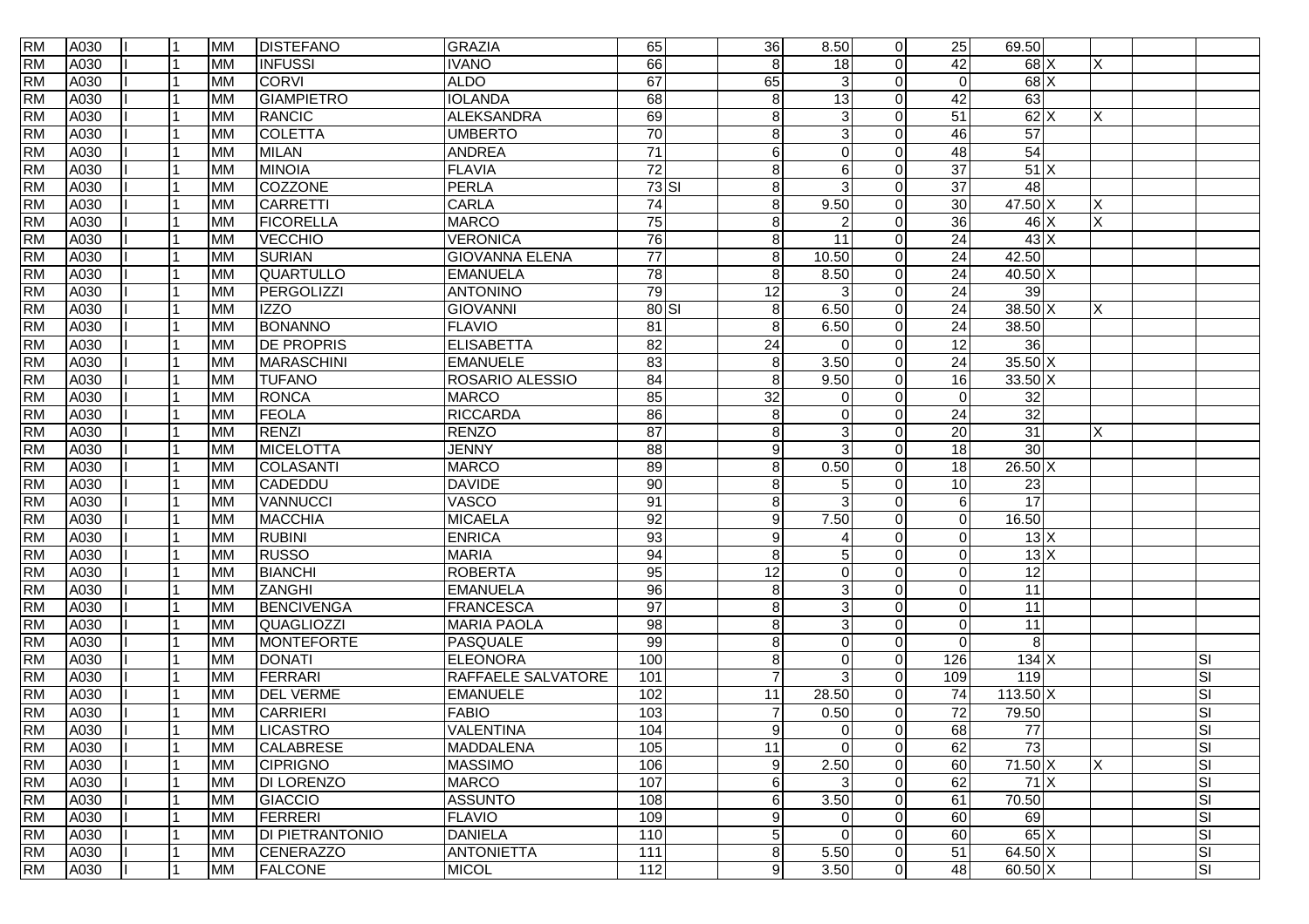| | | | | | | | | | | | | | | | | | |
|---|---|---|---|---|---|---|---|---|---|---|---|---|---|---|---|---|---|
| RM | A030 | I | 1 | MM | DISTEFANO | GRAZIA | 65 | | 36 | 8.50 | 0 | 25 | 69.50 | | | | |
| RM | A030 | I | 1 | MM | INFUSSI | IVANO | 66 | | 8 | 18 | 0 | 42 | 68 | X | X | | |
| RM | A030 | I | 1 | MM | CORVI | ALDO | 67 | | 65 | 3 | 0 | 0 | 68 | X | | | |
| RM | A030 | I | 1 | MM | GIAMPIETRO | IOLANDA | 68 | | 8 | 13 | 0 | 42 | 63 | | | | |
| RM | A030 | I | 1 | MM | RANCIC | ALEKSANDRA | 69 | | 8 | 3 | 0 | 51 | 62 | X | X | | |
| RM | A030 | I | 1 | MM | COLETTA | UMBERTO | 70 | | 8 | 3 | 0 | 46 | 57 | | | | |
| RM | A030 | I | 1 | MM | MILAN | ANDREA | 71 | | 6 | 0 | 0 | 48 | 54 | | | | |
| RM | A030 | I | 1 | MM | MINOIA | FLAVIA | 72 | | 8 | 6 | 0 | 37 | 51 | X | | | |
| RM | A030 | I | 1 | MM | COZZONE | PERLA | 73 | SI | 8 | 3 | 0 | 37 | 48 | | | | |
| RM | A030 | I | 1 | MM | CARRETTI | CARLA | 74 | | 8 | 9.50 | 0 | 30 | 47.50 | X | X | | |
| RM | A030 | I | 1 | MM | FICORELLA | MARCO | 75 | | 8 | 2 | 0 | 36 | 46 | X | X | | |
| RM | A030 | I | 1 | MM | VECCHIO | VERONICA | 76 | | 8 | 11 | 0 | 24 | 43 | X | | | |
| RM | A030 | I | 1 | MM | SURIAN | GIOVANNA ELENA | 77 | | 8 | 10.50 | 0 | 24 | 42.50 | | | | |
| RM | A030 | I | 1 | MM | QUARTULLO | EMANUELA | 78 | | 8 | 8.50 | 0 | 24 | 40.50 | X | | | |
| RM | A030 | I | 1 | MM | PERGOLIZZI | ANTONINO | 79 | | 12 | 3 | 0 | 24 | 39 | | | | |
| RM | A030 | I | 1 | MM | IZZO | GIOVANNI | 80 | SI | 8 | 6.50 | 0 | 24 | 38.50 | X | X | | |
| RM | A030 | I | 1 | MM | BONANNO | FLAVIO | 81 | | 8 | 6.50 | 0 | 24 | 38.50 | | | | |
| RM | A030 | I | 1 | MM | DE PROPRIS | ELISABETTA | 82 | | 24 | 0 | 0 | 12 | 36 | | | | |
| RM | A030 | I | 1 | MM | MARASCHINI | EMANUELE | 83 | | 8 | 3.50 | 0 | 24 | 35.50 | X | | | |
| RM | A030 | I | 1 | MM | TUFANO | ROSARIO ALESSIO | 84 | | 8 | 9.50 | 0 | 16 | 33.50 | X | | | |
| RM | A030 | I | 1 | MM | RONCA | MARCO | 85 | | 32 | 0 | 0 | 0 | 32 | | | | |
| RM | A030 | I | 1 | MM | FEOLA | RICCARDA | 86 | | 8 | 0 | 0 | 24 | 32 | | | | |
| RM | A030 | I | 1 | MM | RENZI | RENZO | 87 | | 8 | 3 | 0 | 20 | 31 | | X | | |
| RM | A030 | I | 1 | MM | MICELOTTA | JENNY | 88 | | 9 | 3 | 0 | 18 | 30 | | | | |
| RM | A030 | I | 1 | MM | COLASANTI | MARCO | 89 | | 8 | 0.50 | 0 | 18 | 26.50 | X | | | |
| RM | A030 | I | 1 | MM | CADEDDU | DAVIDE | 90 | | 8 | 5 | 0 | 10 | 23 | | | | |
| RM | A030 | I | 1 | MM | VANNUCCI | VASCO | 91 | | 8 | 3 | 0 | 6 | 17 | | | | |
| RM | A030 | I | 1 | MM | MACCHIA | MICAELA | 92 | | 9 | 7.50 | 0 | 0 | 16.50 | | | | |
| RM | A030 | I | 1 | MM | RUBINI | ENRICA | 93 | | 9 | 4 | 0 | 0 | 13 | X | | | |
| RM | A030 | I | 1 | MM | RUSSO | MARIA | 94 | | 8 | 5 | 0 | 0 | 13 | X | | | |
| RM | A030 | I | 1 | MM | BIANCHI | ROBERTA | 95 | | 12 | 0 | 0 | 0 | 12 | | | | |
| RM | A030 | I | 1 | MM | ZANGHI | EMANUELA | 96 | | 8 | 3 | 0 | 0 | 11 | | | | |
| RM | A030 | I | 1 | MM | BENCIVENGA | FRANCESCA | 97 | | 8 | 3 | 0 | 0 | 11 | | | | |
| RM | A030 | I | 1 | MM | QUAGLIOZZI | MARIA PAOLA | 98 | | 8 | 3 | 0 | 0 | 11 | | | | |
| RM | A030 | I | 1 | MM | MONTEFORTE | PASQUALE | 99 | | 8 | 0 | 0 | 0 | 8 | | | | |
| RM | A030 | I | 1 | MM | DONATI | ELEONORA | 100 | | 8 | 0 | 0 | 126 | 134 | X | | | SI |
| RM | A030 | I | 1 | MM | FERRARI | RAFFAELE SALVATORE | 101 | | 7 | 3 | 0 | 109 | 119 | | | | SI |
| RM | A030 | I | 1 | MM | DEL VERME | EMANUELE | 102 | | 11 | 28.50 | 0 | 74 | 113.50 | X | | | SI |
| RM | A030 | I | 1 | MM | CARRIERI | FABIO | 103 | | 7 | 0.50 | 0 | 72 | 79.50 | | | | SI |
| RM | A030 | I | 1 | MM | LICASTRO | VALENTINA | 104 | | 9 | 0 | 0 | 68 | 77 | | | | SI |
| RM | A030 | I | 1 | MM | CALABRESE | MADDALENA | 105 | | 11 | 0 | 0 | 62 | 73 | | | | SI |
| RM | A030 | I | 1 | MM | CIPRIGNO | MASSIMO | 106 | | 9 | 2.50 | 0 | 60 | 71.50 | X | X | | SI |
| RM | A030 | I | 1 | MM | DI LORENZO | MARCO | 107 | | 6 | 3 | 0 | 62 | 71 | X | | | SI |
| RM | A030 | I | 1 | MM | GIACCIO | ASSUNTO | 108 | | 6 | 3.50 | 0 | 61 | 70.50 | | | | SI |
| RM | A030 | I | 1 | MM | FERRERI | FLAVIO | 109 | | 9 | 0 | 0 | 60 | 69 | | | | SI |
| RM | A030 | I | 1 | MM | DI PIETRANTONIO | DANIELA | 110 | | 5 | 0 | 0 | 60 | 65 | X | | | SI |
| RM | A030 | I | 1 | MM | CENERAZZO | ANTONIETTA | 111 | | 8 | 5.50 | 0 | 51 | 64.50 | X | | | SI |
| RM | A030 | I | 1 | MM | FALCONE | MICOL | 112 | | 9 | 3.50 | 0 | 48 | 60.50 | X | | | SI |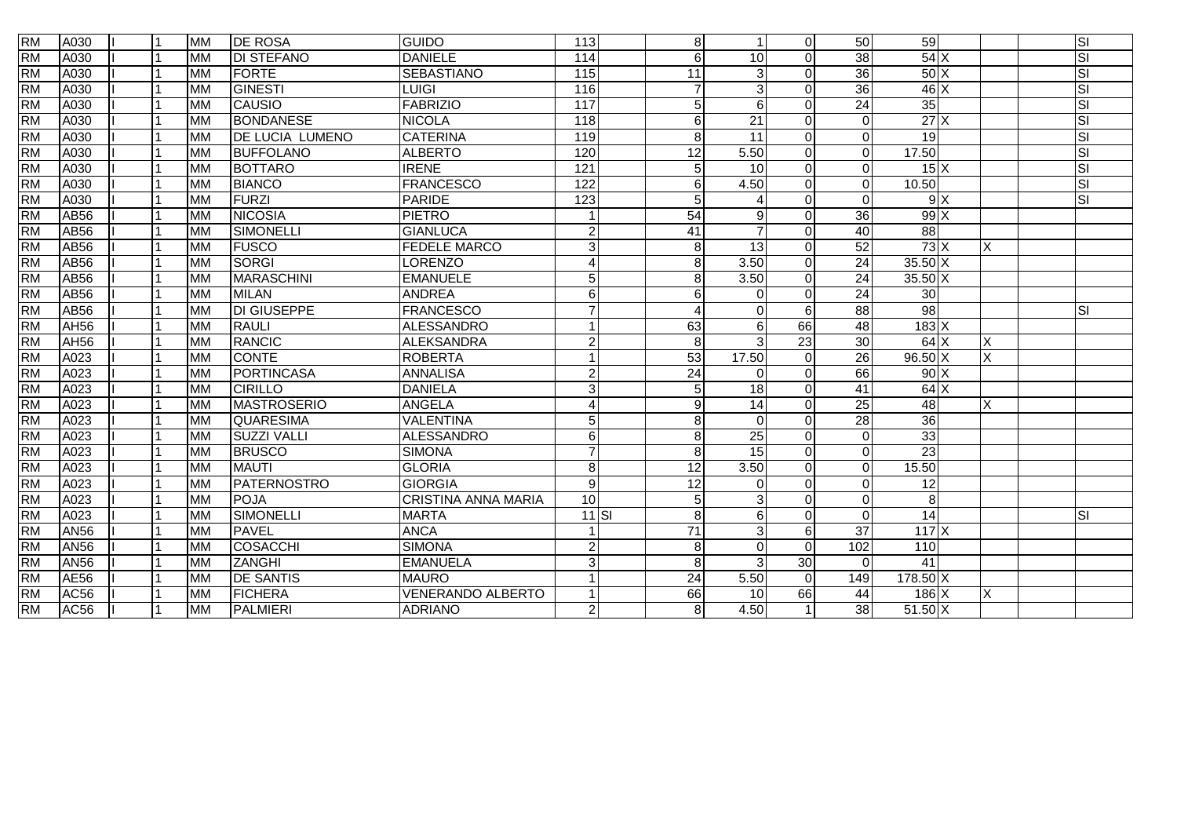| | | | | | | | | | | | | | | | | | |
|---|---|---|---|---|---|---|---|---|---|---|---|---|---|---|---|---|---|
| RM | A030 | I | 1 | MM | DE ROSA | GUIDO | 113 | | 8 | 1 | 0 | 50 | 59 | | | | SI |
| RM | A030 | I | 1 | MM | DI STEFANO | DANIELE | 114 | | 6 | 10 | 0 | 38 | 54 | X | | | SI |
| RM | A030 | I | 1 | MM | FORTE | SEBASTIANO | 115 | | 11 | 3 | 0 | 36 | 50 | X | | | SI |
| RM | A030 | I | 1 | MM | GINESTI | LUIGI | 116 | | 7 | 3 | 0 | 36 | 46 | X | | | SI |
| RM | A030 | I | 1 | MM | CAUSIO | FABRIZIO | 117 | | 5 | 6 | 0 | 24 | 35 | | | | SI |
| RM | A030 | I | 1 | MM | BONDANESE | NICOLA | 118 | | 6 | 21 | 0 | 0 | 27 | X | | | SI |
| RM | A030 | I | 1 | MM | DE LUCIA LUMENO | CATERINA | 119 | | 8 | 11 | 0 | 0 | 19 | | | | SI |
| RM | A030 | I | 1 | MM | BUFFOLANO | ALBERTO | 120 | | 12 | 5.50 | 0 | 0 | 17.50 | | | | SI |
| RM | A030 | I | 1 | MM | BOTTARO | IRENE | 121 | | 5 | 10 | 0 | 0 | 15 | X | | | SI |
| RM | A030 | I | 1 | MM | BIANCO | FRANCESCO | 122 | | 6 | 4.50 | 0 | 0 | 10.50 | | | | SI |
| RM | A030 | I | 1 | MM | FURZI | PARIDE | 123 | | 5 | 4 | 0 | 0 | 9 | X | | | SI |
| RM | AB56 | I | 1 | MM | NICOSIA | PIETRO | 1 | | 54 | 9 | 0 | 36 | 99 | X | | | |
| RM | AB56 | I | 1 | MM | SIMONELLI | GIANLUCA | 2 | | 41 | 7 | 0 | 40 | 88 | | | | |
| RM | AB56 | I | 1 | MM | FUSCO | FEDELE MARCO | 3 | | 8 | 13 | 0 | 52 | 73 | X | X | | |
| RM | AB56 | I | 1 | MM | SORGI | LORENZO | 4 | | 8 | 3.50 | 0 | 24 | 35.50 | X | | | |
| RM | AB56 | I | 1 | MM | MARASCHINI | EMANUELE | 5 | | 8 | 3.50 | 0 | 24 | 35.50 | X | | | |
| RM | AB56 | I | 1 | MM | MILAN | ANDREA | 6 | | 6 | 0 | 0 | 24 | 30 | | | | |
| RM | AB56 | I | 1 | MM | DI GIUSEPPE | FRANCESCO | 7 | | 4 | 0 | 6 | 88 | 98 | | | | SI |
| RM | AH56 | I | 1 | MM | RAULI | ALESSANDRO | 1 | | 63 | 6 | 66 | 48 | 183 | X | | | |
| RM | AH56 | I | 1 | MM | RANCIC | ALEKSANDRA | 2 | | 8 | 3 | 23 | 30 | 64 | X | X | | |
| RM | A023 | I | 1 | MM | CONTE | ROBERTA | 1 | | 53 | 17.50 | 0 | 26 | 96.50 | X | X | | |
| RM | A023 | I | 1 | MM | PORTINCASA | ANNALISA | 2 | | 24 | 0 | 0 | 66 | 90 | X | | | |
| RM | A023 | I | 1 | MM | CIRILLO | DANIELA | 3 | | 5 | 18 | 0 | 41 | 64 | X | | | |
| RM | A023 | I | 1 | MM | MASTROSERIO | ANGELA | 4 | | 9 | 14 | 0 | 25 | 48 | | X | | |
| RM | A023 | I | 1 | MM | QUARESIMA | VALENTINA | 5 | | 8 | 0 | 0 | 28 | 36 | | | | |
| RM | A023 | I | 1 | MM | SUZZI VALLI | ALESSANDRO | 6 | | 8 | 25 | 0 | 0 | 33 | | | | |
| RM | A023 | I | 1 | MM | BRUSCO | SIMONA | 7 | | 8 | 15 | 0 | 0 | 23 | | | | |
| RM | A023 | I | 1 | MM | MAUTI | GLORIA | 8 | | 12 | 3.50 | 0 | 0 | 15.50 | | | | |
| RM | A023 | I | 1 | MM | PATERNOSTRO | GIORGIA | 9 | | 12 | 0 | 0 | 0 | 12 | | | | |
| RM | A023 | I | 1 | MM | POJA | CRISTINA ANNA MARIA | 10 | | 5 | 3 | 0 | 0 | 8 | | | | |
| RM | A023 | I | 1 | MM | SIMONELLI | MARTA | 11 | SI | 8 | 6 | 0 | 0 | 14 | | | | SI |
| RM | AN56 | I | 1 | MM | PAVEL | ANCA | 1 | | 71 | 3 | 6 | 37 | 117 | X | | | |
| RM | AN56 | I | 1 | MM | COSACCHI | SIMONA | 2 | | 8 | 0 | 0 | 102 | 110 | | | | |
| RM | AN56 | I | 1 | MM | ZANGHI | EMANUELA | 3 | | 8 | 3 | 30 | 0 | 41 | | | | |
| RM | AE56 | I | 1 | MM | DE SANTIS | MAURO | 1 | | 24 | 5.50 | 0 | 149 | 178.50 | X | | | |
| RM | AC56 | I | 1 | MM | FICHERA | VENERANDO ALBERTO | 1 | | 66 | 10 | 66 | 44 | 186 | X | X | | |
| RM | AC56 | I | 1 | MM | PALMIERI | ADRIANO | 2 | | 8 | 4.50 | 1 | 38 | 51.50 | X | | | |